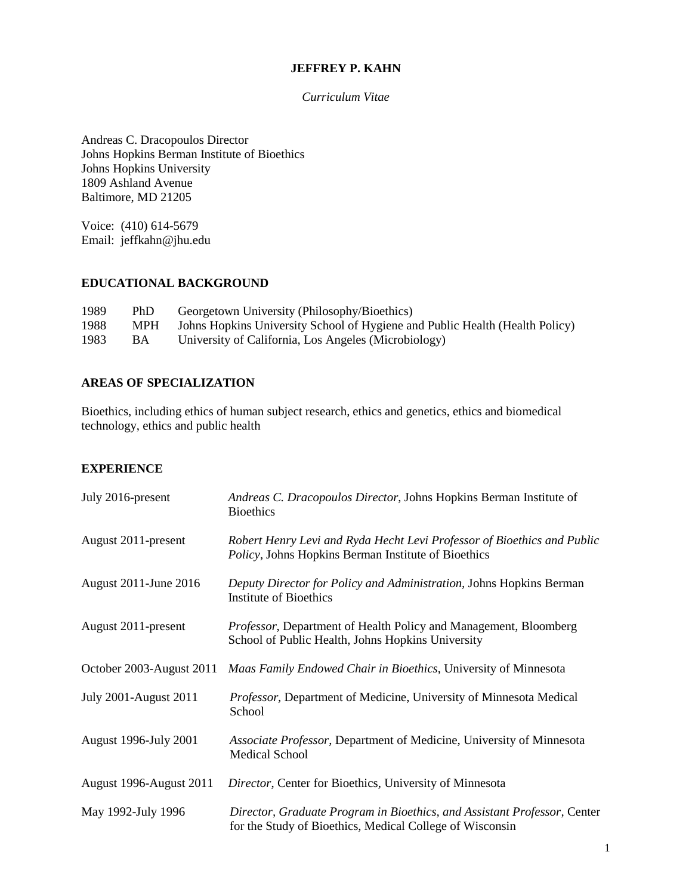# JEFFREY P. KAHN

*Curriculum Vitae*

Andreas C. Dracopoulos Director
Johns Hopkins Berman Institute of Bioethics
Johns Hopkins University
1809 Ashland Avenue
Baltimore, MD 21205

Voice: (410) 614-5679
Email: jeffkahn@jhu.edu

## EDUCATIONAL BACKGROUND

| | | |
|---|---|---|
| 1989 | PhD | Georgetown University (Philosophy/Bioethics) |
| 1988 | MPH | Johns Hopkins University School of Hygiene and Public Health (Health Policy) |
| 1983 | BA | University of California, Los Angeles (Microbiology) |

## AREAS OF SPECIALIZATION

Bioethics, including ethics of human subject research, ethics and genetics, ethics and biomedical technology, ethics and public health

## EXPERIENCE

| | |
|---|---|
| July 2016-present | *Andreas C. Dracopoulos Director*, Johns Hopkins Berman Institute of Bioethics |
| August 2011-present | *Robert Henry Levi and Ryda Hecht Levi Professor of Bioethics and Public Policy*, Johns Hopkins Berman Institute of Bioethics |
| August 2011-June 2016 | *Deputy Director for Policy and Administration*, Johns Hopkins Berman Institute of Bioethics |
| August 2011-present | *Professor*, Department of Health Policy and Management, Bloomberg School of Public Health, Johns Hopkins University |
| October 2003-August 2011 | *Maas Family Endowed Chair in Bioethics*, University of Minnesota |
| July 2001-August 2011 | *Professor*, Department of Medicine, University of Minnesota Medical School |
| August 1996-July 2001 | *Associate Professor*, Department of Medicine, University of Minnesota Medical School |
| August 1996-August 2011 | *Director*, Center for Bioethics, University of Minnesota |
| May 1992-July 1996 | *Director, Graduate Program in Bioethics, and Assistant Professor*, Center for the Study of Bioethics, Medical College of Wisconsin |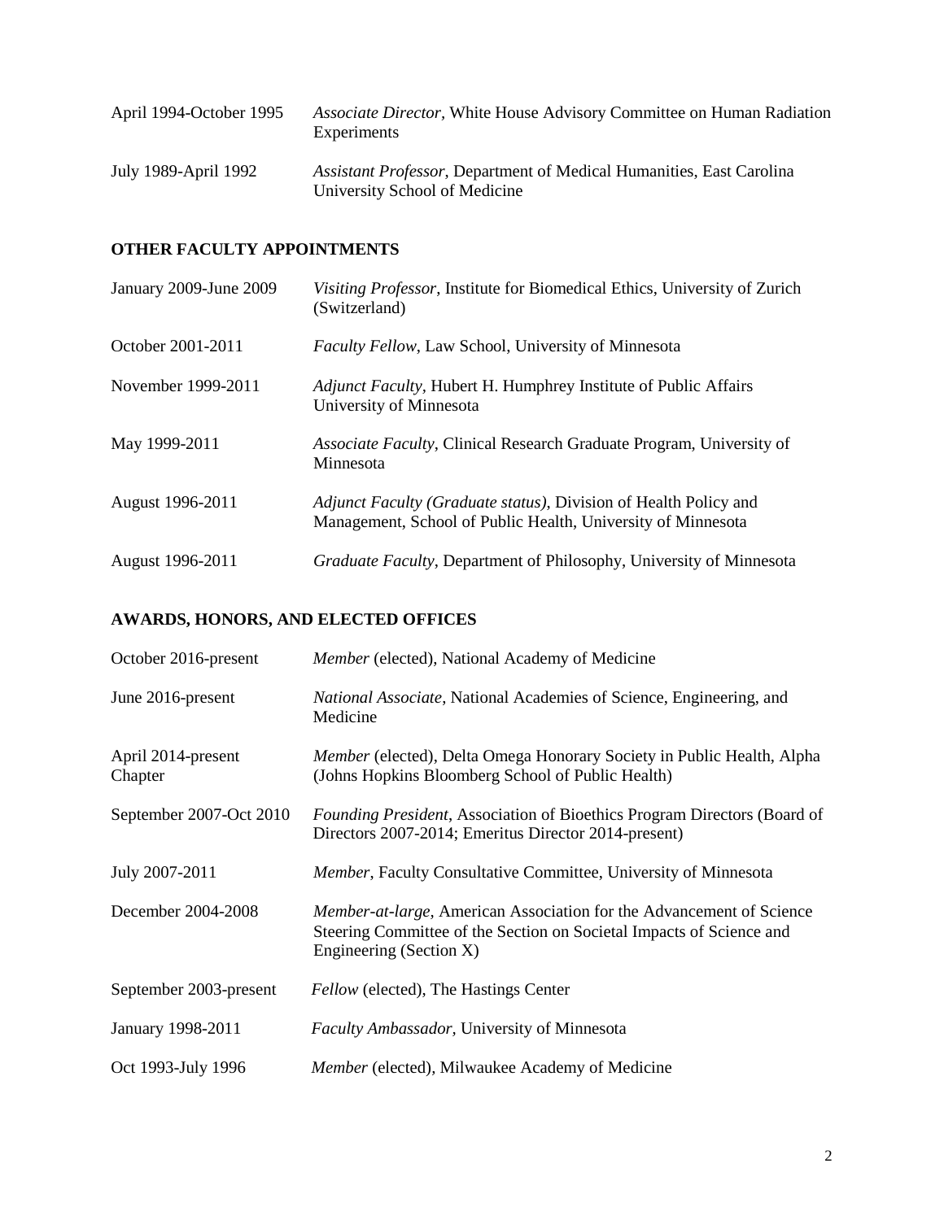| | |
|---|---|
| April 1994-October 1995 | *Associate Director*, White House Advisory Committee on Human Radiation Experiments |
| July 1989-April 1992 | *Assistant Professor*, Department of Medical Humanities, East Carolina University School of Medicine |

## OTHER FACULTY APPOINTMENTS

| | |
|---|---|
| January 2009-June 2009 | *Visiting Professor*, Institute for Biomedical Ethics, University of Zurich (Switzerland) |
| October 2001-2011 | *Faculty Fellow*, Law School, University of Minnesota |
| November 1999-2011 | *Adjunct Faculty*, Hubert H. Humphrey Institute of Public Affairs University of Minnesota |
| May 1999-2011 | *Associate Faculty*, Clinical Research Graduate Program, University of Minnesota |
| August 1996-2011 | *Adjunct Faculty (Graduate status)*, Division of Health Policy and Management, School of Public Health, University of Minnesota |
| August 1996-2011 | *Graduate Faculty*, Department of Philosophy, University of Minnesota |

## AWARDS, HONORS, AND ELECTED OFFICES

| | |
|---|---|
| October 2016-present | *Member* (elected), National Academy of Medicine |
| June 2016-present | *National Associate*, National Academies of Science, Engineering, and Medicine |
| April 2014-present | *Member* (elected), Delta Omega Honorary Society in Public Health, Alpha Chapter (Johns Hopkins Bloomberg School of Public Health) |
| September 2007-Oct 2010 | *Founding President*, Association of Bioethics Program Directors (Board of Directors 2007-2014; Emeritus Director 2014-present) |
| July 2007-2011 | *Member*, Faculty Consultative Committee, University of Minnesota |
| December 2004-2008 | *Member-at-large*, American Association for the Advancement of Science Steering Committee of the Section on Societal Impacts of Science and Engineering (Section X) |
| September 2003-present | *Fellow* (elected), The Hastings Center |
| January 1998-2011 | *Faculty Ambassador*, University of Minnesota |
| Oct 1993-July 1996 | *Member* (elected), Milwaukee Academy of Medicine |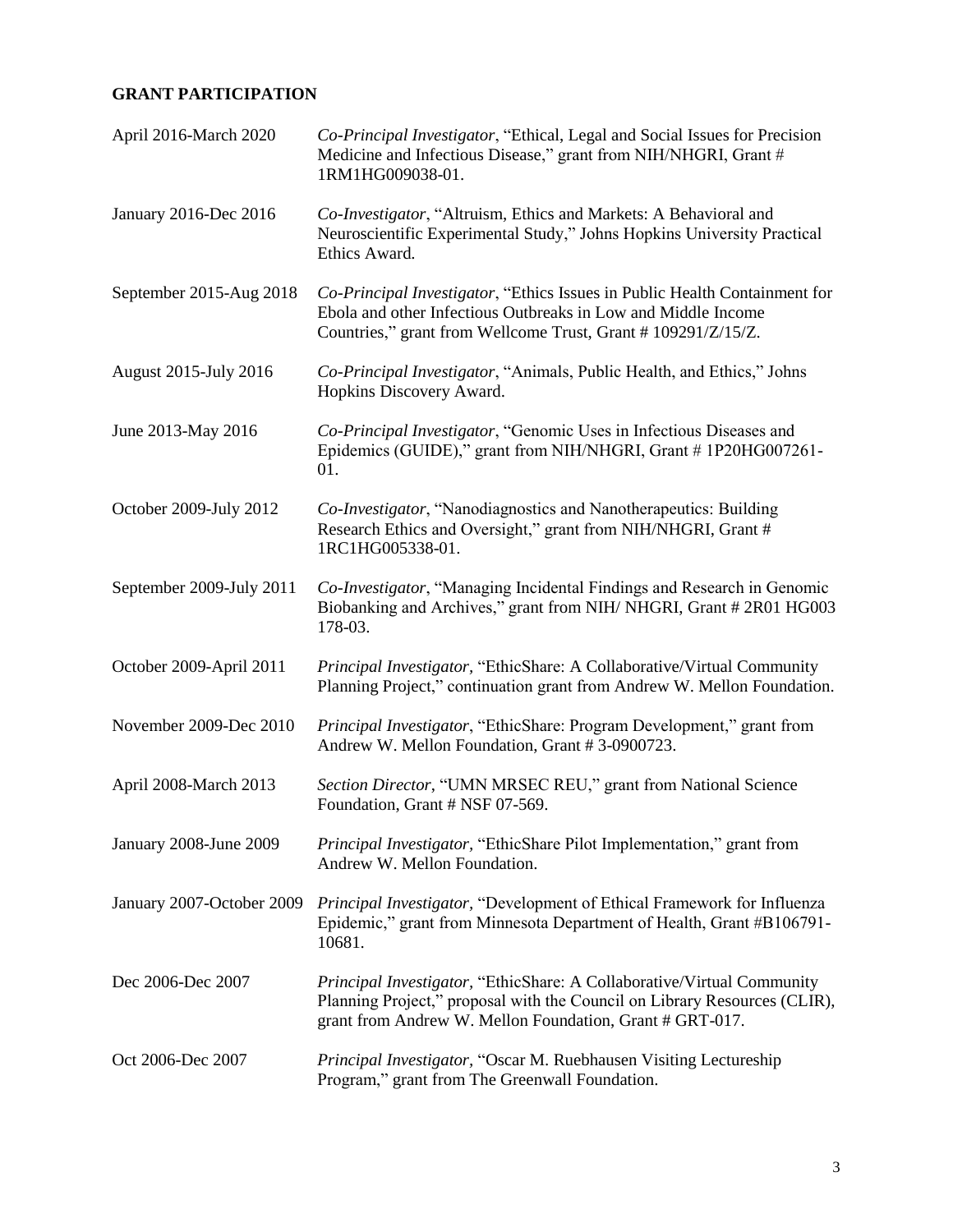## GRANT PARTICIPATION

April 2016-March 2020 — *Co-Principal Investigator*, "Ethical, Legal and Social Issues for Precision Medicine and Infectious Disease," grant from NIH/NHGRI, Grant # 1RM1HG009038-01.

January 2016-Dec 2016 — *Co-Investigator*, "Altruism, Ethics and Markets: A Behavioral and Neuroscientific Experimental Study," Johns Hopkins University Practical Ethics Award.

September 2015-Aug 2018 — *Co-Principal Investigator*, "Ethics Issues in Public Health Containment for Ebola and other Infectious Outbreaks in Low and Middle Income Countries," grant from Wellcome Trust, Grant # 109291/Z/15/Z.

August 2015-July 2016 — *Co-Principal Investigator*, "Animals, Public Health, and Ethics," Johns Hopkins Discovery Award.

June 2013-May 2016 — *Co-Principal Investigator*, "Genomic Uses in Infectious Diseases and Epidemics (GUIDE)," grant from NIH/NHGRI, Grant # 1P20HG007261-01.

October 2009-July 2012 — *Co-Investigator*, "Nanodiagnostics and Nanotherapeutics: Building Research Ethics and Oversight," grant from NIH/NHGRI, Grant # 1RC1HG005338-01.

September 2009-July 2011 — *Co-Investigator*, "Managing Incidental Findings and Research in Genomic Biobanking and Archives," grant from NIH/ NHGRI, Grant # 2R01 HG003 178-03.

October 2009-April 2011 — *Principal Investigator,* "EthicShare: A Collaborative/Virtual Community Planning Project," continuation grant from Andrew W. Mellon Foundation.

November 2009-Dec 2010 — *Principal Investigator*, "EthicShare: Program Development," grant from Andrew W. Mellon Foundation, Grant # 3-0900723.

April 2008-March 2013 — *Section Director*, "UMN MRSEC REU," grant from National Science Foundation, Grant # NSF 07-569.

January 2008-June 2009 — *Principal Investigator,* "EthicShare Pilot Implementation," grant from Andrew W. Mellon Foundation.

January 2007-October 2009 — *Principal Investigator,* "Development of Ethical Framework for Influenza Epidemic," grant from Minnesota Department of Health, Grant #B106791-10681.

Dec 2006-Dec 2007 — *Principal Investigator,* "EthicShare: A Collaborative/Virtual Community Planning Project," proposal with the Council on Library Resources (CLIR), grant from Andrew W. Mellon Foundation, Grant # GRT-017.

Oct 2006-Dec 2007 — *Principal Investigator,* "Oscar M. Ruebhausen Visiting Lectureship Program," grant from The Greenwall Foundation.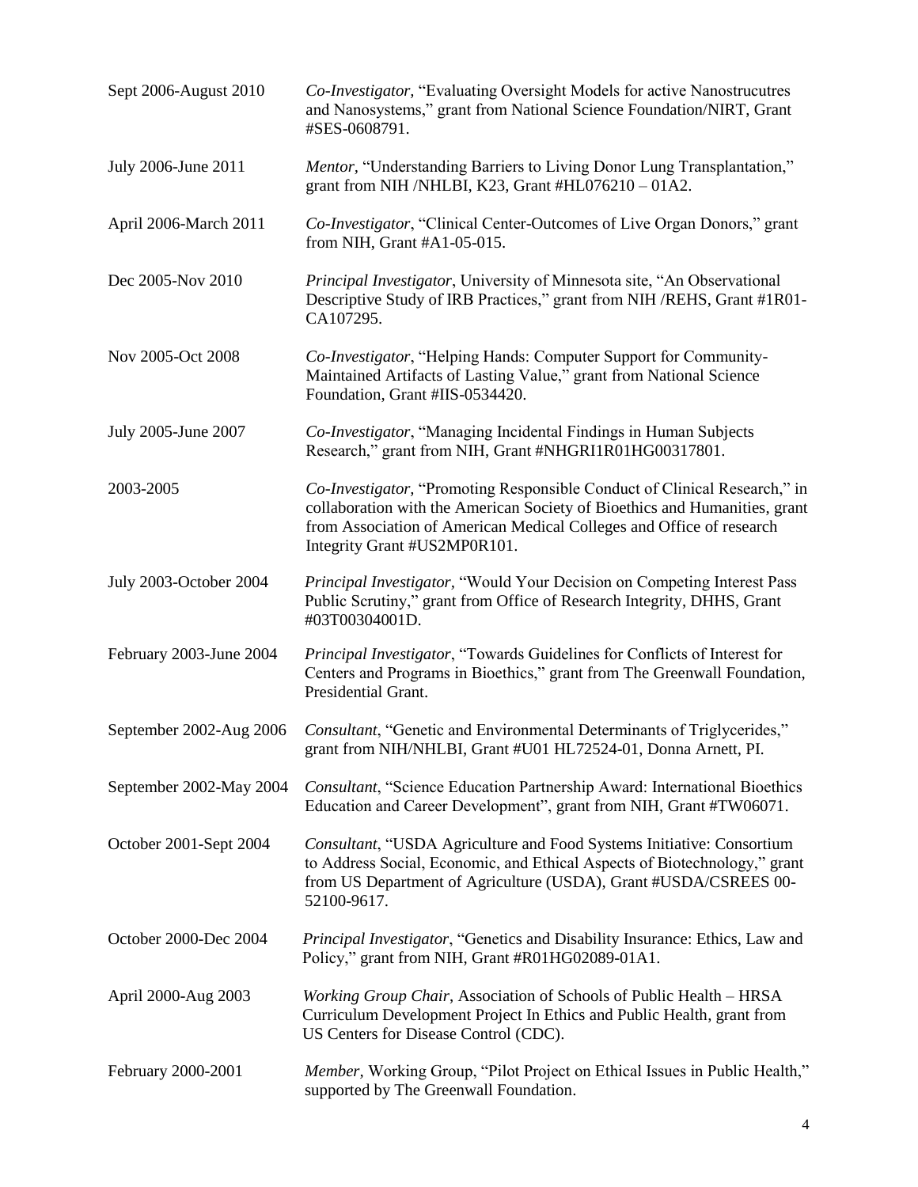Sept 2006-August 2010 — *Co-Investigator,* "Evaluating Oversight Models for active Nanostrucutres and Nanosystems," grant from National Science Foundation/NIRT, Grant #SES-0608791.

July 2006-June 2011 — *Mentor,* "Understanding Barriers to Living Donor Lung Transplantation," grant from NIH /NHLBI, K23, Grant #HL076210 – 01A2.

April 2006-March 2011 — *Co-Investigator*, "Clinical Center-Outcomes of Live Organ Donors," grant from NIH, Grant #A1-05-015.

Dec 2005-Nov 2010 — *Principal Investigator*, University of Minnesota site, "An Observational Descriptive Study of IRB Practices," grant from NIH /REHS, Grant #1R01-CA107295.

Nov 2005-Oct 2008 — *Co-Investigator*, "Helping Hands: Computer Support for Community-Maintained Artifacts of Lasting Value," grant from National Science Foundation, Grant #IIS-0534420.

July 2005-June 2007 — *Co-Investigator*, "Managing Incidental Findings in Human Subjects Research," grant from NIH, Grant #NHGRI1R01HG00317801.

2003-2005 — *Co-Investigator,* "Promoting Responsible Conduct of Clinical Research," in collaboration with the American Society of Bioethics and Humanities, grant from Association of American Medical Colleges and Office of research Integrity Grant #US2MP0R101.

July 2003-October 2004 — *Principal Investigator*, "Would Your Decision on Competing Interest Pass Public Scrutiny," grant from Office of Research Integrity, DHHS, Grant #03T00304001D.

February 2003-June 2004 — *Principal Investigator*, "Towards Guidelines for Conflicts of Interest for Centers and Programs in Bioethics," grant from The Greenwall Foundation, Presidential Grant.

September 2002-Aug 2006 — *Consultant*, "Genetic and Environmental Determinants of Triglycerides," grant from NIH/NHLBI, Grant #U01 HL72524-01, Donna Arnett, PI.

September 2002-May 2004 — *Consultant*, "Science Education Partnership Award: International Bioethics Education and Career Development", grant from NIH, Grant #TW06071.

October 2001-Sept 2004 — *Consultant*, "USDA Agriculture and Food Systems Initiative: Consortium to Address Social, Economic, and Ethical Aspects of Biotechnology," grant from US Department of Agriculture (USDA), Grant #USDA/CSREES 00-52100-9617.

October 2000-Dec 2004 — *Principal Investigator*, "Genetics and Disability Insurance: Ethics, Law and Policy," grant from NIH, Grant #R01HG02089-01A1.

April 2000-Aug 2003 — *Working Group Chair*, Association of Schools of Public Health – HRSA Curriculum Development Project In Ethics and Public Health, grant from US Centers for Disease Control (CDC).

February 2000-2001 — *Member,* Working Group, "Pilot Project on Ethical Issues in Public Health," supported by The Greenwall Foundation.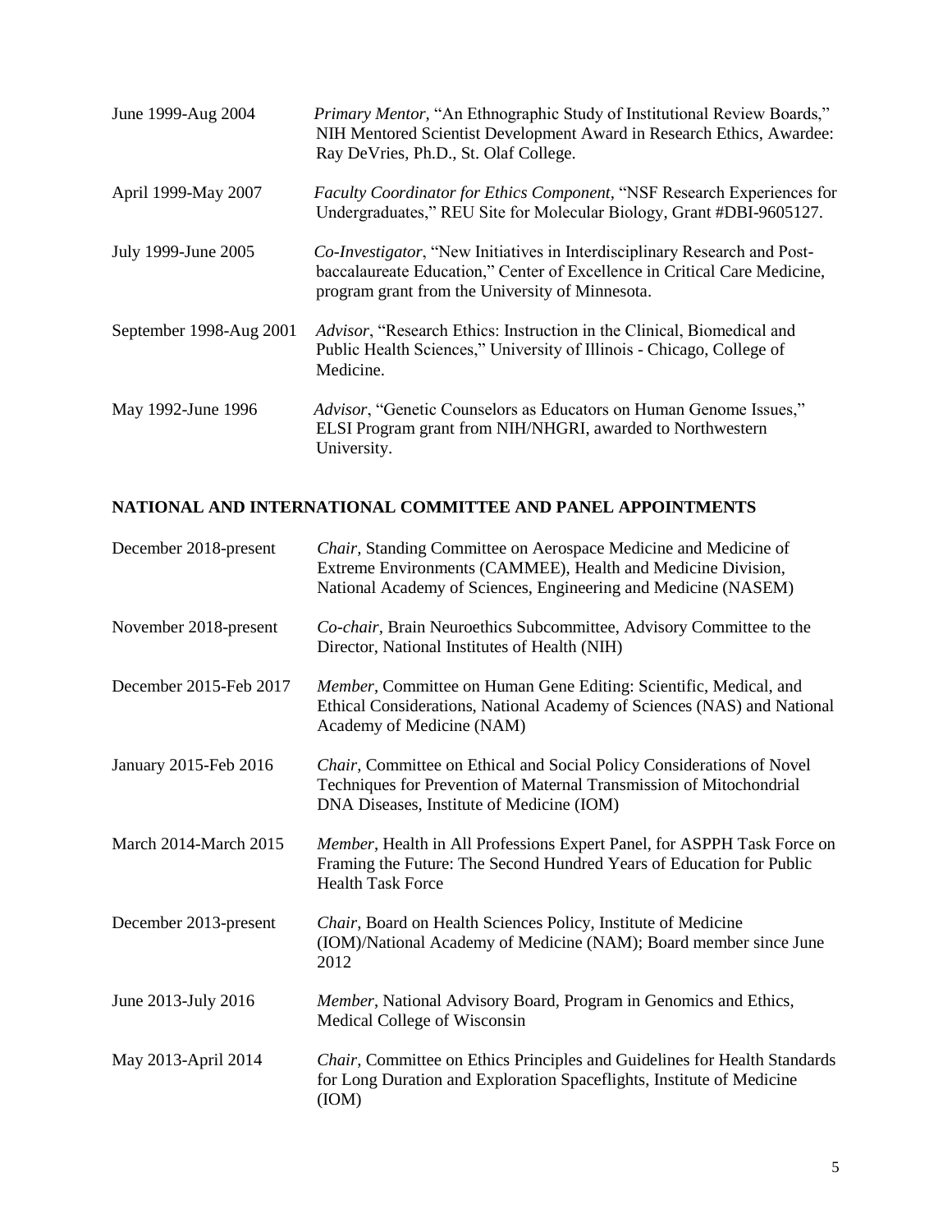| | |
|---|---|
| June 1999-Aug 2004 | *Primary Mentor*, "An Ethnographic Study of Institutional Review Boards," NIH Mentored Scientist Development Award in Research Ethics, Awardee: Ray DeVries, Ph.D., St. Olaf College. |
| April 1999-May 2007 | *Faculty Coordinator for Ethics Component,* "NSF Research Experiences for Undergraduates," REU Site for Molecular Biology, Grant #DBI-9605127. |
| July 1999-June 2005 | *Co-Investigator*, "New Initiatives in Interdisciplinary Research and Post-baccalaureate Education," Center of Excellence in Critical Care Medicine, program grant from the University of Minnesota. |
| September 1998-Aug 2001 | *Advisor*, "Research Ethics: Instruction in the Clinical, Biomedical and Public Health Sciences," University of Illinois - Chicago, College of Medicine. |
| May 1992-June 1996 | *Advisor*, "Genetic Counselors as Educators on Human Genome Issues," ELSI Program grant from NIH/NHGRI, awarded to Northwestern University. |

## NATIONAL AND INTERNATIONAL COMMITTEE AND PANEL APPOINTMENTS

| | |
|---|---|
| December 2018-present | *Chair,* Standing Committee on Aerospace Medicine and Medicine of Extreme Environments (CAMMEE), Health and Medicine Division, National Academy of Sciences, Engineering and Medicine (NASEM) |
| November 2018-present | *Co-chair*, Brain Neuroethics Subcommittee, Advisory Committee to the Director, National Institutes of Health (NIH) |
| December 2015-Feb 2017 | *Member*, Committee on Human Gene Editing: Scientific, Medical, and Ethical Considerations, National Academy of Sciences (NAS) and National Academy of Medicine (NAM) |
| January 2015-Feb 2016 | *Chair*, Committee on Ethical and Social Policy Considerations of Novel Techniques for Prevention of Maternal Transmission of Mitochondrial DNA Diseases, Institute of Medicine (IOM) |
| March 2014-March 2015 | *Member*, Health in All Professions Expert Panel, for ASPPH Task Force on Framing the Future: The Second Hundred Years of Education for Public Health Task Force |
| December 2013-present | *Chair*, Board on Health Sciences Policy, Institute of Medicine (IOM)/National Academy of Medicine (NAM); Board member since June 2012 |
| June 2013-July 2016 | *Member*, National Advisory Board, Program in Genomics and Ethics, Medical College of Wisconsin |
| May 2013-April 2014 | *Chair*, Committee on Ethics Principles and Guidelines for Health Standards for Long Duration and Exploration Spaceflights, Institute of Medicine (IOM) |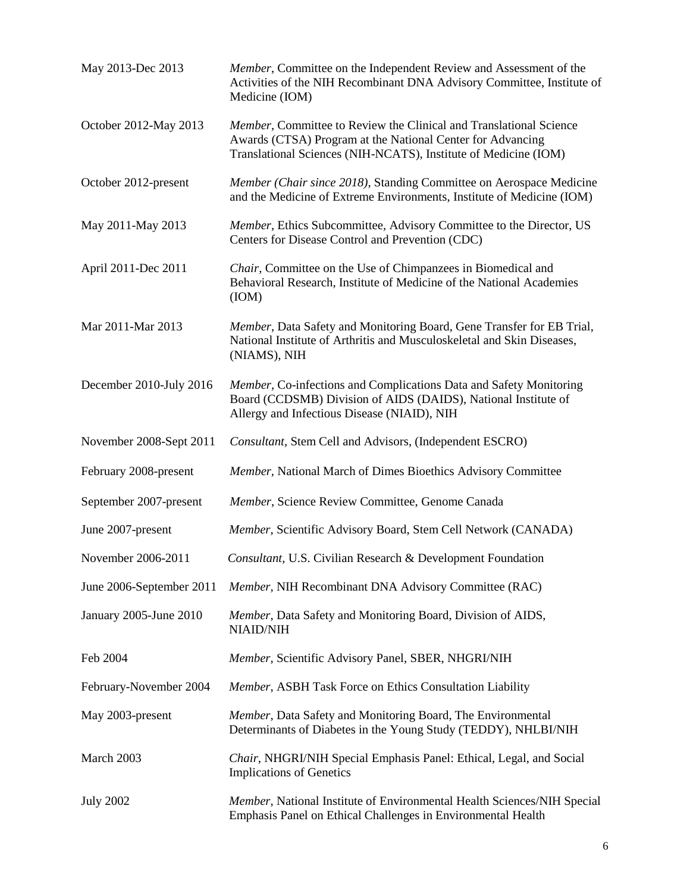| | |
|---|---|
| May 2013-Dec 2013 | *Member*, Committee on the Independent Review and Assessment of the Activities of the NIH Recombinant DNA Advisory Committee, Institute of Medicine (IOM) |
| October 2012-May 2013 | *Member*, Committee to Review the Clinical and Translational Science Awards (CTSA) Program at the National Center for Advancing Translational Sciences (NIH-NCATS), Institute of Medicine (IOM) |
| October 2012-present | *Member (Chair since 2018)*, Standing Committee on Aerospace Medicine and the Medicine of Extreme Environments, Institute of Medicine (IOM) |
| May 2011-May 2013 | *Member*, Ethics Subcommittee, Advisory Committee to the Director, US Centers for Disease Control and Prevention (CDC) |
| April 2011-Dec 2011 | *Chair*, Committee on the Use of Chimpanzees in Biomedical and Behavioral Research, Institute of Medicine of the National Academies (IOM) |
| Mar 2011-Mar 2013 | *Member*, Data Safety and Monitoring Board, Gene Transfer for EB Trial, National Institute of Arthritis and Musculoskeletal and Skin Diseases, (NIAMS), NIH |
| December 2010-July 2016 | *Member*, Co-infections and Complications Data and Safety Monitoring Board (CCDSMB) Division of AIDS (DAIDS), National Institute of Allergy and Infectious Disease (NIAID), NIH |
| November 2008-Sept 2011 | *Consultant*, Stem Cell and Advisors, (Independent ESCRO) |
| February 2008-present | *Member*, National March of Dimes Bioethics Advisory Committee |
| September 2007-present | *Member*, Science Review Committee, Genome Canada |
| June 2007-present | *Member*, Scientific Advisory Board, Stem Cell Network (CANADA) |
| November 2006-2011 | *Consultant*, U.S. Civilian Research & Development Foundation |
| June 2006-September 2011 | *Member*, NIH Recombinant DNA Advisory Committee (RAC) |
| January 2005-June 2010 | *Member*, Data Safety and Monitoring Board, Division of AIDS, NIAID/NIH |
| Feb 2004 | *Member*, Scientific Advisory Panel, SBER, NHGRI/NIH |
| February-November 2004 | *Member*, ASBH Task Force on Ethics Consultation Liability |
| May 2003-present | *Member*, Data Safety and Monitoring Board, The Environmental Determinants of Diabetes in the Young Study (TEDDY), NHLBI/NIH |
| March 2003 | *Chair*, NHGRI/NIH Special Emphasis Panel: Ethical, Legal, and Social Implications of Genetics |
| July 2002 | *Member*, National Institute of Environmental Health Sciences/NIH Special Emphasis Panel on Ethical Challenges in Environmental Health |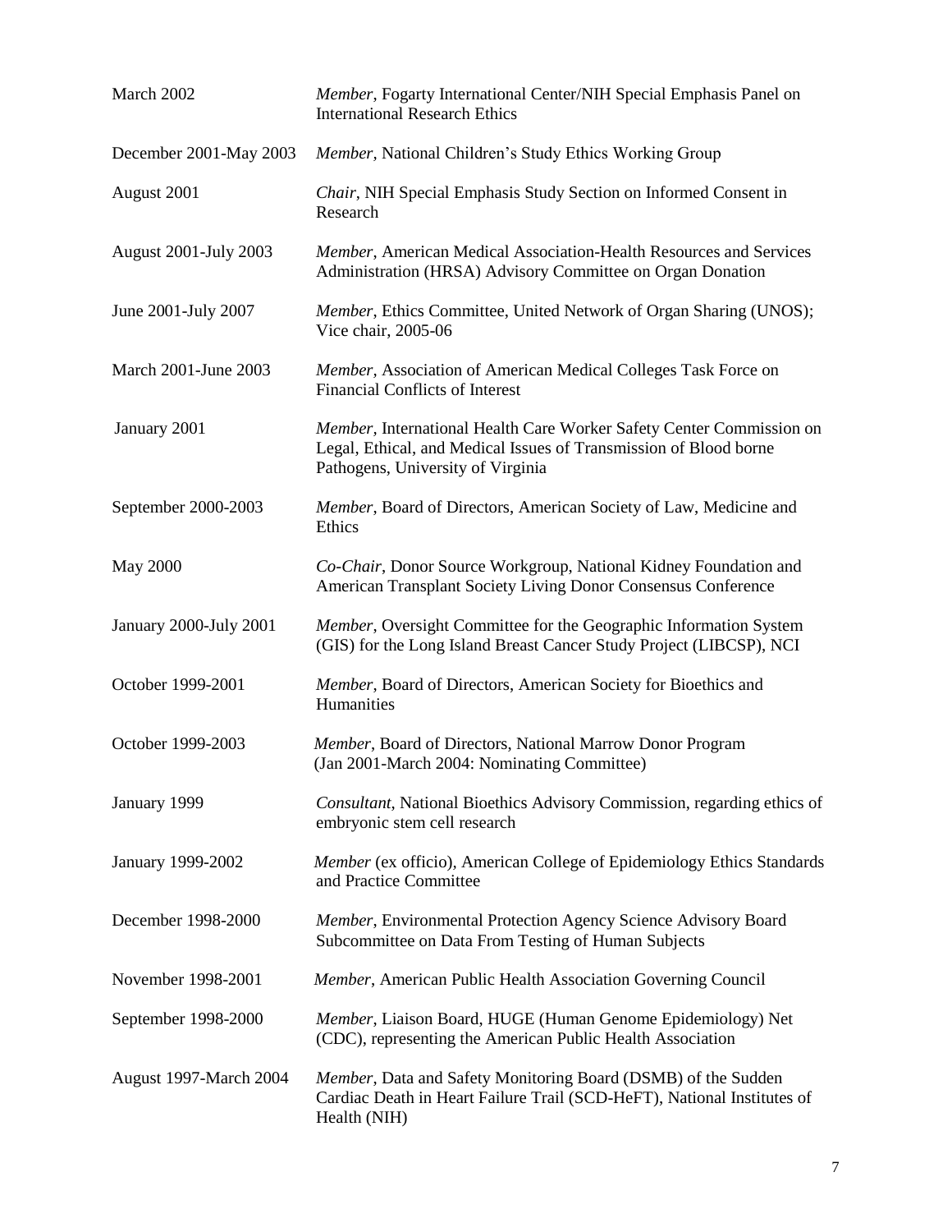| | |
|---|---|
| March 2002 | *Member*, Fogarty International Center/NIH Special Emphasis Panel on International Research Ethics |
| December 2001-May 2003 | *Member*, National Children's Study Ethics Working Group |
| August 2001 | *Chair*, NIH Special Emphasis Study Section on Informed Consent in Research |
| August 2001-July 2003 | *Member*, American Medical Association-Health Resources and Services Administration (HRSA) Advisory Committee on Organ Donation |
| June 2001-July 2007 | *Member*, Ethics Committee, United Network of Organ Sharing (UNOS); Vice chair, 2005-06 |
| March 2001-June 2003 | *Member*, Association of American Medical Colleges Task Force on Financial Conflicts of Interest |
| January 2001 | *Member*, International Health Care Worker Safety Center Commission on Legal, Ethical, and Medical Issues of Transmission of Blood borne Pathogens, University of Virginia |
| September 2000-2003 | *Member*, Board of Directors, American Society of Law, Medicine and Ethics |
| May 2000 | *Co-Chair*, Donor Source Workgroup, National Kidney Foundation and American Transplant Society Living Donor Consensus Conference |
| January 2000-July 2001 | *Member*, Oversight Committee for the Geographic Information System (GIS) for the Long Island Breast Cancer Study Project (LIBCSP), NCI |
| October 1999-2001 | *Member*, Board of Directors, American Society for Bioethics and Humanities |
| October 1999-2003 | *Member*, Board of Directors, National Marrow Donor Program (Jan 2001-March 2004: Nominating Committee) |
| January 1999 | *Consultant*, National Bioethics Advisory Commission, regarding ethics of embryonic stem cell research |
| January 1999-2002 | *Member* (ex officio), American College of Epidemiology Ethics Standards and Practice Committee |
| December 1998-2000 | *Member*, Environmental Protection Agency Science Advisory Board Subcommittee on Data From Testing of Human Subjects |
| November 1998-2001 | *Member*, American Public Health Association Governing Council |
| September 1998-2000 | *Member*, Liaison Board, HUGE (Human Genome Epidemiology) Net (CDC), representing the American Public Health Association |
| August 1997-March 2004 | *Member*, Data and Safety Monitoring Board (DSMB) of the Sudden Cardiac Death in Heart Failure Trail (SCD-HeFT), National Institutes of Health (NIH) |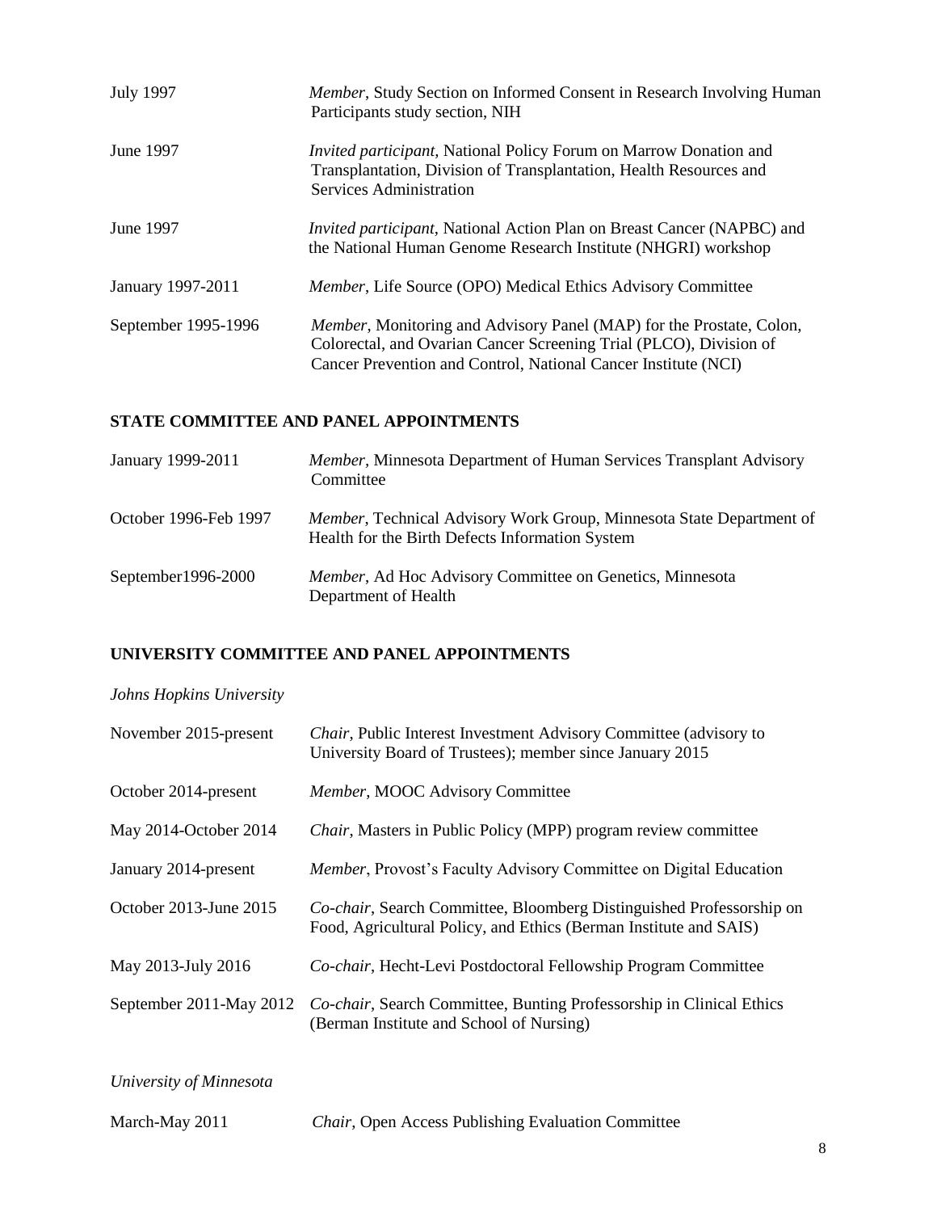| | |
|---|---|
| July 1997 | *Member*, Study Section on Informed Consent in Research Involving Human Participants study section, NIH |
| June 1997 | *Invited participant*, National Policy Forum on Marrow Donation and Transplantation, Division of Transplantation, Health Resources and Services Administration |
| June 1997 | *Invited participant*, National Action Plan on Breast Cancer (NAPBC) and the National Human Genome Research Institute (NHGRI) workshop |
| January 1997-2011 | *Member*, Life Source (OPO) Medical Ethics Advisory Committee |
| September 1995-1996 | *Member*, Monitoring and Advisory Panel (MAP) for the Prostate, Colon, Colorectal, and Ovarian Cancer Screening Trial (PLCO), Division of Cancer Prevention and Control, National Cancer Institute (NCI) |

## STATE COMMITTEE AND PANEL APPOINTMENTS

| | |
|---|---|
| January 1999-2011 | *Member*, Minnesota Department of Human Services Transplant Advisory Committee |
| October 1996-Feb 1997 | *Member*, Technical Advisory Work Group, Minnesota State Department of Health for the Birth Defects Information System |
| September1996-2000 | *Member*, Ad Hoc Advisory Committee on Genetics, Minnesota Department of Health |

## UNIVERSITY COMMITTEE AND PANEL APPOINTMENTS

*Johns Hopkins University*

| | |
|---|---|
| November 2015-present | *Chair*, Public Interest Investment Advisory Committee (advisory to University Board of Trustees); member since January 2015 |
| October 2014-present | *Member*, MOOC Advisory Committee |
| May 2014-October 2014 | *Chair*, Masters in Public Policy (MPP) program review committee |
| January 2014-present | *Member*, Provost's Faculty Advisory Committee on Digital Education |
| October 2013-June 2015 | *Co-chair*, Search Committee, Bloomberg Distinguished Professorship on Food, Agricultural Policy, and Ethics (Berman Institute and SAIS) |
| May 2013-July 2016 | *Co-chair*, Hecht-Levi Postdoctoral Fellowship Program Committee |
| September 2011-May 2012 | *Co-chair*, Search Committee, Bunting Professorship in Clinical Ethics (Berman Institute and School of Nursing) |

*University of Minnesota*

| | |
|---|---|
| March-May 2011 | *Chair*, Open Access Publishing Evaluation Committee |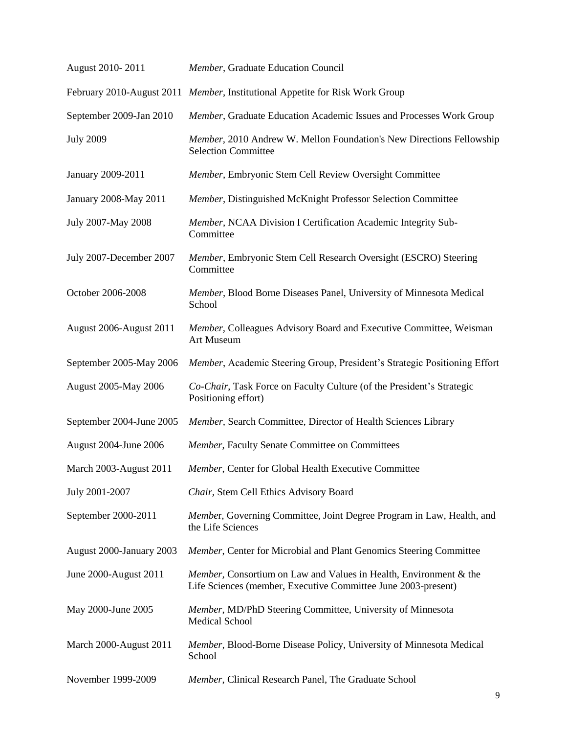| | |
|---|---|
| August 2010- 2011 | *Member*, Graduate Education Council |
| February 2010-August 2011 | *Member*, Institutional Appetite for Risk Work Group |
| September 2009-Jan 2010 | *Member*, Graduate Education Academic Issues and Processes Work Group |
| July 2009 | *Member,* 2010 Andrew W. Mellon Foundation's New Directions Fellowship Selection Committee |
| January 2009-2011 | *Member*, Embryonic Stem Cell Review Oversight Committee |
| January 2008-May 2011 | *Member*, Distinguished McKnight Professor Selection Committee |
| July 2007-May 2008 | *Member*, NCAA Division I Certification Academic Integrity Sub-Committee |
| July 2007-December 2007 | *Member*, Embryonic Stem Cell Research Oversight (ESCRO) Steering Committee |
| October 2006-2008 | *Member*, Blood Borne Diseases Panel, University of Minnesota Medical School |
| August 2006-August 2011 | *Member,* Colleagues Advisory Board and Executive Committee, Weisman Art Museum |
| September 2005-May 2006 | *Member*, Academic Steering Group, President's Strategic Positioning Effort |
| August 2005-May 2006 | *Co-Chair*, Task Force on Faculty Culture (of the President's Strategic Positioning effort) |
| September 2004-June 2005 | *Member,* Search Committee, Director of Health Sciences Library |
| August 2004-June 2006 | *Member*, Faculty Senate Committee on Committees |
| March 2003-August 2011 | *Member*, Center for Global Health Executive Committee |
| July 2001-2007 | *Chair,* Stem Cell Ethics Advisory Board |
| September 2000-2011 | *Membe*r, Governing Committee, Joint Degree Program in Law, Health, and the Life Sciences |
| August 2000-January 2003 | *Member*, Center for Microbial and Plant Genomics Steering Committee |
| June 2000-August 2011 | *Member,* Consortium on Law and Values in Health, Environment & the Life Sciences (member, Executive Committee June 2003-present) |
| May 2000-June 2005 | *Member*, MD/PhD Steering Committee, University of Minnesota Medical School |
| March 2000-August 2011 | *Member,* Blood-Borne Disease Policy, University of Minnesota Medical School |
| November 1999-2009 | *Member*, Clinical Research Panel, The Graduate School |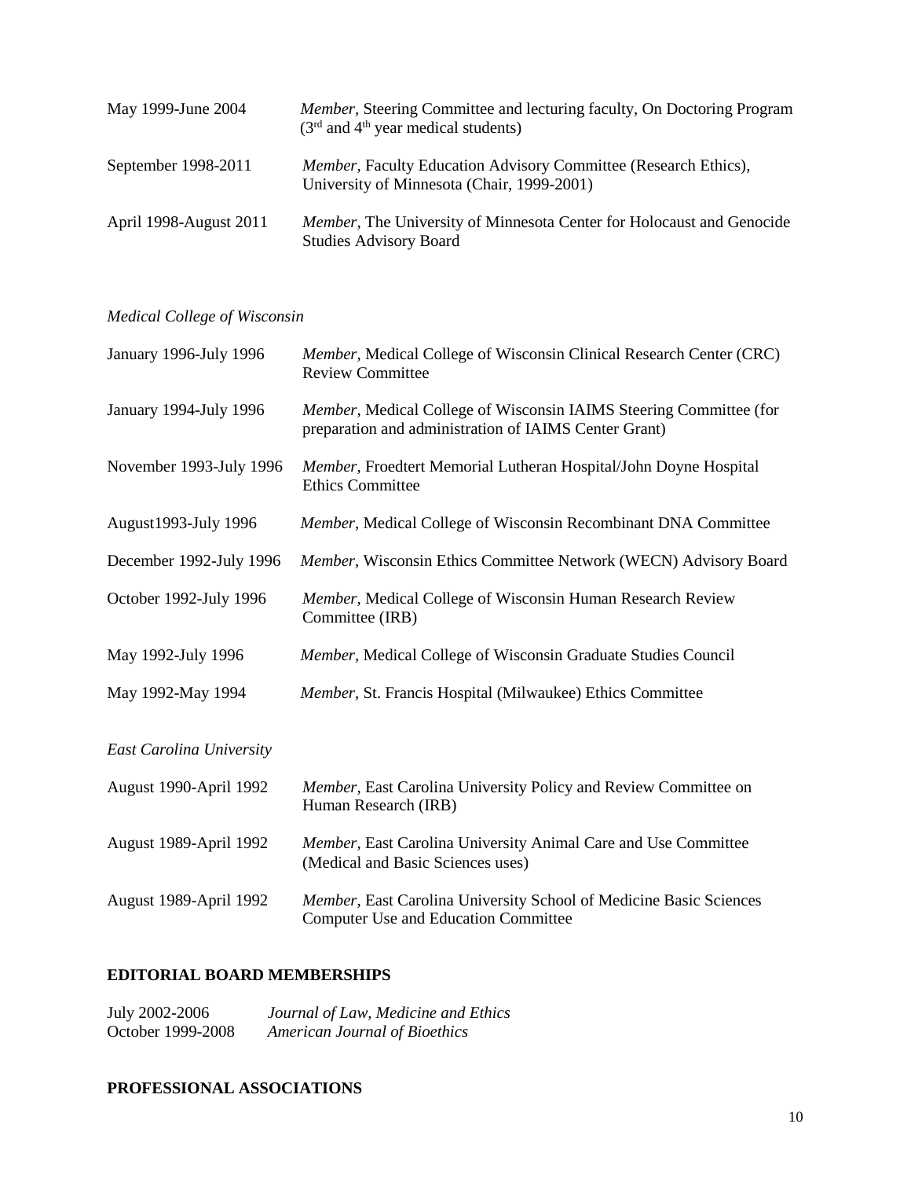| | |
|---|---|
| May 1999-June 2004 | *Member,* Steering Committee and lecturing faculty, On Doctoring Program (3rd and 4th year medical students) |
| September 1998-2011 | *Member,* Faculty Education Advisory Committee (Research Ethics), University of Minnesota (Chair, 1999-2001) |
| April 1998-August 2011 | *Member*, The University of Minnesota Center for Holocaust and Genocide Studies Advisory Board |

*Medical College of Wisconsin*

| | |
|---|---|
| January 1996-July 1996 | *Member*, Medical College of Wisconsin Clinical Research Center (CRC) Review Committee |
| January 1994-July 1996 | *Member*, Medical College of Wisconsin IAIMS Steering Committee (for preparation and administration of IAIMS Center Grant) |
| November 1993-July 1996 | *Member*, Froedtert Memorial Lutheran Hospital/John Doyne Hospital Ethics Committee |
| August1993-July 1996 | *Member*, Medical College of Wisconsin Recombinant DNA Committee |
| December 1992-July 1996 | *Member*, Wisconsin Ethics Committee Network (WECN) Advisory Board |
| October 1992-July 1996 | *Member*, Medical College of Wisconsin Human Research Review Committee (IRB) |
| May 1992-July 1996 | *Member*, Medical College of Wisconsin Graduate Studies Council |
| May 1992-May 1994 | *Member*, St. Francis Hospital (Milwaukee) Ethics Committee |

*East Carolina University*

| | |
|---|---|
| August 1990-April 1992 | *Member*, East Carolina University Policy and Review Committee on Human Research (IRB) |
| August 1989-April 1992 | *Member*, East Carolina University Animal Care and Use Committee (Medical and Basic Sciences uses) |
| August 1989-April 1992 | *Member*, East Carolina University School of Medicine Basic Sciences Computer Use and Education Committee |

## EDITORIAL BOARD MEMBERSHIPS

| | |
|---|---|
| July 2002-2006 | *Journal of Law, Medicine and Ethics* |
| October 1999-2008 | *American Journal of Bioethics* |

## PROFESSIONAL ASSOCIATIONS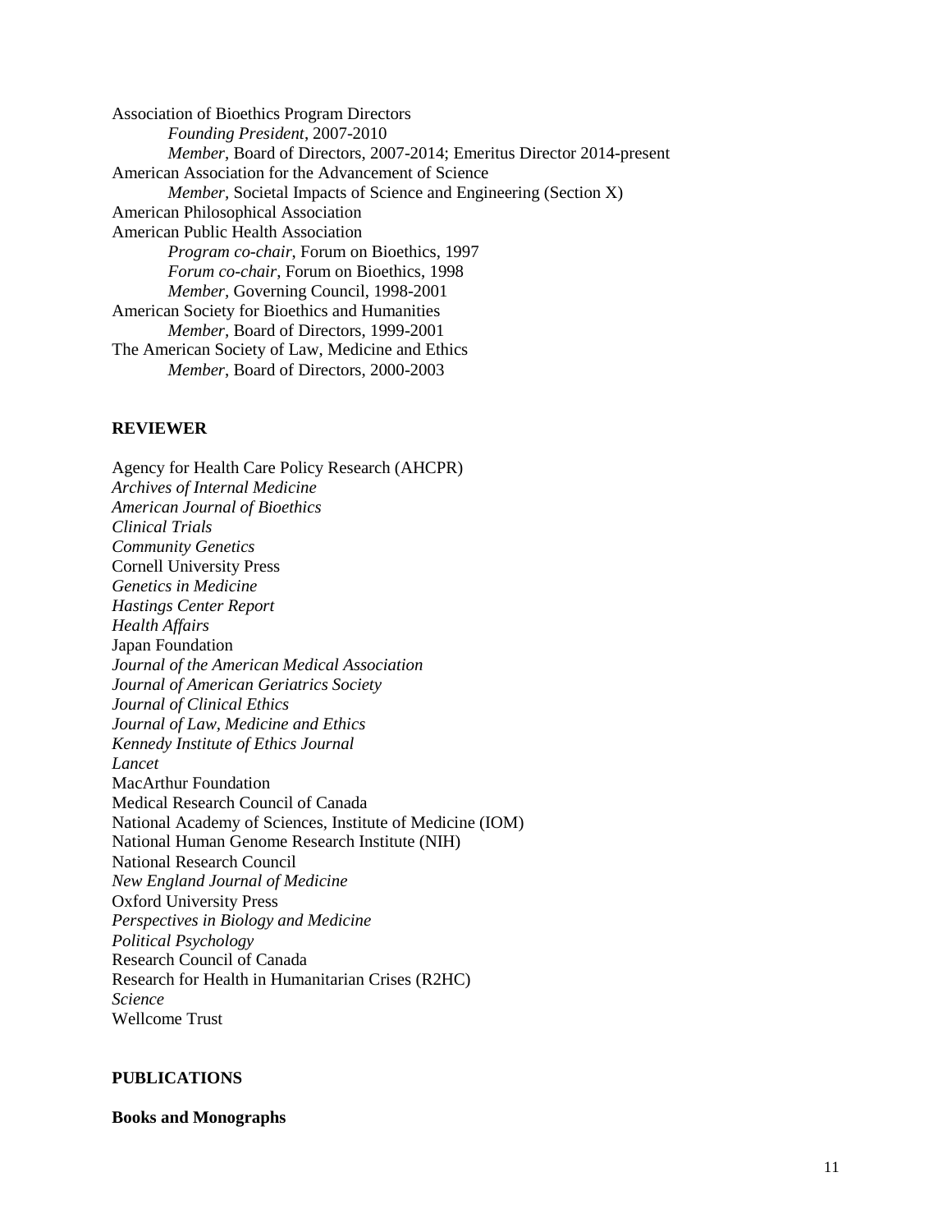Association of Bioethics Program Directors
- *Founding President*, 2007-2010
- *Member*, Board of Directors, 2007-2014; Emeritus Director 2014-present

American Association for the Advancement of Science
- *Member*, Societal Impacts of Science and Engineering (Section X)

American Philosophical Association

American Public Health Association
- *Program co-chair*, Forum on Bioethics, 1997
- *Forum co-chair*, Forum on Bioethics, 1998
- *Member*, Governing Council, 1998-2001

American Society for Bioethics and Humanities
- *Member*, Board of Directors, 1999-2001

The American Society of Law, Medicine and Ethics
- *Member*, Board of Directors, 2000-2003

## REVIEWER

Agency for Health Care Policy Research (AHCPR)
*Archives of Internal Medicine*
*American Journal of Bioethics*
*Clinical Trials*
*Community Genetics*
Cornell University Press
*Genetics in Medicine*
*Hastings Center Report*
*Health Affairs*
Japan Foundation
*Journal of the American Medical Association*
*Journal of American Geriatrics Society*
*Journal of Clinical Ethics*
*Journal of Law, Medicine and Ethics*
*Kennedy Institute of Ethics Journal*
*Lancet*
MacArthur Foundation
Medical Research Council of Canada
National Academy of Sciences, Institute of Medicine (IOM)
National Human Genome Research Institute (NIH)
National Research Council
*New England Journal of Medicine*
Oxford University Press
*Perspectives in Biology and Medicine*
*Political Psychology*
Research Council of Canada
Research for Health in Humanitarian Crises (R2HC)
*Science*
Wellcome Trust

## PUBLICATIONS

### Books and Monographs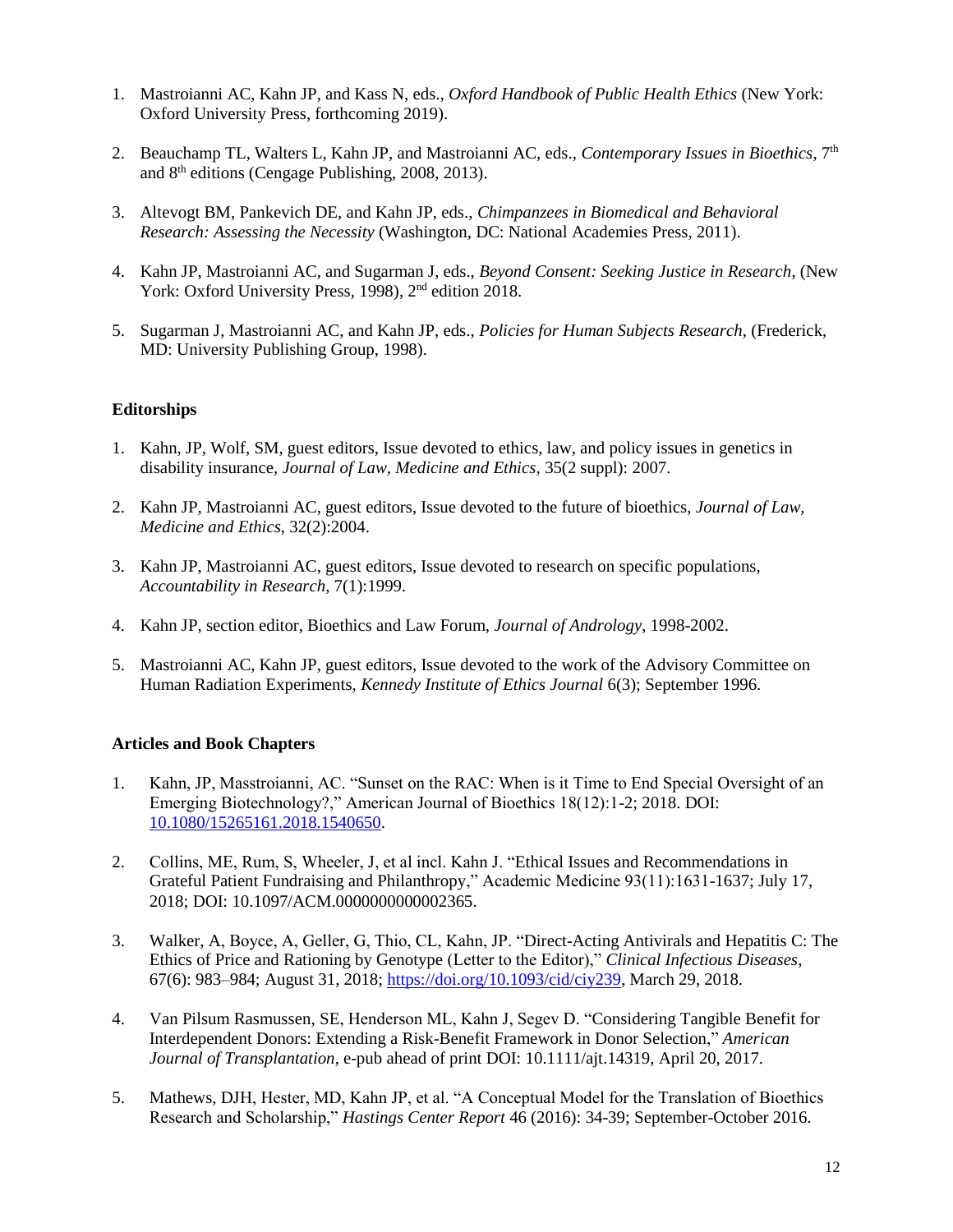1. Mastroianni AC, Kahn JP, and Kass N, eds., *Oxford Handbook of Public Health Ethics* (New York: Oxford University Press, forthcoming 2019).

2. Beauchamp TL, Walters L, Kahn JP, and Mastroianni AC, eds., *Contemporary Issues in Bioethics*, 7th and 8th editions (Cengage Publishing, 2008, 2013).

3. Altevogt BM, Pankevich DE, and Kahn JP, eds., *Chimpanzees in Biomedical and Behavioral Research: Assessing the Necessity* (Washington, DC: National Academies Press, 2011).

4. Kahn JP, Mastroianni AC, and Sugarman J, eds., *Beyond Consent: Seeking Justice in Research*, (New York: Oxford University Press, 1998), 2nd edition 2018.

5. Sugarman J, Mastroianni AC, and Kahn JP, eds., *Policies for Human Subjects Research*, (Frederick, MD: University Publishing Group, 1998).

**Editorships**

1. Kahn, JP, Wolf, SM, guest editors, Issue devoted to ethics, law, and policy issues in genetics in disability insurance, *Journal of Law, Medicine and Ethics*, 35(2 suppl): 2007.

2. Kahn JP, Mastroianni AC, guest editors, Issue devoted to the future of bioethics, *Journal of Law, Medicine and Ethics*, 32(2):2004.

3. Kahn JP, Mastroianni AC, guest editors, Issue devoted to research on specific populations, *Accountability in Research*, 7(1):1999.

4. Kahn JP, section editor, Bioethics and Law Forum, *Journal of Andrology*, 1998-2002.

5. Mastroianni AC, Kahn JP, guest editors, Issue devoted to the work of the Advisory Committee on Human Radiation Experiments, *Kennedy Institute of Ethics Journal* 6(3); September 1996.

**Articles and Book Chapters**

1. Kahn, JP, Masstroianni, AC. "Sunset on the RAC: When is it Time to End Special Oversight of an Emerging Biotechnology?," American Journal of Bioethics 18(12):1-2; 2018. DOI: 10.1080/15265161.2018.1540650.

2. Collins, ME, Rum, S, Wheeler, J, et al incl. Kahn J. "Ethical Issues and Recommendations in Grateful Patient Fundraising and Philanthropy," Academic Medicine 93(11):1631-1637; July 17, 2018; DOI: 10.1097/ACM.0000000000002365.

3. Walker, A, Boyce, A, Geller, G, Thio, CL, Kahn, JP. "Direct-Acting Antivirals and Hepatitis C: The Ethics of Price and Rationing by Genotype (Letter to the Editor)," *Clinical Infectious Diseases*, 67(6): 983–984; August 31, 2018; https://doi.org/10.1093/cid/ciy239, March 29, 2018.

4. Van Pilsum Rasmussen, SE, Henderson ML, Kahn J, Segev D. "Considering Tangible Benefit for Interdependent Donors: Extending a Risk-Benefit Framework in Donor Selection," *American Journal of Transplantation*, e-pub ahead of print DOI: 10.1111/ajt.14319, April 20, 2017.

5. Mathews, DJH, Hester, MD, Kahn JP, et al. "A Conceptual Model for the Translation of Bioethics Research and Scholarship," *Hastings Center Report* 46 (2016): 34-39; September-October 2016.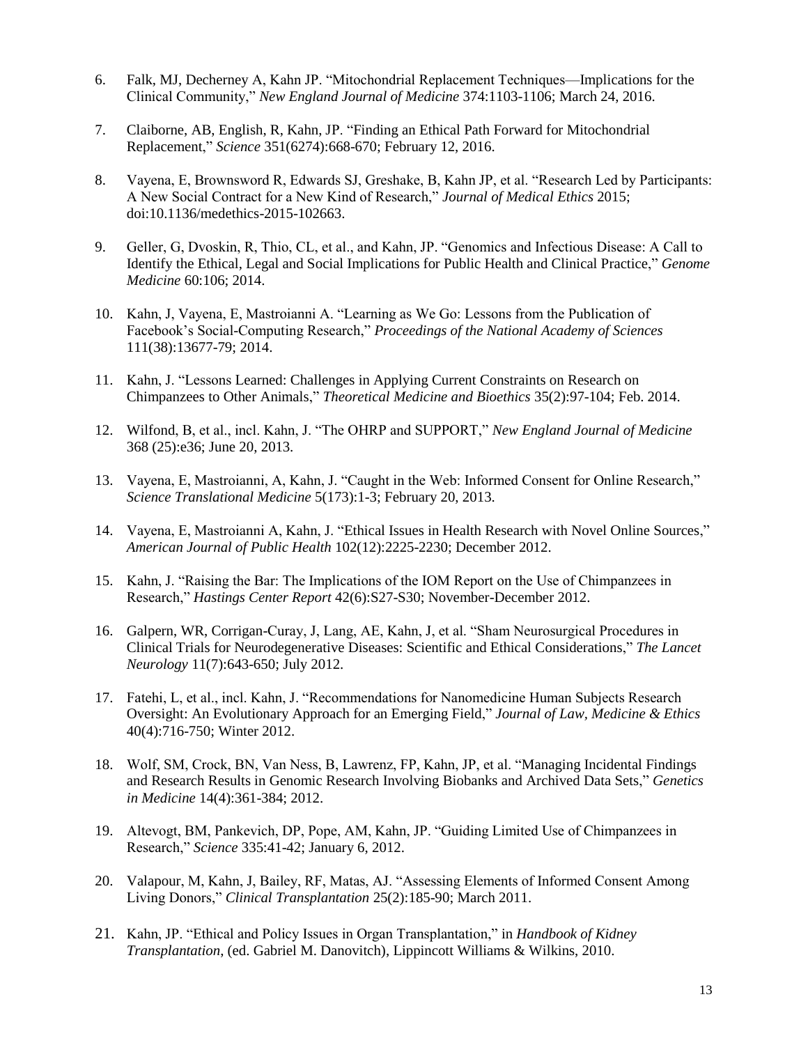6. Falk, MJ, Decherney A, Kahn JP. "Mitochondrial Replacement Techniques—Implications for the Clinical Community," *New England Journal of Medicine* 374:1103-1106; March 24, 2016.

7. Claiborne, AB, English, R, Kahn, JP. "Finding an Ethical Path Forward for Mitochondrial Replacement," *Science* 351(6274):668-670; February 12, 2016.

8. Vayena, E, Brownsword R, Edwards SJ, Greshake, B, Kahn JP, et al. "Research Led by Participants: A New Social Contract for a New Kind of Research," *Journal of Medical Ethics* 2015; doi:10.1136/medethics-2015-102663.

9. Geller, G, Dvoskin, R, Thio, CL, et al., and Kahn, JP. "Genomics and Infectious Disease: A Call to Identify the Ethical, Legal and Social Implications for Public Health and Clinical Practice," *Genome Medicine* 60:106; 2014.

10. Kahn, J, Vayena, E, Mastroianni A. "Learning as We Go: Lessons from the Publication of Facebook's Social-Computing Research," *Proceedings of the National Academy of Sciences* 111(38):13677-79; 2014.

11. Kahn, J. "Lessons Learned: Challenges in Applying Current Constraints on Research on Chimpanzees to Other Animals," *Theoretical Medicine and Bioethics* 35(2):97-104; Feb. 2014.

12. Wilfond, B, et al., incl. Kahn, J. "The OHRP and SUPPORT," *New England Journal of Medicine* 368 (25):e36; June 20, 2013.

13. Vayena, E, Mastroianni, A, Kahn, J. "Caught in the Web: Informed Consent for Online Research," *Science Translational Medicine* 5(173):1-3; February 20, 2013.

14. Vayena, E, Mastroianni A, Kahn, J. "Ethical Issues in Health Research with Novel Online Sources," *American Journal of Public Health* 102(12):2225-2230; December 2012.

15. Kahn, J. "Raising the Bar: The Implications of the IOM Report on the Use of Chimpanzees in Research," *Hastings Center Report* 42(6):S27-S30; November-December 2012.

16. Galpern, WR, Corrigan-Curay, J, Lang, AE, Kahn, J, et al. "Sham Neurosurgical Procedures in Clinical Trials for Neurodegenerative Diseases: Scientific and Ethical Considerations," *The Lancet Neurology* 11(7):643-650; July 2012.

17. Fatehi, L, et al., incl. Kahn, J. "Recommendations for Nanomedicine Human Subjects Research Oversight: An Evolutionary Approach for an Emerging Field," *Journal of Law, Medicine & Ethics* 40(4):716-750; Winter 2012.

18. Wolf, SM, Crock, BN, Van Ness, B, Lawrenz, FP, Kahn, JP, et al. "Managing Incidental Findings and Research Results in Genomic Research Involving Biobanks and Archived Data Sets," *Genetics in Medicine* 14(4):361-384; 2012.

19. Altevogt, BM, Pankevich, DP, Pope, AM, Kahn, JP. "Guiding Limited Use of Chimpanzees in Research," *Science* 335:41-42; January 6, 2012.

20. Valapour, M, Kahn, J, Bailey, RF, Matas, AJ. "Assessing Elements of Informed Consent Among Living Donors," *Clinical Transplantation* 25(2):185-90; March 2011.

21. Kahn, JP. "Ethical and Policy Issues in Organ Transplantation," in *Handbook of Kidney Transplantation*, (ed. Gabriel M. Danovitch), Lippincott Williams & Wilkins, 2010.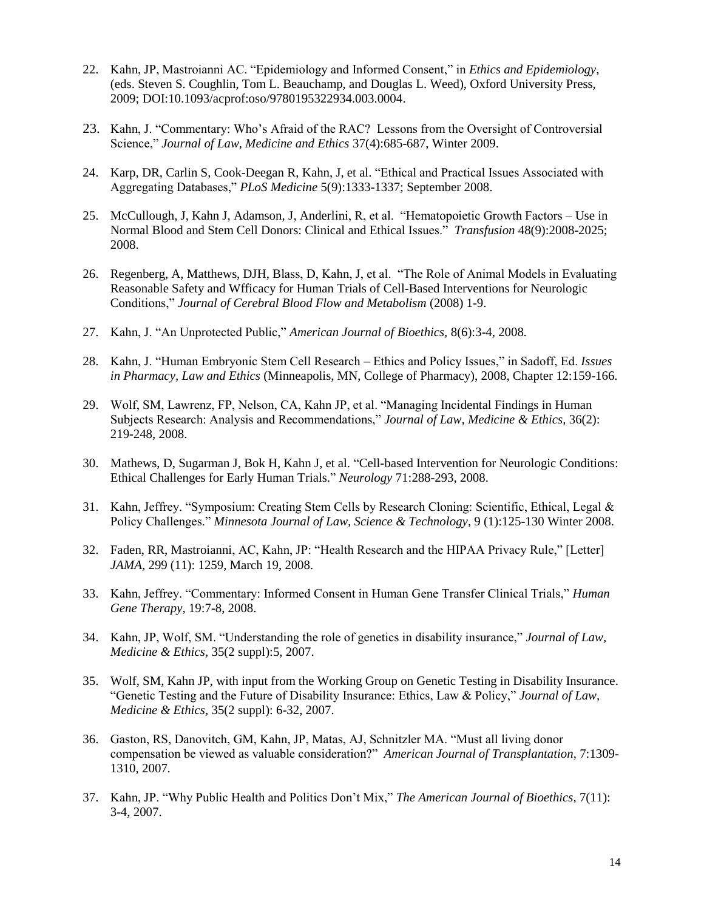22. Kahn, JP, Mastroianni AC. "Epidemiology and Informed Consent," in *Ethics and Epidemiology*, (eds. Steven S. Coughlin, Tom L. Beauchamp, and Douglas L. Weed), Oxford University Press, 2009; DOI:10.1093/acprof:oso/9780195322934.003.0004.

23. Kahn, J. "Commentary: Who's Afraid of the RAC? Lessons from the Oversight of Controversial Science," *Journal of Law, Medicine and Ethics* 37(4):685-687, Winter 2009.

24. Karp, DR, Carlin S, Cook-Deegan R, Kahn, J, et al. "Ethical and Practical Issues Associated with Aggregating Databases," *PLoS Medicine* 5(9):1333-1337; September 2008.

25. McCullough, J, Kahn J, Adamson, J, Anderlini, R, et al. "Hematopoietic Growth Factors – Use in Normal Blood and Stem Cell Donors: Clinical and Ethical Issues." *Transfusion* 48(9):2008-2025; 2008.

26. Regenberg, A, Matthews, DJH, Blass, D, Kahn, J, et al. "The Role of Animal Models in Evaluating Reasonable Safety and Wfficacy for Human Trials of Cell-Based Interventions for Neurologic Conditions," *Journal of Cerebral Blood Flow and Metabolism* (2008) 1-9.

27. Kahn, J. "An Unprotected Public," *American Journal of Bioethics,* 8(6):3-4, 2008.

28. Kahn, J. "Human Embryonic Stem Cell Research – Ethics and Policy Issues," in Sadoff, Ed. *Issues in Pharmacy, Law and Ethics* (Minneapolis, MN, College of Pharmacy), 2008, Chapter 12:159-166.

29. Wolf, SM, Lawrenz, FP, Nelson, CA, Kahn JP, et al. "Managing Incidental Findings in Human Subjects Research: Analysis and Recommendations," *Journal of Law, Medicine & Ethics,* 36(2): 219-248, 2008.

30. Mathews, D, Sugarman J, Bok H, Kahn J, et al. "Cell-based Intervention for Neurologic Conditions: Ethical Challenges for Early Human Trials." *Neurology* 71:288-293, 2008.

31. Kahn, Jeffrey. "Symposium: Creating Stem Cells by Research Cloning: Scientific, Ethical, Legal & Policy Challenges." *Minnesota Journal of Law, Science & Technology*, 9 (1):125-130 Winter 2008.

32. Faden, RR, Mastroianni, AC, Kahn, JP: "Health Research and the HIPAA Privacy Rule," [Letter] *JAMA,* 299 (11): 1259, March 19, 2008.

33. Kahn, Jeffrey. "Commentary: Informed Consent in Human Gene Transfer Clinical Trials," *Human Gene Therapy,* 19:7-8, 2008.

34. Kahn, JP, Wolf, SM. "Understanding the role of genetics in disability insurance," *Journal of Law, Medicine & Ethics,* 35(2 suppl):5, 2007.

35. Wolf, SM, Kahn JP, with input from the Working Group on Genetic Testing in Disability Insurance. "Genetic Testing and the Future of Disability Insurance: Ethics, Law & Policy," *Journal of Law, Medicine & Ethics,* 35(2 suppl): 6-32, 2007.

36. Gaston, RS, Danovitch, GM, Kahn, JP, Matas, AJ, Schnitzler MA. "Must all living donor compensation be viewed as valuable consideration?" *American Journal of Transplantation*, 7:1309-1310, 2007.

37. Kahn, JP. "Why Public Health and Politics Don't Mix," *The American Journal of Bioethics,* 7(11): 3-4, 2007.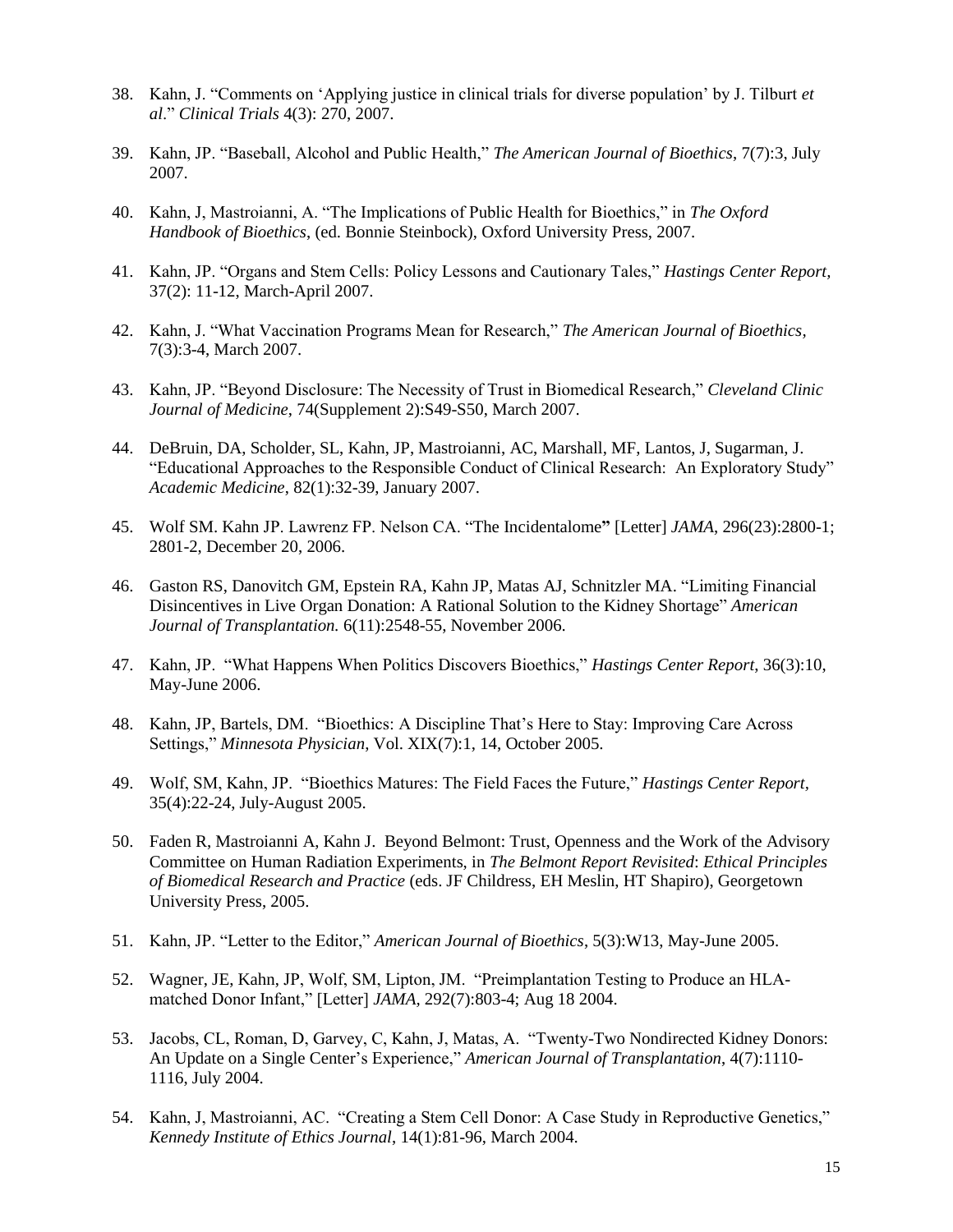38. Kahn, J. "Comments on 'Applying justice in clinical trials for diverse population' by J. Tilburt *et al*." *Clinical Trials* 4(3): 270, 2007.

39. Kahn, JP. "Baseball, Alcohol and Public Health," *The American Journal of Bioethics*, 7(7):3, July 2007.

40. Kahn, J, Mastroianni, A. "The Implications of Public Health for Bioethics," in *The Oxford Handbook of Bioethics*, (ed. Bonnie Steinbock), Oxford University Press, 2007.

41. Kahn, JP. "Organs and Stem Cells: Policy Lessons and Cautionary Tales," *Hastings Center Report*, 37(2): 11-12, March-April 2007.

42. Kahn, J. "What Vaccination Programs Mean for Research," *The American Journal of Bioethics*, 7(3):3-4, March 2007.

43. Kahn, JP. "Beyond Disclosure: The Necessity of Trust in Biomedical Research," *Cleveland Clinic Journal of Medicine*, 74(Supplement 2):S49-S50, March 2007.

44. DeBruin, DA, Scholder, SL, Kahn, JP, Mastroianni, AC, Marshall, MF, Lantos, J, Sugarman, J. "Educational Approaches to the Responsible Conduct of Clinical Research: An Exploratory Study" *Academic Medicine*, 82(1):32-39, January 2007.

45. Wolf SM. Kahn JP. Lawrenz FP. Nelson CA. "The Incidentalome**"** [Letter] *JAMA*, 296(23):2800-1; 2801-2, December 20, 2006.

46. Gaston RS, Danovitch GM, Epstein RA, Kahn JP, Matas AJ, Schnitzler MA. "Limiting Financial Disincentives in Live Organ Donation: A Rational Solution to the Kidney Shortage" *American Journal of Transplantation.* 6(11):2548-55, November 2006.

47. Kahn, JP. "What Happens When Politics Discovers Bioethics," *Hastings Center Report*, 36(3):10, May-June 2006.

48. Kahn, JP, Bartels, DM. "Bioethics: A Discipline That's Here to Stay: Improving Care Across Settings," *Minnesota Physician*, Vol. XIX(7):1, 14, October 2005.

49. Wolf, SM, Kahn, JP. "Bioethics Matures: The Field Faces the Future," *Hastings Center Report*, 35(4):22-24, July-August 2005.

50. Faden R, Mastroianni A, Kahn J. Beyond Belmont: Trust, Openness and the Work of the Advisory Committee on Human Radiation Experiments, in *The Belmont Report Revisited*: *Ethical Principles of Biomedical Research and Practice* (eds. JF Childress, EH Meslin, HT Shapiro), Georgetown University Press, 2005.

51. Kahn, JP. "Letter to the Editor," *American Journal of Bioethics*, 5(3):W13, May-June 2005.

52. Wagner, JE, Kahn, JP, Wolf, SM, Lipton, JM. "Preimplantation Testing to Produce an HLA-matched Donor Infant," [Letter] *JAMA,* 292(7):803-4; Aug 18 2004.

53. Jacobs, CL, Roman, D, Garvey, C, Kahn, J, Matas, A. "Twenty-Two Nondirected Kidney Donors: An Update on a Single Center's Experience," *American Journal of Transplantation*, 4(7):1110-1116, July 2004.

54. Kahn, J, Mastroianni, AC. "Creating a Stem Cell Donor: A Case Study in Reproductive Genetics," *Kennedy Institute of Ethics Journal*, 14(1):81-96, March 2004.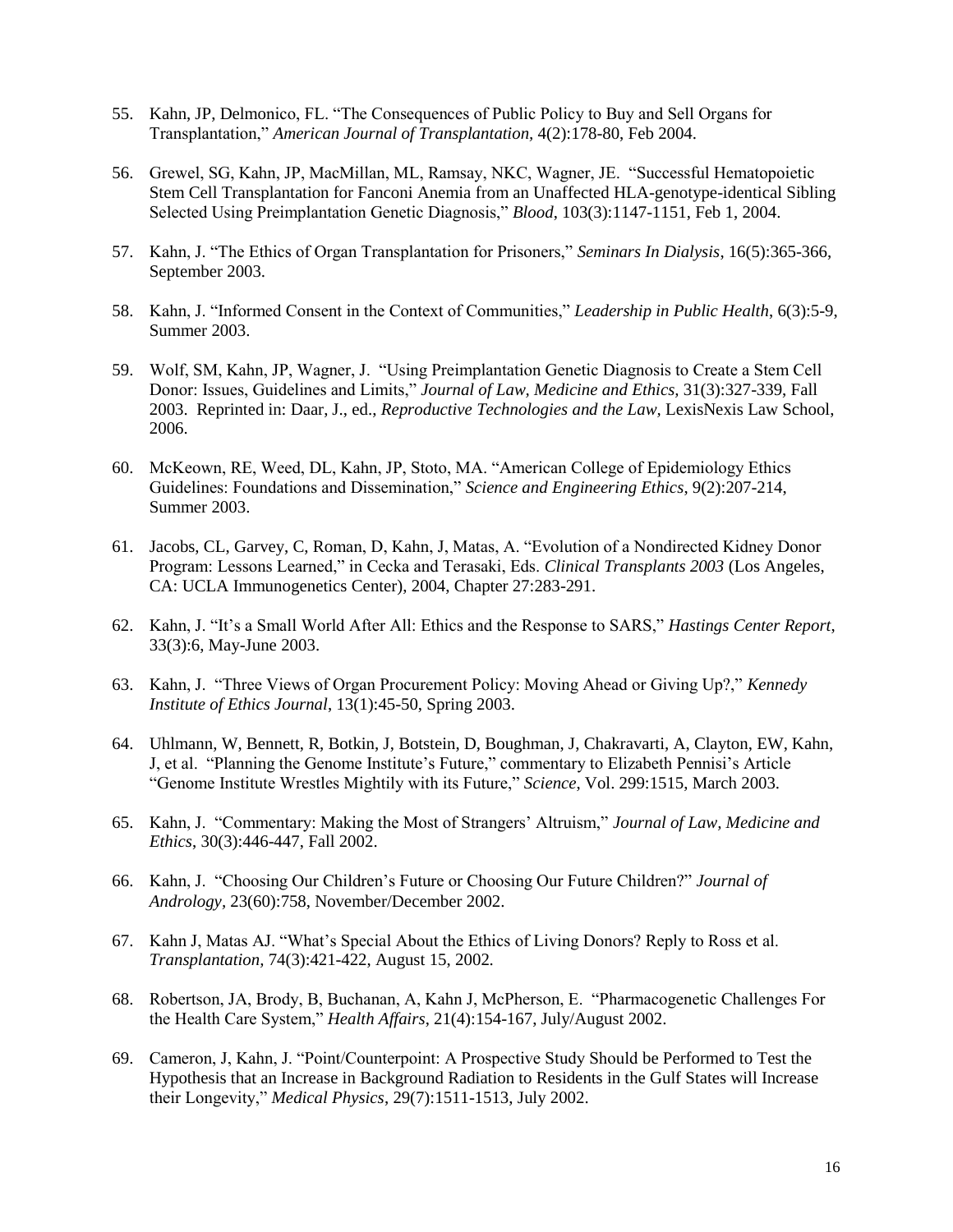55. Kahn, JP, Delmonico, FL. "The Consequences of Public Policy to Buy and Sell Organs for Transplantation," *American Journal of Transplantation,* 4(2):178-80, Feb 2004.

56. Grewel, SG, Kahn, JP, MacMillan, ML, Ramsay, NKC, Wagner, JE. "Successful Hematopoietic Stem Cell Transplantation for Fanconi Anemia from an Unaffected HLA-genotype-identical Sibling Selected Using Preimplantation Genetic Diagnosis," *Blood*, 103(3):1147-1151, Feb 1, 2004.

57. Kahn, J. "The Ethics of Organ Transplantation for Prisoners," *Seminars In Dialysis*, 16(5):365-366, September 2003.

58. Kahn, J. "Informed Consent in the Context of Communities," *Leadership in Public Health*, 6(3):5-9, Summer 2003.

59. Wolf, SM, Kahn, JP, Wagner, J. "Using Preimplantation Genetic Diagnosis to Create a Stem Cell Donor: Issues, Guidelines and Limits," *Journal of Law, Medicine and Ethics,* 31(3):327-339, Fall 2003. Reprinted in: Daar, J., ed., *Reproductive Technologies and the Law,* LexisNexis Law School, 2006.

60. McKeown, RE, Weed, DL, Kahn, JP, Stoto, MA. "American College of Epidemiology Ethics Guidelines: Foundations and Dissemination," *Science and Engineering Ethics*, 9(2):207-214, Summer 2003.

61. Jacobs, CL, Garvey, C, Roman, D, Kahn, J, Matas, A. "Evolution of a Nondirected Kidney Donor Program: Lessons Learned," in Cecka and Terasaki, Eds. *Clinical Transplants 2003* (Los Angeles, CA: UCLA Immunogenetics Center), 2004, Chapter 27:283-291.

62. Kahn, J. "It's a Small World After All: Ethics and the Response to SARS," *Hastings Center Report*, 33(3):6, May-June 2003.

63. Kahn, J. "Three Views of Organ Procurement Policy: Moving Ahead or Giving Up?," *Kennedy Institute of Ethics Journal*, 13(1):45-50, Spring 2003.

64. Uhlmann, W, Bennett, R, Botkin, J, Botstein, D, Boughman, J, Chakravarti, A, Clayton, EW, Kahn, J, et al. "Planning the Genome Institute's Future," commentary to Elizabeth Pennisi's Article "Genome Institute Wrestles Mightily with its Future," *Science*, Vol. 299:1515, March 2003.

65. Kahn, J. "Commentary: Making the Most of Strangers' Altruism," *Journal of Law, Medicine and Ethics*, 30(3):446-447, Fall 2002.

66. Kahn, J. "Choosing Our Children's Future or Choosing Our Future Children?" *Journal of Andrology,* 23(60):758, November/December 2002.

67. Kahn J, Matas AJ. "What's Special About the Ethics of Living Donors? Reply to Ross et al. *Transplantation,* 74(3):421-422, August 15, 2002.

68. Robertson, JA, Brody, B, Buchanan, A, Kahn J, McPherson, E. "Pharmacogenetic Challenges For the Health Care System," *Health Affairs*, 21(4):154-167, July/August 2002.

69. Cameron, J, Kahn, J. "Point/Counterpoint: A Prospective Study Should be Performed to Test the Hypothesis that an Increase in Background Radiation to Residents in the Gulf States will Increase their Longevity," *Medical Physics*, 29(7):1511-1513, July 2002.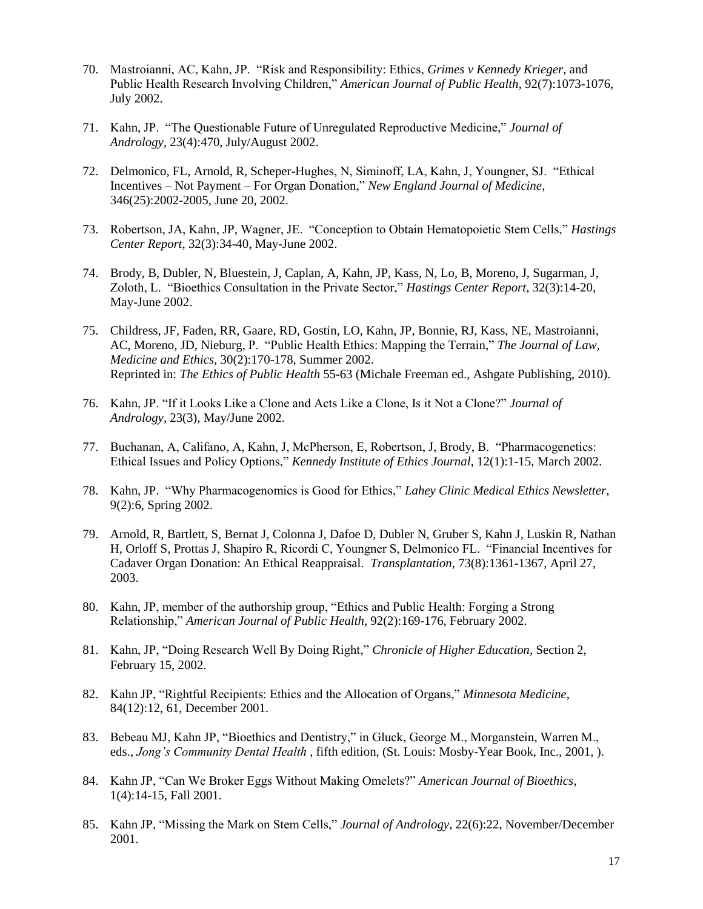70. Mastroianni, AC, Kahn, JP. "Risk and Responsibility: Ethics, *Grimes v Kennedy Krieger*, and Public Health Research Involving Children," *American Journal of Public Health*, 92(7):1073-1076, July 2002.

71. Kahn, JP. "The Questionable Future of Unregulated Reproductive Medicine," *Journal of Andrology*, 23(4):470, July/August 2002.

72. Delmonico, FL, Arnold, R, Scheper-Hughes, N, Siminoff, LA, Kahn, J, Youngner, SJ. "Ethical Incentives – Not Payment – For Organ Donation," *New England Journal of Medicine*, 346(25):2002-2005, June 20, 2002.

73. Robertson, JA, Kahn, JP, Wagner, JE. "Conception to Obtain Hematopoietic Stem Cells," *Hastings Center Report*, 32(3):34-40, May-June 2002.

74. Brody, B, Dubler, N, Bluestein, J, Caplan, A, Kahn, JP, Kass, N, Lo, B, Moreno, J, Sugarman, J, Zoloth, L. "Bioethics Consultation in the Private Sector," *Hastings Center Report*, 32(3):14-20, May-June 2002.

75. Childress, JF, Faden, RR, Gaare, RD, Gostin, LO, Kahn, JP, Bonnie, RJ, Kass, NE, Mastroianni, AC, Moreno, JD, Nieburg, P. "Public Health Ethics: Mapping the Terrain," *The Journal of Law, Medicine and Ethics*, 30(2):170-178, Summer 2002.
Reprinted in: *The Ethics of Public Health* 55-63 (Michale Freeman ed., Ashgate Publishing, 2010).

76. Kahn, JP. "If it Looks Like a Clone and Acts Like a Clone, Is it Not a Clone?" *Journal of Andrology*, 23(3), May/June 2002.

77. Buchanan, A, Califano, A, Kahn, J, McPherson, E, Robertson, J, Brody, B. "Pharmacogenetics: Ethical Issues and Policy Options," *Kennedy Institute of Ethics Journal*, 12(1):1-15, March 2002.

78. Kahn, JP. "Why Pharmacogenomics is Good for Ethics," *Lahey Clinic Medical Ethics Newsletter*, 9(2):6, Spring 2002.

79. Arnold, R, Bartlett, S, Bernat J, Colonna J, Dafoe D, Dubler N, Gruber S, Kahn J, Luskin R, Nathan H, Orloff S, Prottas J, Shapiro R, Ricordi C, Youngner S, Delmonico FL. "Financial Incentives for Cadaver Organ Donation: An Ethical Reappraisal. *Transplantation*, 73(8):1361-1367, April 27, 2003.

80. Kahn, JP, member of the authorship group, "Ethics and Public Health: Forging a Strong Relationship," *American Journal of Public Health*, 92(2):169-176, February 2002.

81. Kahn, JP, "Doing Research Well By Doing Right," *Chronicle of Higher Education*, Section 2, February 15, 2002.

82. Kahn JP, "Rightful Recipients: Ethics and the Allocation of Organs," *Minnesota Medicine*, 84(12):12, 61, December 2001.

83. Bebeau MJ, Kahn JP, "Bioethics and Dentistry," in Gluck, George M., Morganstein, Warren M., eds., *Jong's Community Dental Health* , fifth edition, (St. Louis: Mosby-Year Book, Inc., 2001, ).

84. Kahn JP, "Can We Broker Eggs Without Making Omelets?" *American Journal of Bioethics*, 1(4):14-15, Fall 2001.

85. Kahn JP, "Missing the Mark on Stem Cells," *Journal of Andrology*, 22(6):22, November/December 2001.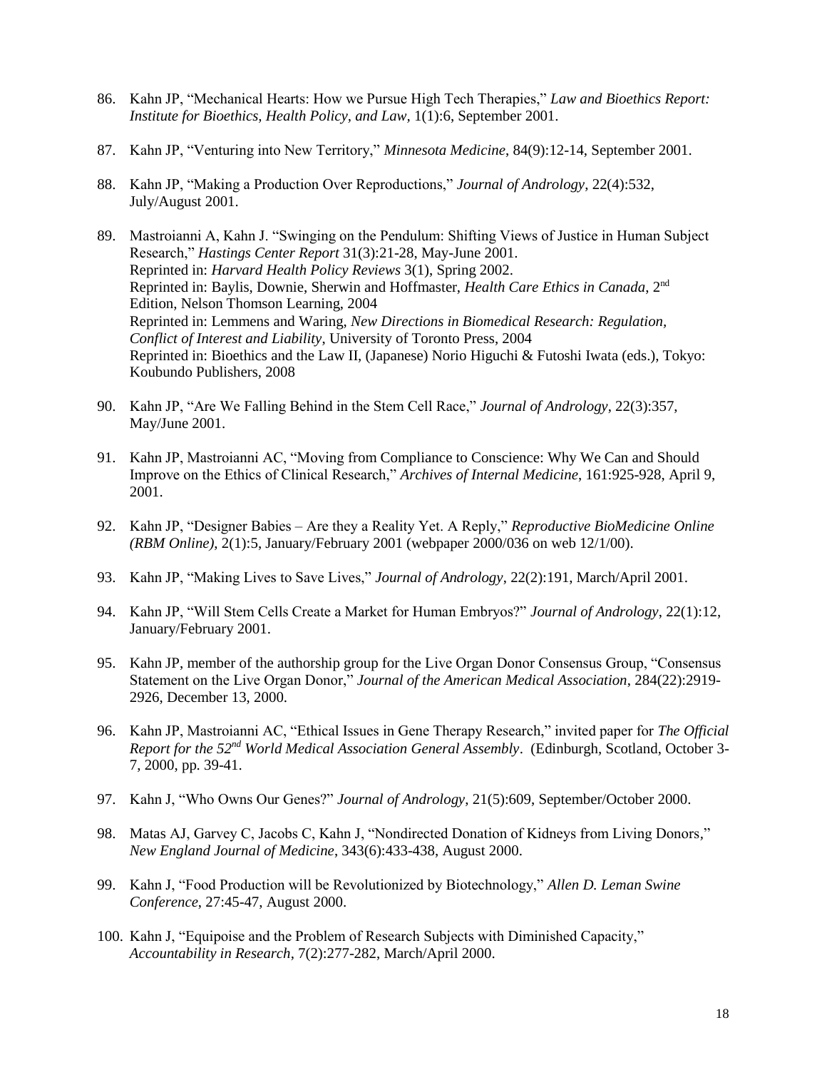86. Kahn JP, "Mechanical Hearts: How we Pursue High Tech Therapies," *Law and Bioethics Report: Institute for Bioethics, Health Policy, and Law*, 1(1):6, September 2001.

87. Kahn JP, "Venturing into New Territory," *Minnesota Medicine*, 84(9):12-14, September 2001.

88. Kahn JP, "Making a Production Over Reproductions," *Journal of Andrology*, 22(4):532, July/August 2001.

89. Mastroianni A, Kahn J. "Swinging on the Pendulum: Shifting Views of Justice in Human Subject Research," *Hastings Center Report* 31(3):21-28, May-June 2001.
    Reprinted in: *Harvard Health Policy Reviews* 3(1), Spring 2002.
    Reprinted in: Baylis, Downie, Sherwin and Hoffmaster, *Health Care Ethics in Canada*, 2nd Edition, Nelson Thomson Learning, 2004
    Reprinted in: Lemmens and Waring, *New Directions in Biomedical Research: Regulation, Conflict of Interest and Liability*, University of Toronto Press, 2004
    Reprinted in: Bioethics and the Law II, (Japanese) Norio Higuchi & Futoshi Iwata (eds.), Tokyo: Koubundo Publishers, 2008

90. Kahn JP, "Are We Falling Behind in the Stem Cell Race," *Journal of Andrology*, 22(3):357, May/June 2001.

91. Kahn JP, Mastroianni AC, "Moving from Compliance to Conscience: Why We Can and Should Improve on the Ethics of Clinical Research," *Archives of Internal Medicine*, 161:925-928, April 9, 2001.

92. Kahn JP, "Designer Babies – Are they a Reality Yet. A Reply," *Reproductive BioMedicine Online (RBM Online)*, 2(1):5, January/February 2001 (webpaper 2000/036 on web 12/1/00).

93. Kahn JP, "Making Lives to Save Lives," *Journal of Andrology*, 22(2):191, March/April 2001.

94. Kahn JP, "Will Stem Cells Create a Market for Human Embryos?" *Journal of Andrology*, 22(1):12, January/February 2001.

95. Kahn JP, member of the authorship group for the Live Organ Donor Consensus Group, "Consensus Statement on the Live Organ Donor," *Journal of the American Medical Association*, 284(22):2919-2926, December 13, 2000.

96. Kahn JP, Mastroianni AC, "Ethical Issues in Gene Therapy Research," invited paper for *The Official Report for the 52nd World Medical Association General Assembly*. (Edinburgh, Scotland, October 3-7, 2000, pp. 39-41.

97. Kahn J, "Who Owns Our Genes?" *Journal of Andrology*, 21(5):609, September/October 2000.

98. Matas AJ, Garvey C, Jacobs C, Kahn J, "Nondirected Donation of Kidneys from Living Donors," *New England Journal of Medicine*, 343(6):433-438, August 2000.

99. Kahn J, "Food Production will be Revolutionized by Biotechnology," *Allen D. Leman Swine Conference*, 27:45-47, August 2000.

100. Kahn J, "Equipoise and the Problem of Research Subjects with Diminished Capacity," *Accountability in Research*, 7(2):277-282, March/April 2000.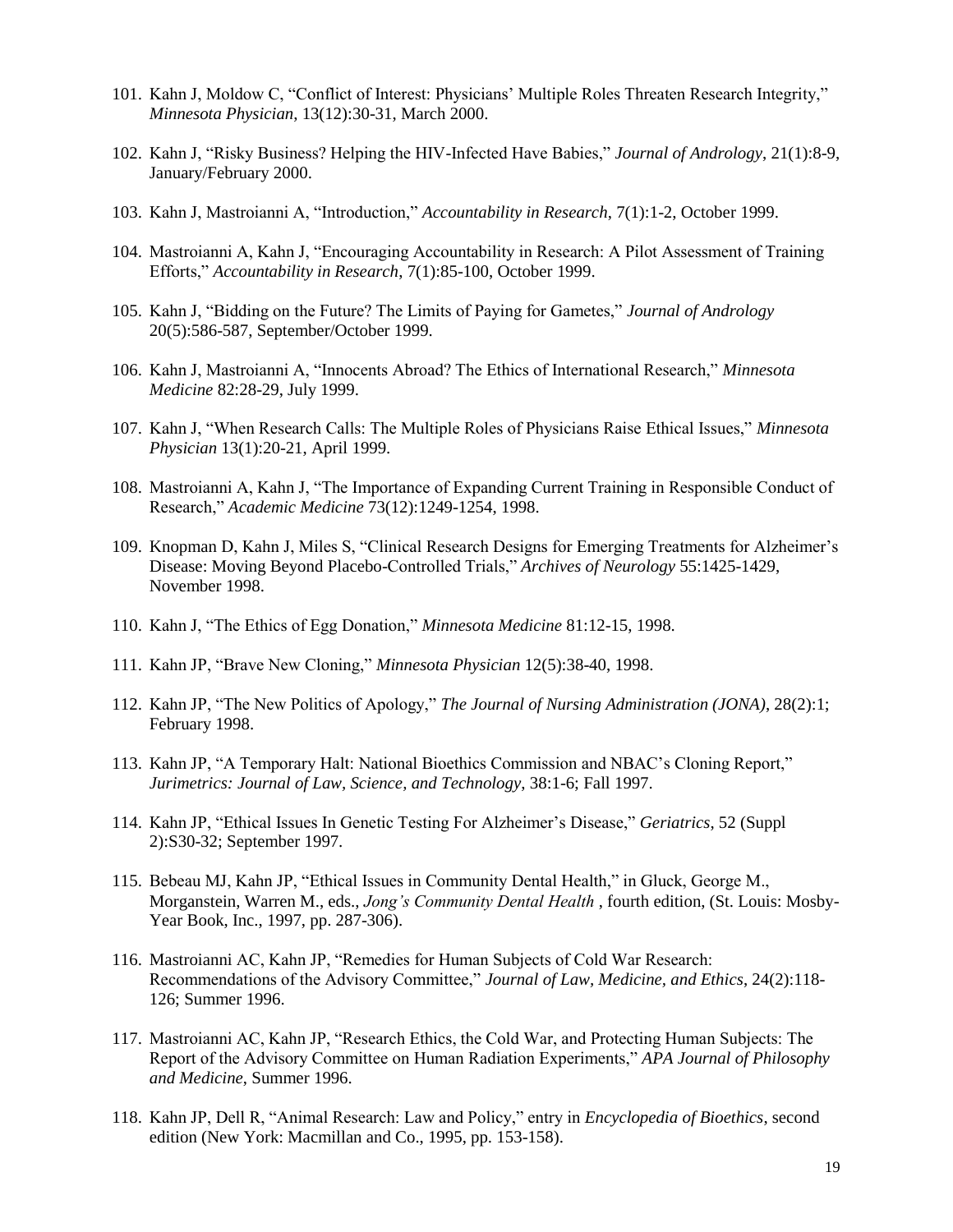101. Kahn J, Moldow C, "Conflict of Interest: Physicians' Multiple Roles Threaten Research Integrity," *Minnesota Physician*, 13(12):30-31, March 2000.

102. Kahn J, "Risky Business? Helping the HIV-Infected Have Babies," *Journal of Andrology*, 21(1):8-9, January/February 2000.

103. Kahn J, Mastroianni A, "Introduction," *Accountability in Research*, 7(1):1-2, October 1999.

104. Mastroianni A, Kahn J, "Encouraging Accountability in Research: A Pilot Assessment of Training Efforts," *Accountability in Research*, 7(1):85-100, October 1999.

105. Kahn J, "Bidding on the Future? The Limits of Paying for Gametes," *Journal of Andrology* 20(5):586-587, September/October 1999.

106. Kahn J, Mastroianni A, "Innocents Abroad? The Ethics of International Research," *Minnesota Medicine* 82:28-29, July 1999.

107. Kahn J, "When Research Calls: The Multiple Roles of Physicians Raise Ethical Issues," *Minnesota Physician* 13(1):20-21, April 1999.

108. Mastroianni A, Kahn J, "The Importance of Expanding Current Training in Responsible Conduct of Research," *Academic Medicine* 73(12):1249-1254, 1998.

109. Knopman D, Kahn J, Miles S, "Clinical Research Designs for Emerging Treatments for Alzheimer's Disease: Moving Beyond Placebo-Controlled Trials," *Archives of Neurology* 55:1425-1429, November 1998.

110. Kahn J, "The Ethics of Egg Donation," *Minnesota Medicine* 81:12-15, 1998.

111. Kahn JP, "Brave New Cloning," *Minnesota Physician* 12(5):38-40, 1998.

112. Kahn JP, "The New Politics of Apology," *The Journal of Nursing Administration (JONA)*, 28(2):1; February 1998.

113. Kahn JP, "A Temporary Halt: National Bioethics Commission and NBAC's Cloning Report," *Jurimetrics: Journal of Law, Science, and Technology*, 38:1-6; Fall 1997.

114. Kahn JP, "Ethical Issues In Genetic Testing For Alzheimer's Disease," *Geriatrics*, 52 (Suppl 2):S30-32; September 1997.

115. Bebeau MJ, Kahn JP, "Ethical Issues in Community Dental Health," in Gluck, George M., Morganstein, Warren M., eds., *Jong's Community Dental Health* , fourth edition, (St. Louis: Mosby-Year Book, Inc., 1997, pp. 287-306).

116. Mastroianni AC, Kahn JP, "Remedies for Human Subjects of Cold War Research: Recommendations of the Advisory Committee," *Journal of Law, Medicine, and Ethics*, 24(2):118-126; Summer 1996.

117. Mastroianni AC, Kahn JP, "Research Ethics, the Cold War, and Protecting Human Subjects: The Report of the Advisory Committee on Human Radiation Experiments," *APA Journal of Philosophy and Medicine*, Summer 1996.

118. Kahn JP, Dell R, "Animal Research: Law and Policy," entry in *Encyclopedia of Bioethics*, second edition (New York: Macmillan and Co., 1995, pp. 153-158).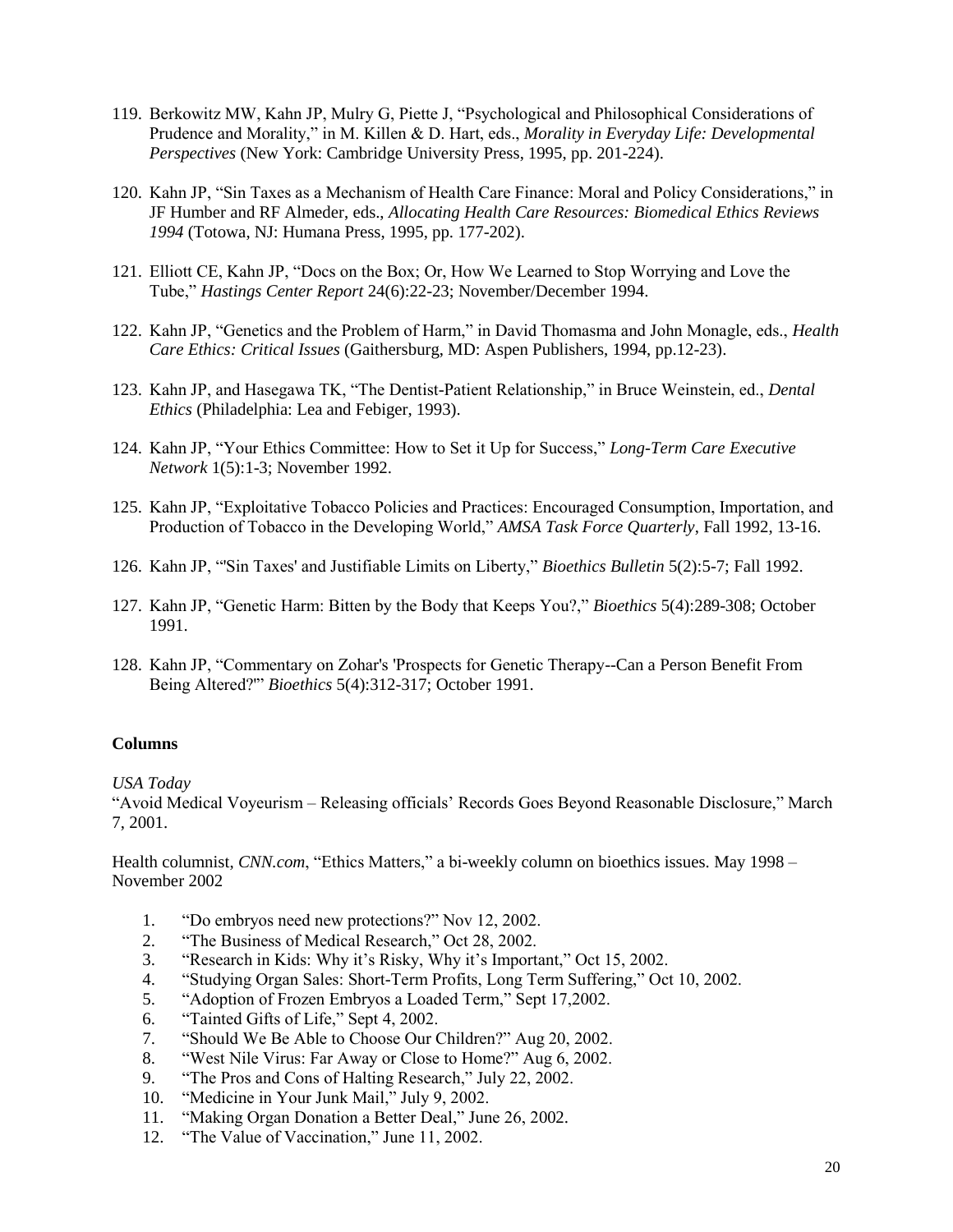119. Berkowitz MW, Kahn JP, Mulry G, Piette J, "Psychological and Philosophical Considerations of Prudence and Morality," in M. Killen & D. Hart, eds., *Morality in Everyday Life: Developmental Perspectives* (New York: Cambridge University Press, 1995, pp. 201-224).

120. Kahn JP, "Sin Taxes as a Mechanism of Health Care Finance: Moral and Policy Considerations," in JF Humber and RF Almeder, eds., *Allocating Health Care Resources: Biomedical Ethics Reviews 1994* (Totowa, NJ: Humana Press, 1995, pp. 177-202).

121. Elliott CE, Kahn JP, "Docs on the Box; Or, How We Learned to Stop Worrying and Love the Tube," *Hastings Center Report* 24(6):22-23; November/December 1994.

122. Kahn JP, "Genetics and the Problem of Harm," in David Thomasma and John Monagle, eds., *Health Care Ethics: Critical Issues* (Gaithersburg, MD: Aspen Publishers, 1994, pp.12-23).

123. Kahn JP, and Hasegawa TK, "The Dentist-Patient Relationship," in Bruce Weinstein, ed., *Dental Ethics* (Philadelphia: Lea and Febiger, 1993).

124. Kahn JP, "Your Ethics Committee: How to Set it Up for Success," *Long-Term Care Executive Network* 1(5):1-3; November 1992.

125. Kahn JP, "Exploitative Tobacco Policies and Practices: Encouraged Consumption, Importation, and Production of Tobacco in the Developing World," *AMSA Task Force Quarterly*, Fall 1992, 13-16.

126. Kahn JP, "'Sin Taxes' and Justifiable Limits on Liberty," *Bioethics Bulletin* 5(2):5-7; Fall 1992.

127. Kahn JP, "Genetic Harm: Bitten by the Body that Keeps You?," *Bioethics* 5(4):289-308; October 1991.

128. Kahn JP, "Commentary on Zohar's 'Prospects for Genetic Therapy--Can a Person Benefit From Being Altered?'" *Bioethics* 5(4):312-317; October 1991.

**Columns**

*USA Today*
"Avoid Medical Voyeurism – Releasing officials' Records Goes Beyond Reasonable Disclosure," March 7, 2001.

Health columnist, *CNN.com*, "Ethics Matters," a bi-weekly column on bioethics issues. May 1998 – November 2002

1. "Do embryos need new protections?" Nov 12, 2002.
2. "The Business of Medical Research," Oct 28, 2002.
3. "Research in Kids: Why it's Risky, Why it's Important," Oct 15, 2002.
4. "Studying Organ Sales: Short-Term Profits, Long Term Suffering," Oct 10, 2002.
5. "Adoption of Frozen Embryos a Loaded Term," Sept 17,2002.
6. "Tainted Gifts of Life," Sept 4, 2002.
7. "Should We Be Able to Choose Our Children?" Aug 20, 2002.
8. "West Nile Virus: Far Away or Close to Home?" Aug 6, 2002.
9. "The Pros and Cons of Halting Research," July 22, 2002.
10. "Medicine in Your Junk Mail," July 9, 2002.
11. "Making Organ Donation a Better Deal," June 26, 2002.
12. "The Value of Vaccination," June 11, 2002.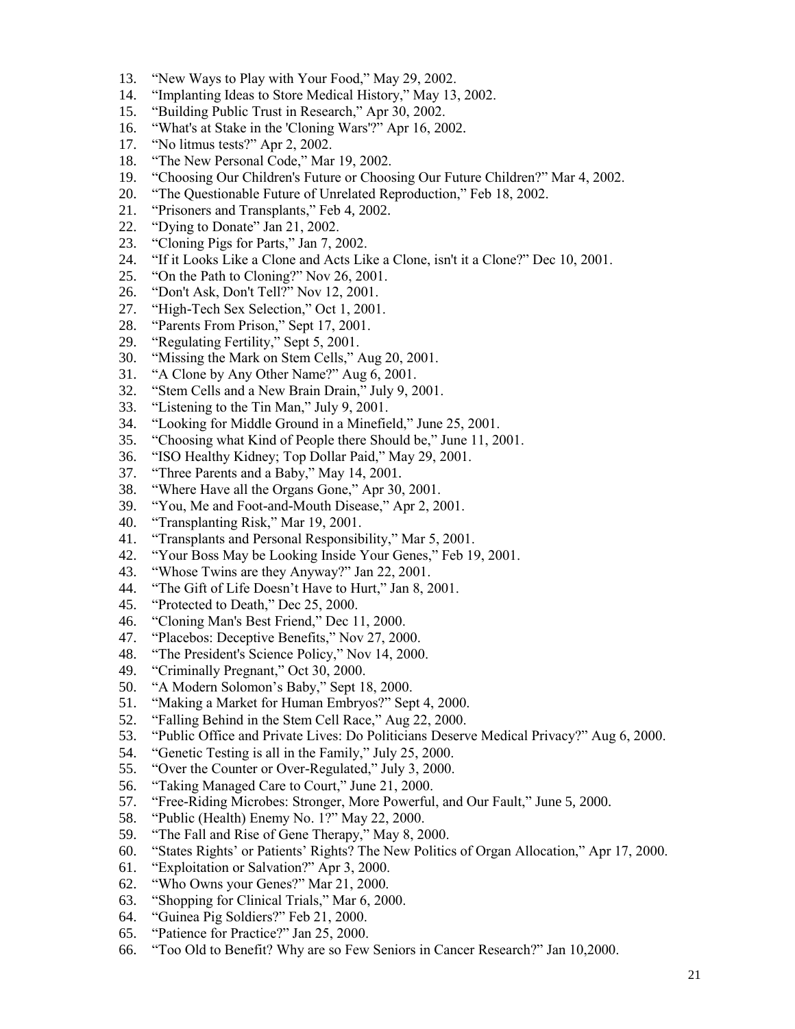13. "New Ways to Play with Your Food," May 29, 2002.
14. "Implanting Ideas to Store Medical History," May 13, 2002.
15. "Building Public Trust in Research," Apr 30, 2002.
16. "What's at Stake in the 'Cloning Wars'?" Apr 16, 2002.
17. "No litmus tests?" Apr 2, 2002.
18. "The New Personal Code," Mar 19, 2002.
19. "Choosing Our Children's Future or Choosing Our Future Children?" Mar 4, 2002.
20. "The Questionable Future of Unrelated Reproduction," Feb 18, 2002.
21. "Prisoners and Transplants," Feb 4, 2002.
22. "Dying to Donate" Jan 21, 2002.
23. "Cloning Pigs for Parts," Jan 7, 2002.
24. "If it Looks Like a Clone and Acts Like a Clone, isn't it a Clone?" Dec 10, 2001.
25. "On the Path to Cloning?" Nov 26, 2001.
26. "Don't Ask, Don't Tell?" Nov 12, 2001.
27. "High-Tech Sex Selection," Oct 1, 2001.
28. "Parents From Prison," Sept 17, 2001.
29. "Regulating Fertility," Sept 5, 2001.
30. "Missing the Mark on Stem Cells," Aug 20, 2001.
31. "A Clone by Any Other Name?" Aug 6, 2001.
32. "Stem Cells and a New Brain Drain," July 9, 2001.
33. "Listening to the Tin Man," July 9, 2001.
34. "Looking for Middle Ground in a Minefield," June 25, 2001.
35. "Choosing what Kind of People there Should be," June 11, 2001.
36. "ISO Healthy Kidney; Top Dollar Paid," May 29, 2001.
37. "Three Parents and a Baby," May 14, 2001.
38. "Where Have all the Organs Gone," Apr 30, 2001.
39. "You, Me and Foot-and-Mouth Disease," Apr 2, 2001.
40. "Transplanting Risk," Mar 19, 2001.
41. "Transplants and Personal Responsibility," Mar 5, 2001.
42. "Your Boss May be Looking Inside Your Genes," Feb 19, 2001.
43. "Whose Twins are they Anyway?" Jan 22, 2001.
44. "The Gift of Life Doesn't Have to Hurt," Jan 8, 2001.
45. "Protected to Death," Dec 25, 2000.
46. "Cloning Man's Best Friend," Dec 11, 2000.
47. "Placebos: Deceptive Benefits," Nov 27, 2000.
48. "The President's Science Policy," Nov 14, 2000.
49. "Criminally Pregnant," Oct 30, 2000.
50. "A Modern Solomon's Baby," Sept 18, 2000.
51. "Making a Market for Human Embryos?" Sept 4, 2000.
52. "Falling Behind in the Stem Cell Race," Aug 22, 2000.
53. "Public Office and Private Lives: Do Politicians Deserve Medical Privacy?" Aug 6, 2000.
54. "Genetic Testing is all in the Family," July 25, 2000.
55. "Over the Counter or Over-Regulated," July 3, 2000.
56. "Taking Managed Care to Court," June 21, 2000.
57. "Free-Riding Microbes: Stronger, More Powerful, and Our Fault," June 5, 2000.
58. "Public (Health) Enemy No. 1?" May 22, 2000.
59. "The Fall and Rise of Gene Therapy," May 8, 2000.
60. "States Rights' or Patients' Rights? The New Politics of Organ Allocation," Apr 17, 2000.
61. "Exploitation or Salvation?" Apr 3, 2000.
62. "Who Owns your Genes?" Mar 21, 2000.
63. "Shopping for Clinical Trials," Mar 6, 2000.
64. "Guinea Pig Soldiers?" Feb 21, 2000.
65. "Patience for Practice?" Jan 25, 2000.
66. "Too Old to Benefit? Why are so Few Seniors in Cancer Research?" Jan 10,2000.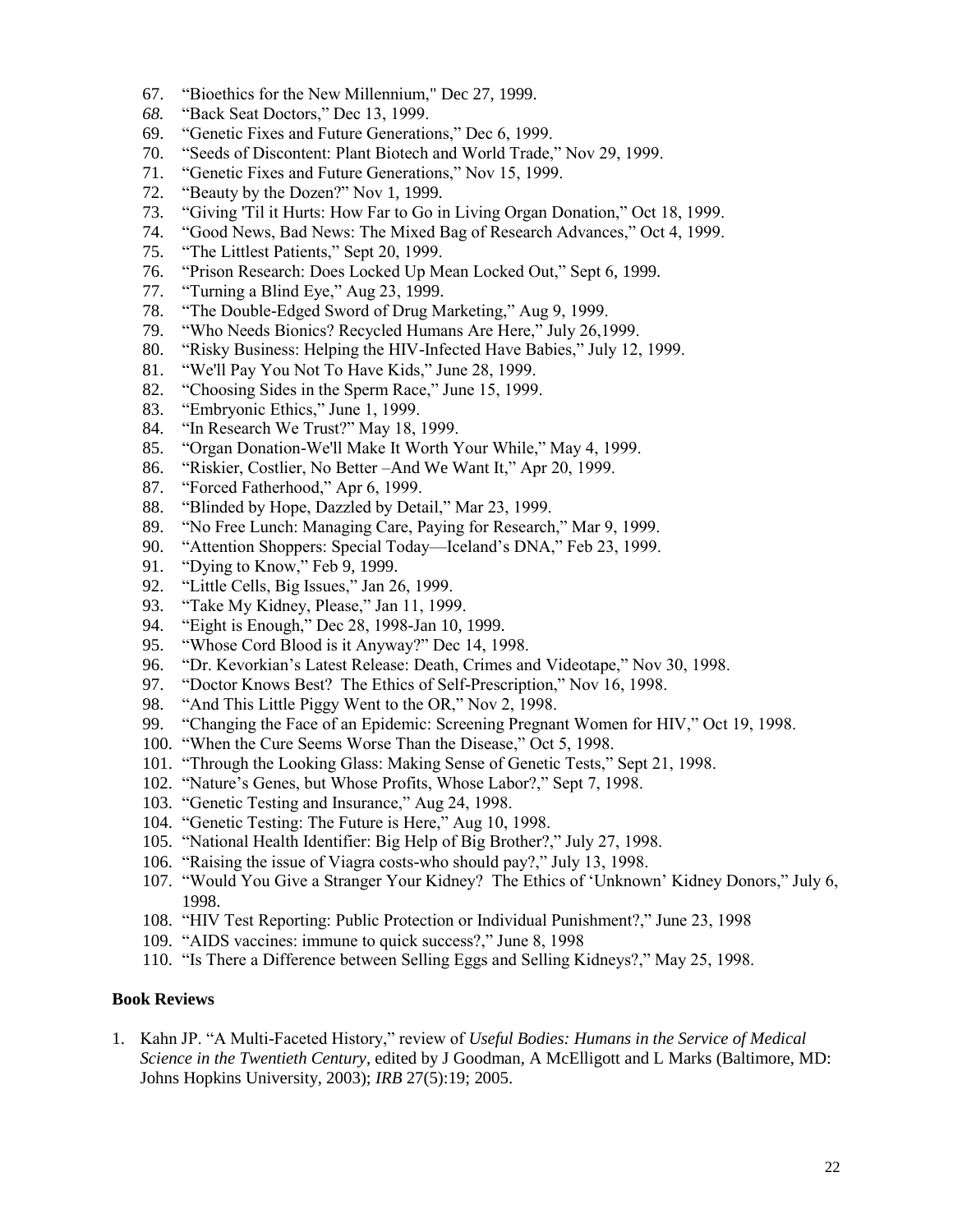67. "Bioethics for the New Millennium," Dec 27, 1999.
68. "Back Seat Doctors," Dec 13, 1999.
69. "Genetic Fixes and Future Generations," Dec 6, 1999.
70. "Seeds of Discontent: Plant Biotech and World Trade," Nov 29, 1999.
71. "Genetic Fixes and Future Generations," Nov 15, 1999.
72. "Beauty by the Dozen?" Nov 1, 1999.
73. "Giving 'Til it Hurts: How Far to Go in Living Organ Donation," Oct 18, 1999.
74. "Good News, Bad News: The Mixed Bag of Research Advances," Oct 4, 1999.
75. "The Littlest Patients," Sept 20, 1999.
76. "Prison Research: Does Locked Up Mean Locked Out," Sept 6, 1999.
77. "Turning a Blind Eye," Aug 23, 1999.
78. "The Double-Edged Sword of Drug Marketing," Aug 9, 1999.
79. "Who Needs Bionics? Recycled Humans Are Here," July 26,1999.
80. "Risky Business: Helping the HIV-Infected Have Babies," July 12, 1999.
81. "We'll Pay You Not To Have Kids," June 28, 1999.
82. "Choosing Sides in the Sperm Race," June 15, 1999.
83. "Embryonic Ethics," June 1, 1999.
84. "In Research We Trust?" May 18, 1999.
85. "Organ Donation-We'll Make It Worth Your While," May 4, 1999.
86. "Riskier, Costlier, No Better –And We Want It," Apr 20, 1999.
87. "Forced Fatherhood," Apr 6, 1999.
88. "Blinded by Hope, Dazzled by Detail," Mar 23, 1999.
89. "No Free Lunch: Managing Care, Paying for Research," Mar 9, 1999.
90. "Attention Shoppers: Special Today—Iceland's DNA," Feb 23, 1999.
91. "Dying to Know," Feb 9, 1999.
92. "Little Cells, Big Issues," Jan 26, 1999.
93. "Take My Kidney, Please," Jan 11, 1999.
94. "Eight is Enough," Dec 28, 1998-Jan 10, 1999.
95. "Whose Cord Blood is it Anyway?" Dec 14, 1998.
96. "Dr. Kevorkian's Latest Release: Death, Crimes and Videotape," Nov 30, 1998.
97. "Doctor Knows Best? The Ethics of Self-Prescription," Nov 16, 1998.
98. "And This Little Piggy Went to the OR," Nov 2, 1998.
99. "Changing the Face of an Epidemic: Screening Pregnant Women for HIV," Oct 19, 1998.
100. "When the Cure Seems Worse Than the Disease," Oct 5, 1998.
101. "Through the Looking Glass: Making Sense of Genetic Tests," Sept 21, 1998.
102. "Nature's Genes, but Whose Profits, Whose Labor?," Sept 7, 1998.
103. "Genetic Testing and Insurance," Aug 24, 1998.
104. "Genetic Testing: The Future is Here," Aug 10, 1998.
105. "National Health Identifier: Big Help of Big Brother?," July 27, 1998.
106. "Raising the issue of Viagra costs-who should pay?," July 13, 1998.
107. "Would You Give a Stranger Your Kidney? The Ethics of 'Unknown' Kidney Donors," July 6, 1998.
108. "HIV Test Reporting: Public Protection or Individual Punishment?," June 23, 1998
109. "AIDS vaccines: immune to quick success?," June 8, 1998
110. "Is There a Difference between Selling Eggs and Selling Kidneys?," May 25, 1998.

**Book Reviews**

1. Kahn JP. "A Multi-Faceted History," review of *Useful Bodies: Humans in the Service of Medical Science in the Twentieth Century*, edited by J Goodman, A McElligott and L Marks (Baltimore, MD: Johns Hopkins University, 2003); *IRB* 27(5):19; 2005.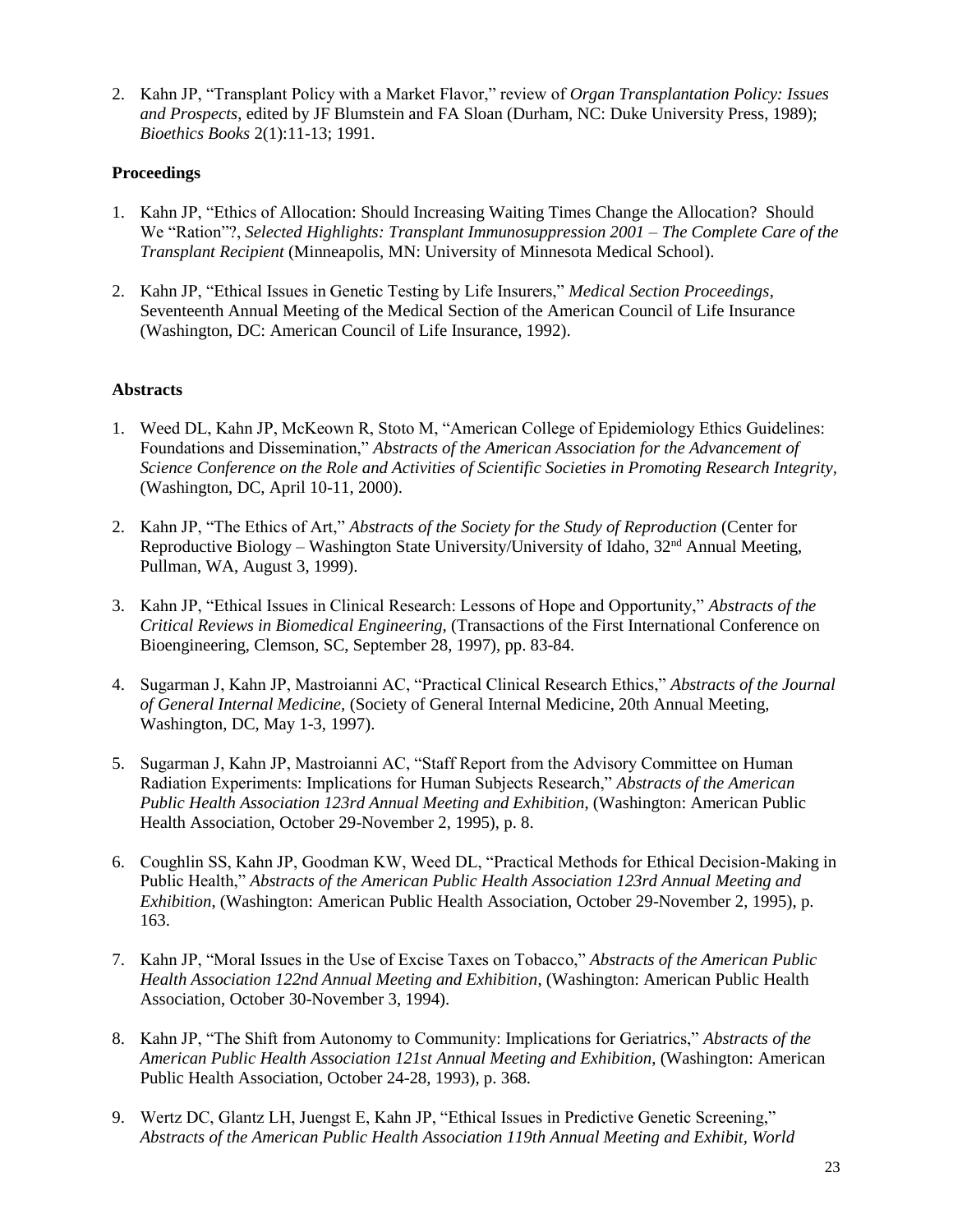2. Kahn JP, "Transplant Policy with a Market Flavor," review of *Organ Transplantation Policy: Issues and Prospects*, edited by JF Blumstein and FA Sloan (Durham, NC: Duke University Press, 1989); *Bioethics Books* 2(1):11-13; 1991.

**Proceedings**

1. Kahn JP, "Ethics of Allocation: Should Increasing Waiting Times Change the Allocation? Should We "Ration"?, *Selected Highlights: Transplant Immunosuppression 2001 – The Complete Care of the Transplant Recipient* (Minneapolis, MN: University of Minnesota Medical School).

2. Kahn JP, "Ethical Issues in Genetic Testing by Life Insurers," *Medical Section Proceedings*, Seventeenth Annual Meeting of the Medical Section of the American Council of Life Insurance (Washington, DC: American Council of Life Insurance, 1992).

**Abstracts**

1. Weed DL, Kahn JP, McKeown R, Stoto M, "American College of Epidemiology Ethics Guidelines: Foundations and Dissemination," *Abstracts of the American Association for the Advancement of Science Conference on the Role and Activities of Scientific Societies in Promoting Research Integrity*, (Washington, DC, April 10-11, 2000).

2. Kahn JP, "The Ethics of Art," *Abstracts of the Society for the Study of Reproduction* (Center for Reproductive Biology – Washington State University/University of Idaho, 32nd Annual Meeting, Pullman, WA, August 3, 1999).

3. Kahn JP, "Ethical Issues in Clinical Research: Lessons of Hope and Opportunity," *Abstracts of the Critical Reviews in Biomedical Engineering*, (Transactions of the First International Conference on Bioengineering, Clemson, SC, September 28, 1997), pp. 83-84.

4. Sugarman J, Kahn JP, Mastroianni AC, "Practical Clinical Research Ethics," *Abstracts of the Journal of General Internal Medicine*, (Society of General Internal Medicine, 20th Annual Meeting, Washington, DC, May 1-3, 1997).

5. Sugarman J, Kahn JP, Mastroianni AC, "Staff Report from the Advisory Committee on Human Radiation Experiments: Implications for Human Subjects Research," *Abstracts of the American Public Health Association 123rd Annual Meeting and Exhibition*, (Washington: American Public Health Association, October 29-November 2, 1995), p. 8.

6. Coughlin SS, Kahn JP, Goodman KW, Weed DL, "Practical Methods for Ethical Decision-Making in Public Health," *Abstracts of the American Public Health Association 123rd Annual Meeting and Exhibition*, (Washington: American Public Health Association, October 29-November 2, 1995), p. 163.

7. Kahn JP, "Moral Issues in the Use of Excise Taxes on Tobacco," *Abstracts of the American Public Health Association 122nd Annual Meeting and Exhibition*, (Washington: American Public Health Association, October 30-November 3, 1994).

8. Kahn JP, "The Shift from Autonomy to Community: Implications for Geriatrics," *Abstracts of the American Public Health Association 121st Annual Meeting and Exhibition*, (Washington: American Public Health Association, October 24-28, 1993), p. 368.

9. Wertz DC, Glantz LH, Juengst E, Kahn JP, "Ethical Issues in Predictive Genetic Screening," *Abstracts of the American Public Health Association 119th Annual Meeting and Exhibit, World*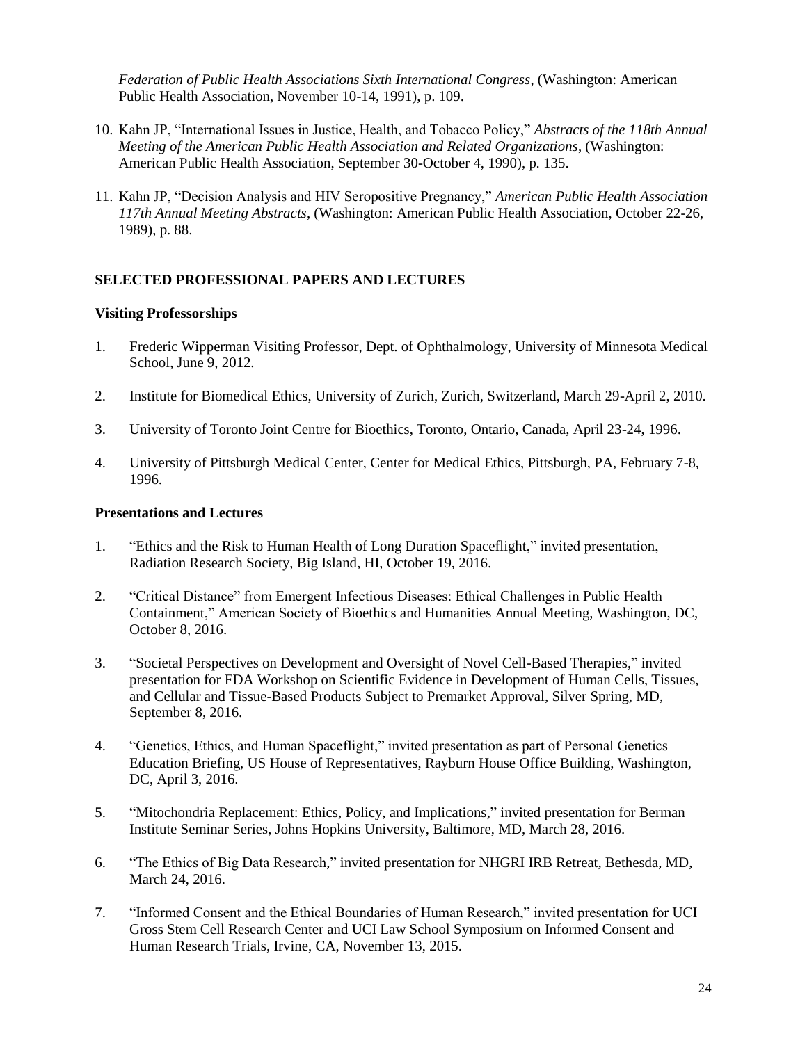*Federation of Public Health Associations Sixth International Congress*, (Washington: American Public Health Association, November 10-14, 1991), p. 109.

10. Kahn JP, "International Issues in Justice, Health, and Tobacco Policy," *Abstracts of the 118th Annual Meeting of the American Public Health Association and Related Organizations*, (Washington: American Public Health Association, September 30-October 4, 1990), p. 135.

11. Kahn JP, "Decision Analysis and HIV Seropositive Pregnancy," *American Public Health Association 117th Annual Meeting Abstracts*, (Washington: American Public Health Association, October 22-26, 1989), p. 88.

## SELECTED PROFESSIONAL PAPERS AND LECTURES

### Visiting Professorships

1. Frederic Wipperman Visiting Professor, Dept. of Ophthalmology, University of Minnesota Medical School, June 9, 2012.

2. Institute for Biomedical Ethics, University of Zurich, Zurich, Switzerland, March 29-April 2, 2010.

3. University of Toronto Joint Centre for Bioethics, Toronto, Ontario, Canada, April 23-24, 1996.

4. University of Pittsburgh Medical Center, Center for Medical Ethics, Pittsburgh, PA, February 7-8, 1996.

### Presentations and Lectures

1. "Ethics and the Risk to Human Health of Long Duration Spaceflight," invited presentation, Radiation Research Society, Big Island, HI, October 19, 2016.

2. "Critical Distance" from Emergent Infectious Diseases: Ethical Challenges in Public Health Containment," American Society of Bioethics and Humanities Annual Meeting, Washington, DC, October 8, 2016.

3. "Societal Perspectives on Development and Oversight of Novel Cell-Based Therapies," invited presentation for FDA Workshop on Scientific Evidence in Development of Human Cells, Tissues, and Cellular and Tissue-Based Products Subject to Premarket Approval, Silver Spring, MD, September 8, 2016.

4. "Genetics, Ethics, and Human Spaceflight," invited presentation as part of Personal Genetics Education Briefing, US House of Representatives, Rayburn House Office Building, Washington, DC, April 3, 2016.

5. "Mitochondria Replacement: Ethics, Policy, and Implications," invited presentation for Berman Institute Seminar Series, Johns Hopkins University, Baltimore, MD, March 28, 2016.

6. "The Ethics of Big Data Research," invited presentation for NHGRI IRB Retreat, Bethesda, MD, March 24, 2016.

7. "Informed Consent and the Ethical Boundaries of Human Research," invited presentation for UCI Gross Stem Cell Research Center and UCI Law School Symposium on Informed Consent and Human Research Trials, Irvine, CA, November 13, 2015.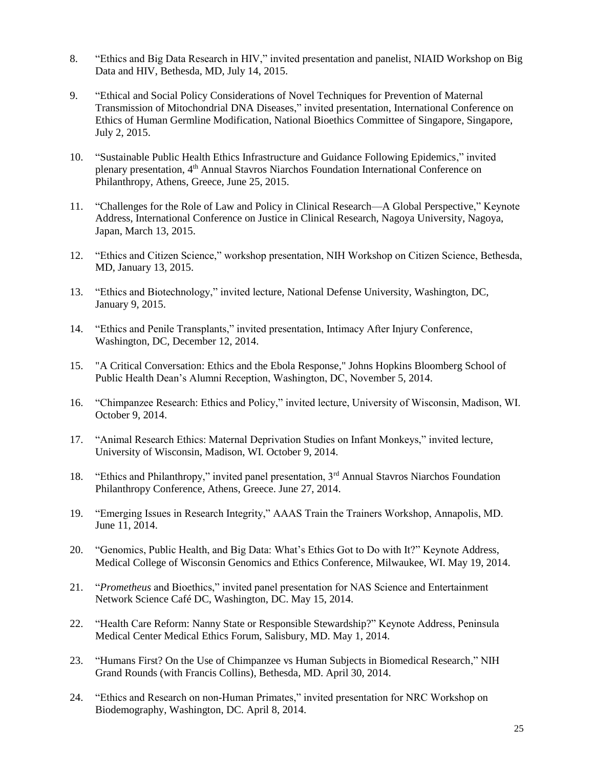8. "Ethics and Big Data Research in HIV," invited presentation and panelist, NIAID Workshop on Big Data and HIV, Bethesda, MD, July 14, 2015.

9. "Ethical and Social Policy Considerations of Novel Techniques for Prevention of Maternal Transmission of Mitochondrial DNA Diseases," invited presentation, International Conference on Ethics of Human Germline Modification, National Bioethics Committee of Singapore, Singapore, July 2, 2015.

10. "Sustainable Public Health Ethics Infrastructure and Guidance Following Epidemics," invited plenary presentation, 4th Annual Stavros Niarchos Foundation International Conference on Philanthropy, Athens, Greece, June 25, 2015.

11. "Challenges for the Role of Law and Policy in Clinical Research—A Global Perspective," Keynote Address, International Conference on Justice in Clinical Research, Nagoya University, Nagoya, Japan, March 13, 2015.

12. "Ethics and Citizen Science," workshop presentation, NIH Workshop on Citizen Science, Bethesda, MD, January 13, 2015.

13. "Ethics and Biotechnology," invited lecture, National Defense University, Washington, DC, January 9, 2015.

14. "Ethics and Penile Transplants," invited presentation, Intimacy After Injury Conference, Washington, DC, December 12, 2014.

15. "A Critical Conversation: Ethics and the Ebola Response," Johns Hopkins Bloomberg School of Public Health Dean's Alumni Reception, Washington, DC, November 5, 2014.

16. "Chimpanzee Research: Ethics and Policy," invited lecture, University of Wisconsin, Madison, WI. October 9, 2014.

17. "Animal Research Ethics: Maternal Deprivation Studies on Infant Monkeys," invited lecture, University of Wisconsin, Madison, WI. October 9, 2014.

18. "Ethics and Philanthropy," invited panel presentation, 3rd Annual Stavros Niarchos Foundation Philanthropy Conference, Athens, Greece. June 27, 2014.

19. "Emerging Issues in Research Integrity," AAAS Train the Trainers Workshop, Annapolis, MD. June 11, 2014.

20. "Genomics, Public Health, and Big Data: What's Ethics Got to Do with It?" Keynote Address, Medical College of Wisconsin Genomics and Ethics Conference, Milwaukee, WI. May 19, 2014.

21. "*Prometheus* and Bioethics," invited panel presentation for NAS Science and Entertainment Network Science Café DC, Washington, DC. May 15, 2014.

22. "Health Care Reform: Nanny State or Responsible Stewardship?" Keynote Address, Peninsula Medical Center Medical Ethics Forum, Salisbury, MD. May 1, 2014.

23. "Humans First? On the Use of Chimpanzee vs Human Subjects in Biomedical Research," NIH Grand Rounds (with Francis Collins), Bethesda, MD. April 30, 2014.

24. "Ethics and Research on non-Human Primates," invited presentation for NRC Workshop on Biodemography, Washington, DC. April 8, 2014.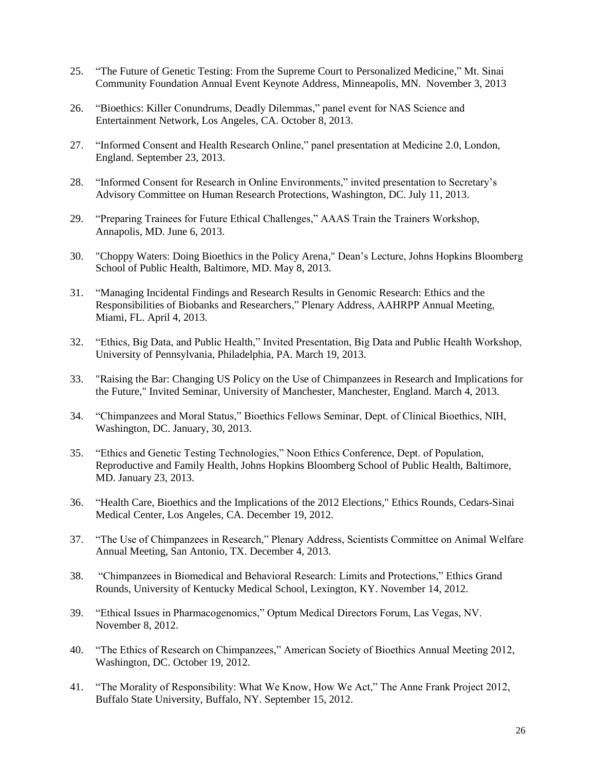25. "The Future of Genetic Testing: From the Supreme Court to Personalized Medicine," Mt. Sinai Community Foundation Annual Event Keynote Address, Minneapolis, MN. November 3, 2013

26. "Bioethics: Killer Conundrums, Deadly Dilemmas," panel event for NAS Science and Entertainment Network, Los Angeles, CA. October 8, 2013.

27. "Informed Consent and Health Research Online," panel presentation at Medicine 2.0, London, England. September 23, 2013.

28. "Informed Consent for Research in Online Environments," invited presentation to Secretary's Advisory Committee on Human Research Protections, Washington, DC. July 11, 2013.

29. "Preparing Trainees for Future Ethical Challenges," AAAS Train the Trainers Workshop, Annapolis, MD. June 6, 2013.

30. "Choppy Waters: Doing Bioethics in the Policy Arena," Dean's Lecture, Johns Hopkins Bloomberg School of Public Health, Baltimore, MD. May 8, 2013.

31. "Managing Incidental Findings and Research Results in Genomic Research: Ethics and the Responsibilities of Biobanks and Researchers," Plenary Address, AAHRPP Annual Meeting, Miami, FL. April 4, 2013.

32. "Ethics, Big Data, and Public Health," Invited Presentation, Big Data and Public Health Workshop, University of Pennsylvania, Philadelphia, PA. March 19, 2013.

33. "Raising the Bar: Changing US Policy on the Use of Chimpanzees in Research and Implications for the Future," Invited Seminar, University of Manchester, Manchester, England. March 4, 2013.

34. "Chimpanzees and Moral Status," Bioethics Fellows Seminar, Dept. of Clinical Bioethics, NIH, Washington, DC. January, 30, 2013.

35. "Ethics and Genetic Testing Technologies," Noon Ethics Conference, Dept. of Population, Reproductive and Family Health, Johns Hopkins Bloomberg School of Public Health, Baltimore, MD. January 23, 2013.

36. "Health Care, Bioethics and the Implications of the 2012 Elections," Ethics Rounds, Cedars-Sinai Medical Center, Los Angeles, CA. December 19, 2012.

37. "The Use of Chimpanzees in Research," Plenary Address, Scientists Committee on Animal Welfare Annual Meeting, San Antonio, TX. December 4, 2013.

38. "Chimpanzees in Biomedical and Behavioral Research: Limits and Protections," Ethics Grand Rounds, University of Kentucky Medical School, Lexington, KY. November 14, 2012.

39. "Ethical Issues in Pharmacogenomics," Optum Medical Directors Forum, Las Vegas, NV. November 8, 2012.

40. "The Ethics of Research on Chimpanzees," American Society of Bioethics Annual Meeting 2012, Washington, DC. October 19, 2012.

41. "The Morality of Responsibility: What We Know, How We Act," The Anne Frank Project 2012, Buffalo State University, Buffalo, NY. September 15, 2012.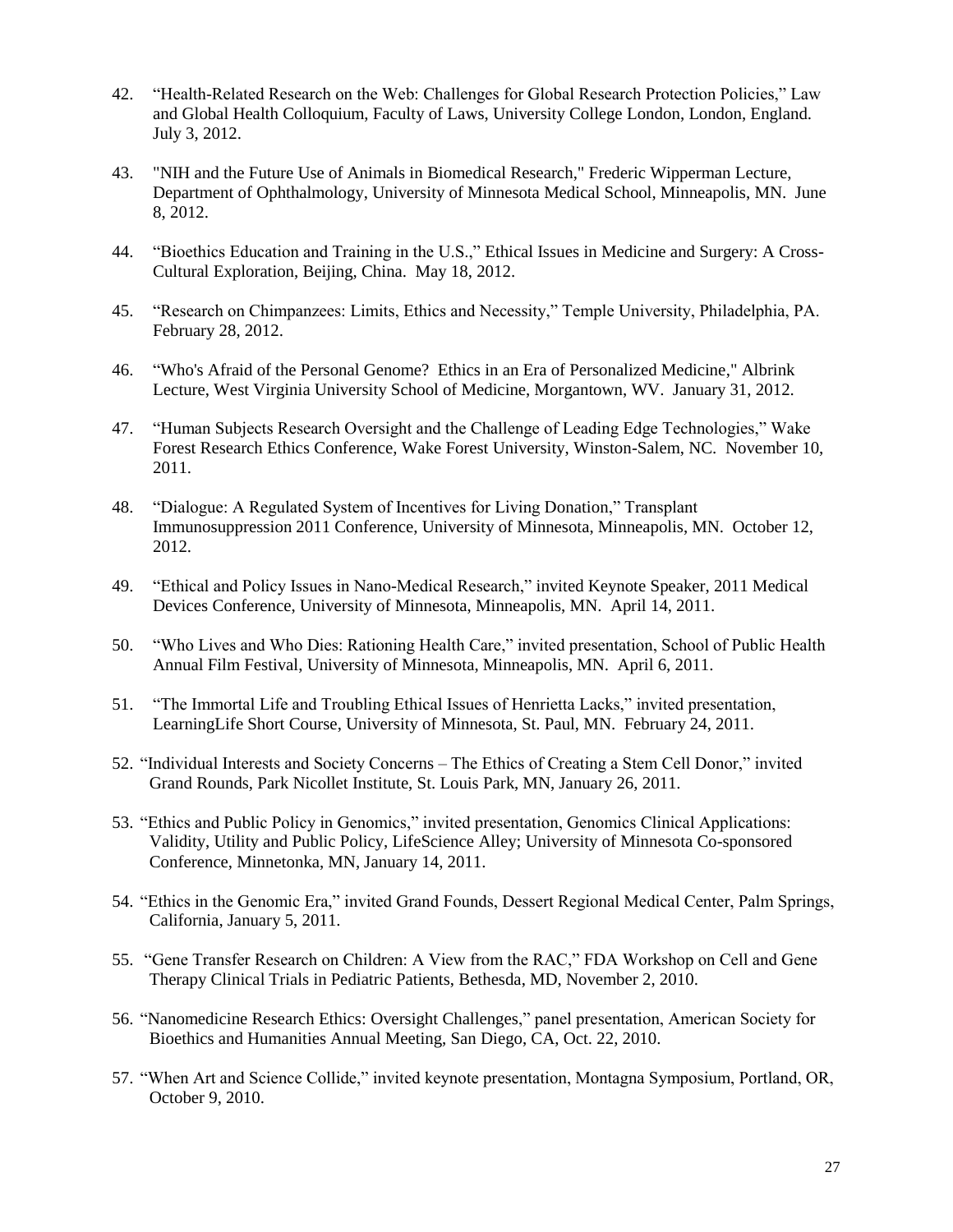42. "Health-Related Research on the Web: Challenges for Global Research Protection Policies," Law and Global Health Colloquium, Faculty of Laws, University College London, London, England. July 3, 2012.

43. "NIH and the Future Use of Animals in Biomedical Research," Frederic Wipperman Lecture, Department of Ophthalmology, University of Minnesota Medical School, Minneapolis, MN. June 8, 2012.

44. "Bioethics Education and Training in the U.S.," Ethical Issues in Medicine and Surgery: A Cross-Cultural Exploration, Beijing, China. May 18, 2012.

45. "Research on Chimpanzees: Limits, Ethics and Necessity," Temple University, Philadelphia, PA. February 28, 2012.

46. "Who's Afraid of the Personal Genome? Ethics in an Era of Personalized Medicine," Albrink Lecture, West Virginia University School of Medicine, Morgantown, WV. January 31, 2012.

47. "Human Subjects Research Oversight and the Challenge of Leading Edge Technologies," Wake Forest Research Ethics Conference, Wake Forest University, Winston-Salem, NC. November 10, 2011.

48. "Dialogue: A Regulated System of Incentives for Living Donation," Transplant Immunosuppression 2011 Conference, University of Minnesota, Minneapolis, MN. October 12, 2012.

49. "Ethical and Policy Issues in Nano-Medical Research," invited Keynote Speaker, 2011 Medical Devices Conference, University of Minnesota, Minneapolis, MN. April 14, 2011.

50. "Who Lives and Who Dies: Rationing Health Care," invited presentation, School of Public Health Annual Film Festival, University of Minnesota, Minneapolis, MN. April 6, 2011.

51. "The Immortal Life and Troubling Ethical Issues of Henrietta Lacks," invited presentation, LearningLife Short Course, University of Minnesota, St. Paul, MN. February 24, 2011.

52. "Individual Interests and Society Concerns – The Ethics of Creating a Stem Cell Donor," invited Grand Rounds, Park Nicollet Institute, St. Louis Park, MN, January 26, 2011.

53. "Ethics and Public Policy in Genomics," invited presentation, Genomics Clinical Applications: Validity, Utility and Public Policy, LifeScience Alley; University of Minnesota Co-sponsored Conference, Minnetonka, MN, January 14, 2011.

54. "Ethics in the Genomic Era," invited Grand Founds, Dessert Regional Medical Center, Palm Springs, California, January 5, 2011.

55. "Gene Transfer Research on Children: A View from the RAC," FDA Workshop on Cell and Gene Therapy Clinical Trials in Pediatric Patients, Bethesda, MD, November 2, 2010.

56. "Nanomedicine Research Ethics: Oversight Challenges," panel presentation, American Society for Bioethics and Humanities Annual Meeting, San Diego, CA, Oct. 22, 2010.

57. "When Art and Science Collide," invited keynote presentation, Montagna Symposium, Portland, OR, October 9, 2010.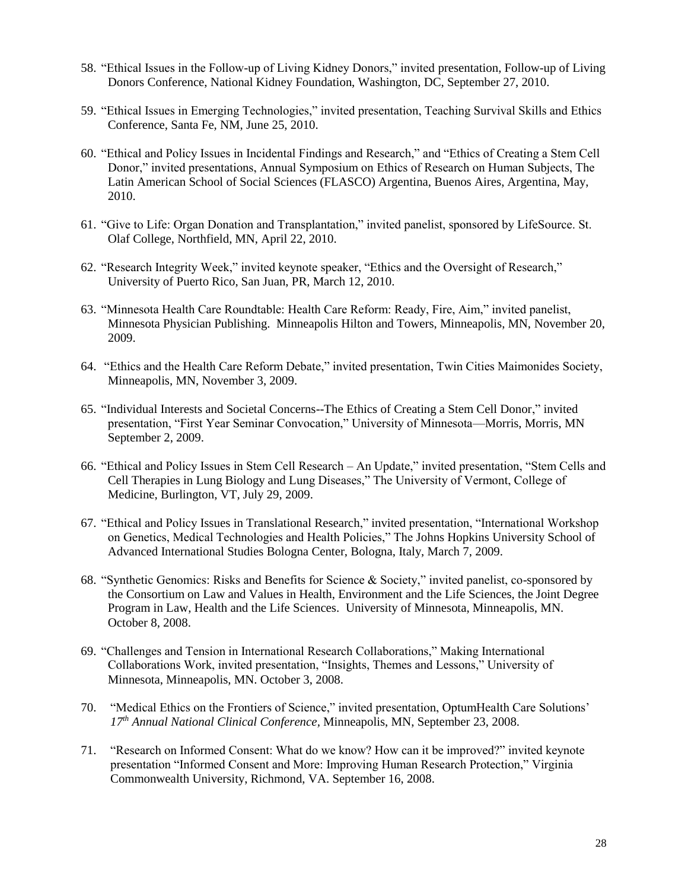58. "Ethical Issues in the Follow-up of Living Kidney Donors," invited presentation, Follow-up of Living Donors Conference, National Kidney Foundation, Washington, DC, September 27, 2010.

59. "Ethical Issues in Emerging Technologies," invited presentation, Teaching Survival Skills and Ethics Conference, Santa Fe, NM, June 25, 2010.

60. "Ethical and Policy Issues in Incidental Findings and Research," and "Ethics of Creating a Stem Cell Donor," invited presentations, Annual Symposium on Ethics of Research on Human Subjects, The Latin American School of Social Sciences (FLASCO) Argentina, Buenos Aires, Argentina, May, 2010.

61. "Give to Life: Organ Donation and Transplantation," invited panelist, sponsored by LifeSource. St. Olaf College, Northfield, MN, April 22, 2010.

62. "Research Integrity Week," invited keynote speaker, "Ethics and the Oversight of Research," University of Puerto Rico, San Juan, PR, March 12, 2010.

63. "Minnesota Health Care Roundtable: Health Care Reform: Ready, Fire, Aim," invited panelist, Minnesota Physician Publishing. Minneapolis Hilton and Towers, Minneapolis, MN, November 20, 2009.

64. "Ethics and the Health Care Reform Debate," invited presentation, Twin Cities Maimonides Society, Minneapolis, MN, November 3, 2009.

65. "Individual Interests and Societal Concerns--The Ethics of Creating a Stem Cell Donor," invited presentation, "First Year Seminar Convocation," University of Minnesota—Morris, Morris, MN September 2, 2009.

66. "Ethical and Policy Issues in Stem Cell Research – An Update," invited presentation, "Stem Cells and Cell Therapies in Lung Biology and Lung Diseases," The University of Vermont, College of Medicine, Burlington, VT, July 29, 2009.

67. "Ethical and Policy Issues in Translational Research," invited presentation, "International Workshop on Genetics, Medical Technologies and Health Policies," The Johns Hopkins University School of Advanced International Studies Bologna Center, Bologna, Italy, March 7, 2009.

68. "Synthetic Genomics: Risks and Benefits for Science & Society," invited panelist, co-sponsored by the Consortium on Law and Values in Health, Environment and the Life Sciences, the Joint Degree Program in Law, Health and the Life Sciences. University of Minnesota, Minneapolis, MN. October 8, 2008.

69. "Challenges and Tension in International Research Collaborations," Making International Collaborations Work, invited presentation, "Insights, Themes and Lessons," University of Minnesota, Minneapolis, MN. October 3, 2008.

70. "Medical Ethics on the Frontiers of Science," invited presentation, OptumHealth Care Solutions' *17th Annual National Clinical Conference*, Minneapolis, MN, September 23, 2008.

71. "Research on Informed Consent: What do we know? How can it be improved?" invited keynote presentation "Informed Consent and More: Improving Human Research Protection," Virginia Commonwealth University, Richmond, VA. September 16, 2008.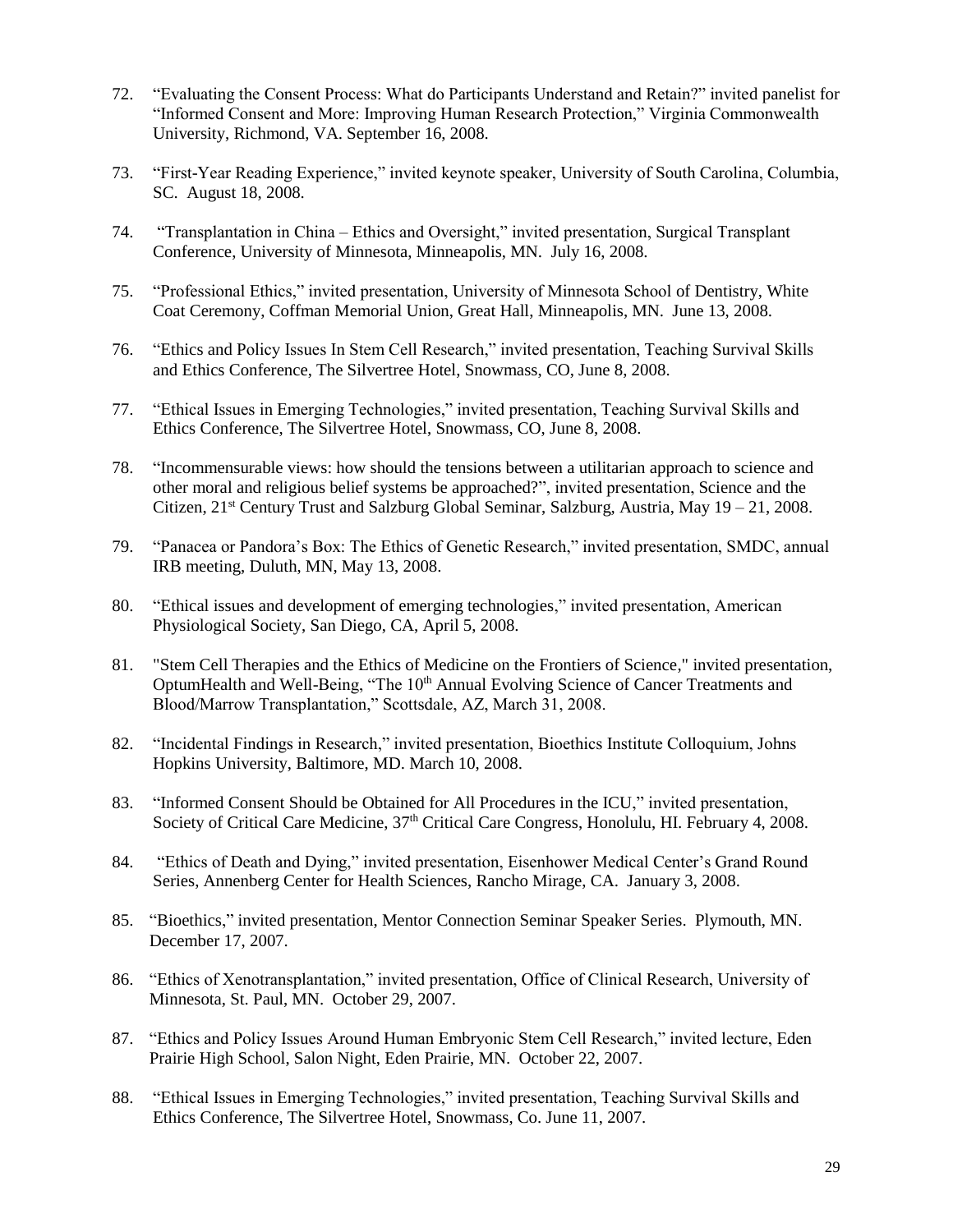72. "Evaluating the Consent Process: What do Participants Understand and Retain?" invited panelist for "Informed Consent and More: Improving Human Research Protection," Virginia Commonwealth University, Richmond, VA. September 16, 2008.

73. "First-Year Reading Experience," invited keynote speaker, University of South Carolina, Columbia, SC. August 18, 2008.

74. "Transplantation in China – Ethics and Oversight," invited presentation, Surgical Transplant Conference, University of Minnesota, Minneapolis, MN. July 16, 2008.

75. "Professional Ethics," invited presentation, University of Minnesota School of Dentistry, White Coat Ceremony, Coffman Memorial Union, Great Hall, Minneapolis, MN. June 13, 2008.

76. "Ethics and Policy Issues In Stem Cell Research," invited presentation, Teaching Survival Skills and Ethics Conference, The Silvertree Hotel, Snowmass, CO, June 8, 2008.

77. "Ethical Issues in Emerging Technologies," invited presentation, Teaching Survival Skills and Ethics Conference, The Silvertree Hotel, Snowmass, CO, June 8, 2008.

78. "Incommensurable views: how should the tensions between a utilitarian approach to science and other moral and religious belief systems be approached?", invited presentation, Science and the Citizen, 21st Century Trust and Salzburg Global Seminar, Salzburg, Austria, May 19 – 21, 2008.

79. "Panacea or Pandora's Box: The Ethics of Genetic Research," invited presentation, SMDC, annual IRB meeting, Duluth, MN, May 13, 2008.

80. "Ethical issues and development of emerging technologies," invited presentation, American Physiological Society, San Diego, CA, April 5, 2008.

81. "Stem Cell Therapies and the Ethics of Medicine on the Frontiers of Science," invited presentation, OptumHealth and Well-Being, "The 10th Annual Evolving Science of Cancer Treatments and Blood/Marrow Transplantation," Scottsdale, AZ, March 31, 2008.

82. "Incidental Findings in Research," invited presentation, Bioethics Institute Colloquium, Johns Hopkins University, Baltimore, MD. March 10, 2008.

83. "Informed Consent Should be Obtained for All Procedures in the ICU," invited presentation, Society of Critical Care Medicine, 37th Critical Care Congress, Honolulu, HI. February 4, 2008.

84. "Ethics of Death and Dying," invited presentation, Eisenhower Medical Center's Grand Round Series, Annenberg Center for Health Sciences, Rancho Mirage, CA. January 3, 2008.

85. "Bioethics," invited presentation, Mentor Connection Seminar Speaker Series. Plymouth, MN. December 17, 2007.

86. "Ethics of Xenotransplantation," invited presentation, Office of Clinical Research, University of Minnesota, St. Paul, MN. October 29, 2007.

87. "Ethics and Policy Issues Around Human Embryonic Stem Cell Research," invited lecture, Eden Prairie High School, Salon Night, Eden Prairie, MN. October 22, 2007.

88. "Ethical Issues in Emerging Technologies," invited presentation, Teaching Survival Skills and Ethics Conference, The Silvertree Hotel, Snowmass, Co. June 11, 2007.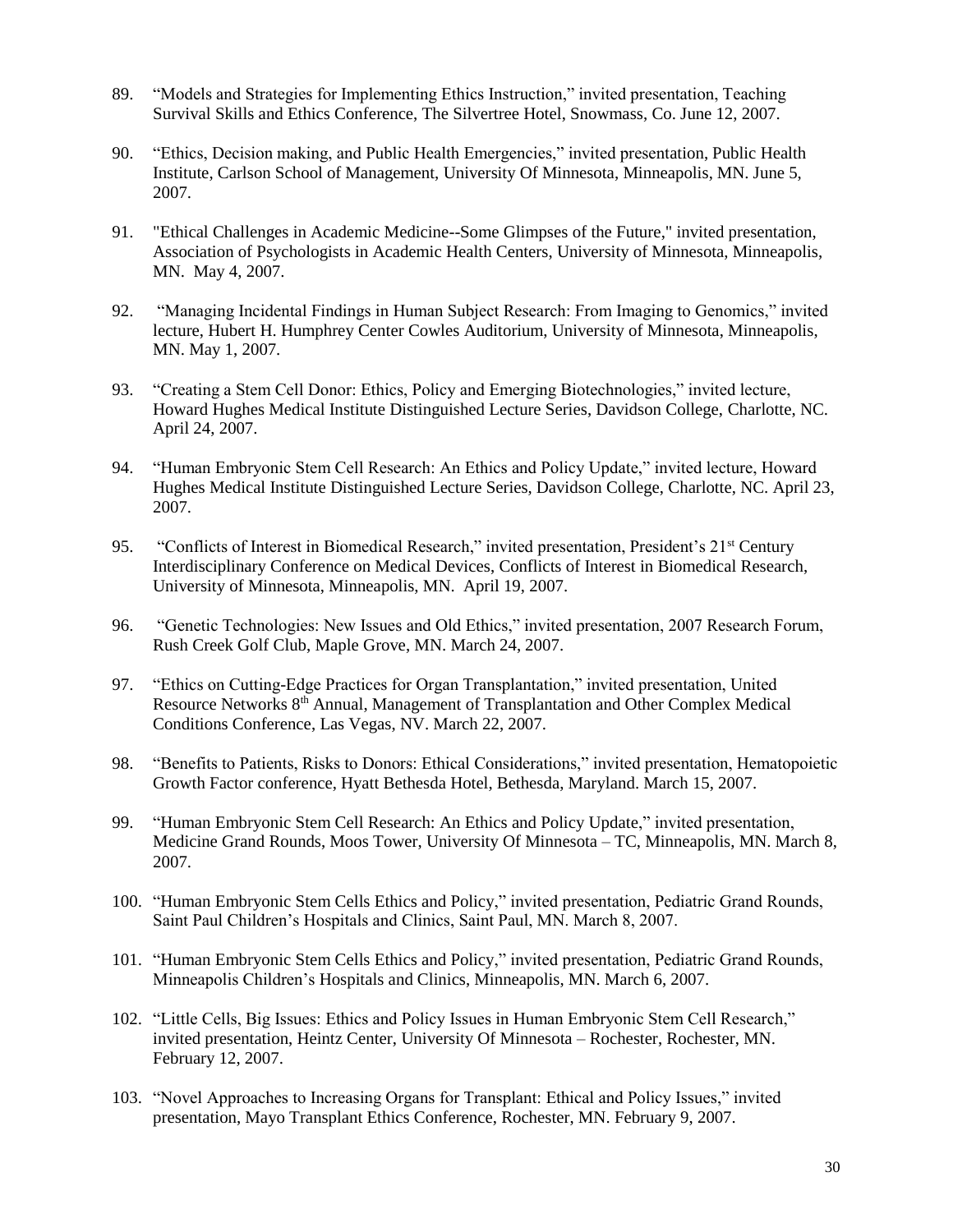89. “Models and Strategies for Implementing Ethics Instruction,” invited presentation, Teaching Survival Skills and Ethics Conference, The Silvertree Hotel, Snowmass, Co. June 12, 2007.

90. “Ethics, Decision making, and Public Health Emergencies,” invited presentation, Public Health Institute, Carlson School of Management, University Of Minnesota, Minneapolis, MN. June 5, 2007.

91. "Ethical Challenges in Academic Medicine--Some Glimpses of the Future," invited presentation, Association of Psychologists in Academic Health Centers, University of Minnesota, Minneapolis, MN. May 4, 2007.

92. “Managing Incidental Findings in Human Subject Research: From Imaging to Genomics,” invited lecture, Hubert H. Humphrey Center Cowles Auditorium, University of Minnesota, Minneapolis, MN. May 1, 2007.

93. “Creating a Stem Cell Donor: Ethics, Policy and Emerging Biotechnologies,” invited lecture, Howard Hughes Medical Institute Distinguished Lecture Series, Davidson College, Charlotte, NC. April 24, 2007.

94. “Human Embryonic Stem Cell Research: An Ethics and Policy Update,” invited lecture, Howard Hughes Medical Institute Distinguished Lecture Series, Davidson College, Charlotte, NC. April 23, 2007.

95. “Conflicts of Interest in Biomedical Research,” invited presentation, President’s 21st Century Interdisciplinary Conference on Medical Devices, Conflicts of Interest in Biomedical Research, University of Minnesota, Minneapolis, MN. April 19, 2007.

96. “Genetic Technologies: New Issues and Old Ethics,” invited presentation, 2007 Research Forum, Rush Creek Golf Club, Maple Grove, MN. March 24, 2007.

97. “Ethics on Cutting-Edge Practices for Organ Transplantation,” invited presentation, United Resource Networks 8th Annual, Management of Transplantation and Other Complex Medical Conditions Conference, Las Vegas, NV. March 22, 2007.

98. “Benefits to Patients, Risks to Donors: Ethical Considerations,” invited presentation, Hematopoietic Growth Factor conference, Hyatt Bethesda Hotel, Bethesda, Maryland. March 15, 2007.

99. “Human Embryonic Stem Cell Research: An Ethics and Policy Update,” invited presentation, Medicine Grand Rounds, Moos Tower, University Of Minnesota – TC, Minneapolis, MN. March 8, 2007.

100. “Human Embryonic Stem Cells Ethics and Policy,” invited presentation, Pediatric Grand Rounds, Saint Paul Children’s Hospitals and Clinics, Saint Paul, MN. March 8, 2007.

101. “Human Embryonic Stem Cells Ethics and Policy,” invited presentation, Pediatric Grand Rounds, Minneapolis Children’s Hospitals and Clinics, Minneapolis, MN. March 6, 2007.

102. “Little Cells, Big Issues: Ethics and Policy Issues in Human Embryonic Stem Cell Research,” invited presentation, Heintz Center, University Of Minnesota – Rochester, Rochester, MN. February 12, 2007.

103. “Novel Approaches to Increasing Organs for Transplant: Ethical and Policy Issues,” invited presentation, Mayo Transplant Ethics Conference, Rochester, MN. February 9, 2007.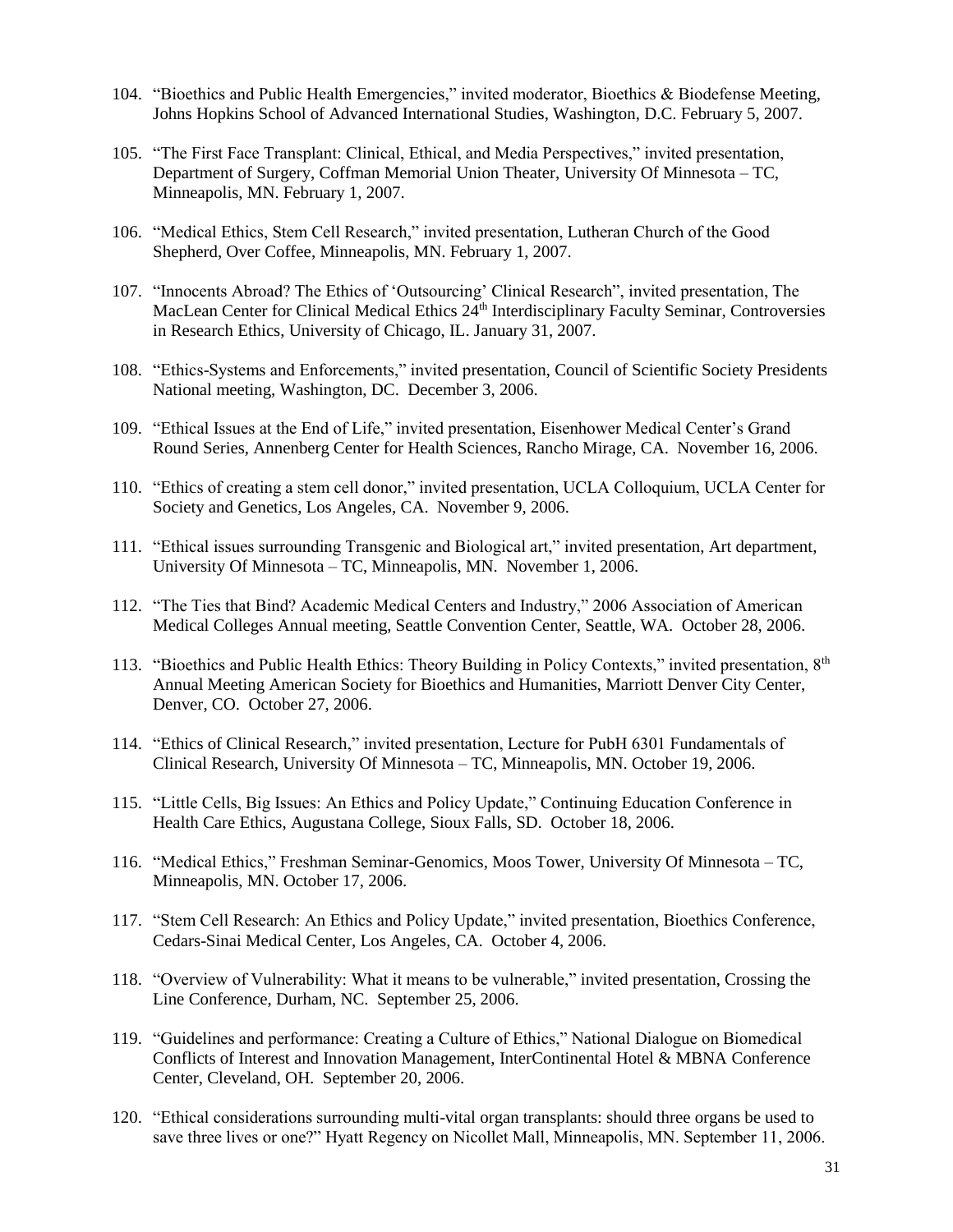104. "Bioethics and Public Health Emergencies," invited moderator, Bioethics & Biodefense Meeting, Johns Hopkins School of Advanced International Studies, Washington, D.C. February 5, 2007.

105. "The First Face Transplant: Clinical, Ethical, and Media Perspectives," invited presentation, Department of Surgery, Coffman Memorial Union Theater, University Of Minnesota – TC, Minneapolis, MN. February 1, 2007.

106. "Medical Ethics, Stem Cell Research," invited presentation, Lutheran Church of the Good Shepherd, Over Coffee, Minneapolis, MN. February 1, 2007.

107. "Innocents Abroad? The Ethics of 'Outsourcing' Clinical Research", invited presentation, The MacLean Center for Clinical Medical Ethics 24th Interdisciplinary Faculty Seminar, Controversies in Research Ethics, University of Chicago, IL. January 31, 2007.

108. "Ethics-Systems and Enforcements," invited presentation, Council of Scientific Society Presidents National meeting, Washington, DC. December 3, 2006.

109. "Ethical Issues at the End of Life," invited presentation, Eisenhower Medical Center's Grand Round Series, Annenberg Center for Health Sciences, Rancho Mirage, CA. November 16, 2006.

110. "Ethics of creating a stem cell donor," invited presentation, UCLA Colloquium, UCLA Center for Society and Genetics, Los Angeles, CA. November 9, 2006.

111. "Ethical issues surrounding Transgenic and Biological art," invited presentation, Art department, University Of Minnesota – TC, Minneapolis, MN. November 1, 2006.

112. "The Ties that Bind? Academic Medical Centers and Industry," 2006 Association of American Medical Colleges Annual meeting, Seattle Convention Center, Seattle, WA. October 28, 2006.

113. "Bioethics and Public Health Ethics: Theory Building in Policy Contexts," invited presentation, 8th Annual Meeting American Society for Bioethics and Humanities, Marriott Denver City Center, Denver, CO. October 27, 2006.

114. "Ethics of Clinical Research," invited presentation, Lecture for PubH 6301 Fundamentals of Clinical Research, University Of Minnesota – TC, Minneapolis, MN. October 19, 2006.

115. "Little Cells, Big Issues: An Ethics and Policy Update," Continuing Education Conference in Health Care Ethics, Augustana College, Sioux Falls, SD. October 18, 2006.

116. "Medical Ethics," Freshman Seminar-Genomics, Moos Tower, University Of Minnesota – TC, Minneapolis, MN. October 17, 2006.

117. "Stem Cell Research: An Ethics and Policy Update," invited presentation, Bioethics Conference, Cedars-Sinai Medical Center, Los Angeles, CA. October 4, 2006.

118. "Overview of Vulnerability: What it means to be vulnerable," invited presentation, Crossing the Line Conference, Durham, NC. September 25, 2006.

119. "Guidelines and performance: Creating a Culture of Ethics," National Dialogue on Biomedical Conflicts of Interest and Innovation Management, InterContinental Hotel & MBNA Conference Center, Cleveland, OH. September 20, 2006.

120. "Ethical considerations surrounding multi-vital organ transplants: should three organs be used to save three lives or one?" Hyatt Regency on Nicollet Mall, Minneapolis, MN. September 11, 2006.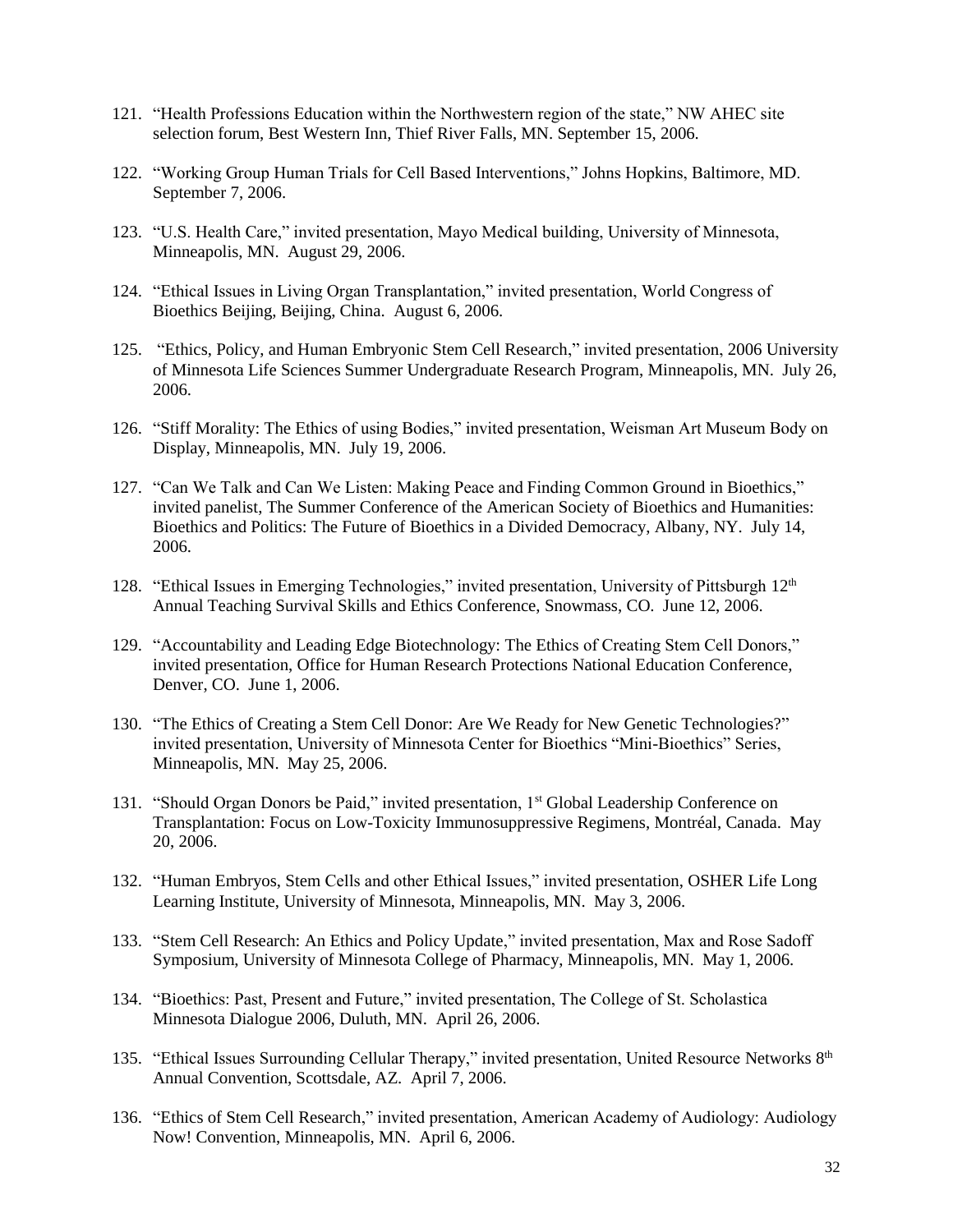121. "Health Professions Education within the Northwestern region of the state," NW AHEC site selection forum, Best Western Inn, Thief River Falls, MN. September 15, 2006.

122. "Working Group Human Trials for Cell Based Interventions," Johns Hopkins, Baltimore, MD. September 7, 2006.

123. "U.S. Health Care," invited presentation, Mayo Medical building, University of Minnesota, Minneapolis, MN. August 29, 2006.

124. "Ethical Issues in Living Organ Transplantation," invited presentation, World Congress of Bioethics Beijing, Beijing, China. August 6, 2006.

125. "Ethics, Policy, and Human Embryonic Stem Cell Research," invited presentation, 2006 University of Minnesota Life Sciences Summer Undergraduate Research Program, Minneapolis, MN. July 26, 2006.

126. "Stiff Morality: The Ethics of using Bodies," invited presentation, Weisman Art Museum Body on Display, Minneapolis, MN. July 19, 2006.

127. "Can We Talk and Can We Listen: Making Peace and Finding Common Ground in Bioethics," invited panelist, The Summer Conference of the American Society of Bioethics and Humanities: Bioethics and Politics: The Future of Bioethics in a Divided Democracy, Albany, NY. July 14, 2006.

128. "Ethical Issues in Emerging Technologies," invited presentation, University of Pittsburgh 12th Annual Teaching Survival Skills and Ethics Conference, Snowmass, CO. June 12, 2006.

129. "Accountability and Leading Edge Biotechnology: The Ethics of Creating Stem Cell Donors," invited presentation, Office for Human Research Protections National Education Conference, Denver, CO. June 1, 2006.

130. "The Ethics of Creating a Stem Cell Donor: Are We Ready for New Genetic Technologies?" invited presentation, University of Minnesota Center for Bioethics "Mini-Bioethics" Series, Minneapolis, MN. May 25, 2006.

131. "Should Organ Donors be Paid," invited presentation, 1st Global Leadership Conference on Transplantation: Focus on Low-Toxicity Immunosuppressive Regimens, Montréal, Canada. May 20, 2006.

132. "Human Embryos, Stem Cells and other Ethical Issues," invited presentation, OSHER Life Long Learning Institute, University of Minnesota, Minneapolis, MN. May 3, 2006.

133. "Stem Cell Research: An Ethics and Policy Update," invited presentation, Max and Rose Sadoff Symposium, University of Minnesota College of Pharmacy, Minneapolis, MN. May 1, 2006.

134. "Bioethics: Past, Present and Future," invited presentation, The College of St. Scholastica Minnesota Dialogue 2006, Duluth, MN. April 26, 2006.

135. "Ethical Issues Surrounding Cellular Therapy," invited presentation, United Resource Networks 8th Annual Convention, Scottsdale, AZ. April 7, 2006.

136. "Ethics of Stem Cell Research," invited presentation, American Academy of Audiology: Audiology Now! Convention, Minneapolis, MN. April 6, 2006.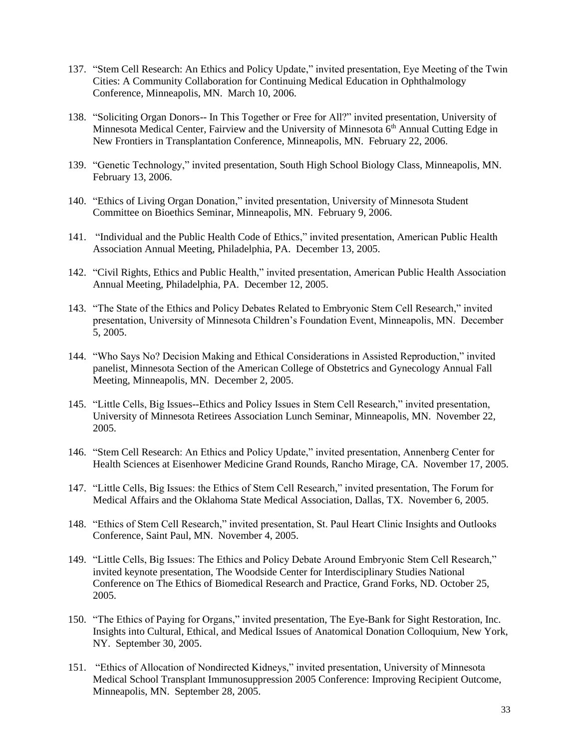137. "Stem Cell Research: An Ethics and Policy Update," invited presentation, Eye Meeting of the Twin Cities: A Community Collaboration for Continuing Medical Education in Ophthalmology Conference, Minneapolis, MN. March 10, 2006.

138. "Soliciting Organ Donors-- In This Together or Free for All?" invited presentation, University of Minnesota Medical Center, Fairview and the University of Minnesota 6th Annual Cutting Edge in New Frontiers in Transplantation Conference, Minneapolis, MN. February 22, 2006.

139. "Genetic Technology," invited presentation, South High School Biology Class, Minneapolis, MN. February 13, 2006.

140. "Ethics of Living Organ Donation," invited presentation, University of Minnesota Student Committee on Bioethics Seminar, Minneapolis, MN. February 9, 2006.

141. "Individual and the Public Health Code of Ethics," invited presentation, American Public Health Association Annual Meeting, Philadelphia, PA. December 13, 2005.

142. "Civil Rights, Ethics and Public Health," invited presentation, American Public Health Association Annual Meeting, Philadelphia, PA. December 12, 2005.

143. "The State of the Ethics and Policy Debates Related to Embryonic Stem Cell Research," invited presentation, University of Minnesota Children's Foundation Event, Minneapolis, MN. December 5, 2005.

144. "Who Says No? Decision Making and Ethical Considerations in Assisted Reproduction," invited panelist, Minnesota Section of the American College of Obstetrics and Gynecology Annual Fall Meeting, Minneapolis, MN. December 2, 2005.

145. "Little Cells, Big Issues--Ethics and Policy Issues in Stem Cell Research," invited presentation, University of Minnesota Retirees Association Lunch Seminar, Minneapolis, MN. November 22, 2005.

146. "Stem Cell Research: An Ethics and Policy Update," invited presentation, Annenberg Center for Health Sciences at Eisenhower Medicine Grand Rounds, Rancho Mirage, CA. November 17, 2005.

147. "Little Cells, Big Issues: the Ethics of Stem Cell Research," invited presentation, The Forum for Medical Affairs and the Oklahoma State Medical Association, Dallas, TX. November 6, 2005.

148. "Ethics of Stem Cell Research," invited presentation, St. Paul Heart Clinic Insights and Outlooks Conference, Saint Paul, MN. November 4, 2005.

149. "Little Cells, Big Issues: The Ethics and Policy Debate Around Embryonic Stem Cell Research," invited keynote presentation, The Woodside Center for Interdisciplinary Studies National Conference on The Ethics of Biomedical Research and Practice, Grand Forks, ND. October 25, 2005.

150. "The Ethics of Paying for Organs," invited presentation, The Eye-Bank for Sight Restoration, Inc. Insights into Cultural, Ethical, and Medical Issues of Anatomical Donation Colloquium, New York, NY. September 30, 2005.

151. "Ethics of Allocation of Nondirected Kidneys," invited presentation, University of Minnesota Medical School Transplant Immunosuppression 2005 Conference: Improving Recipient Outcome, Minneapolis, MN. September 28, 2005.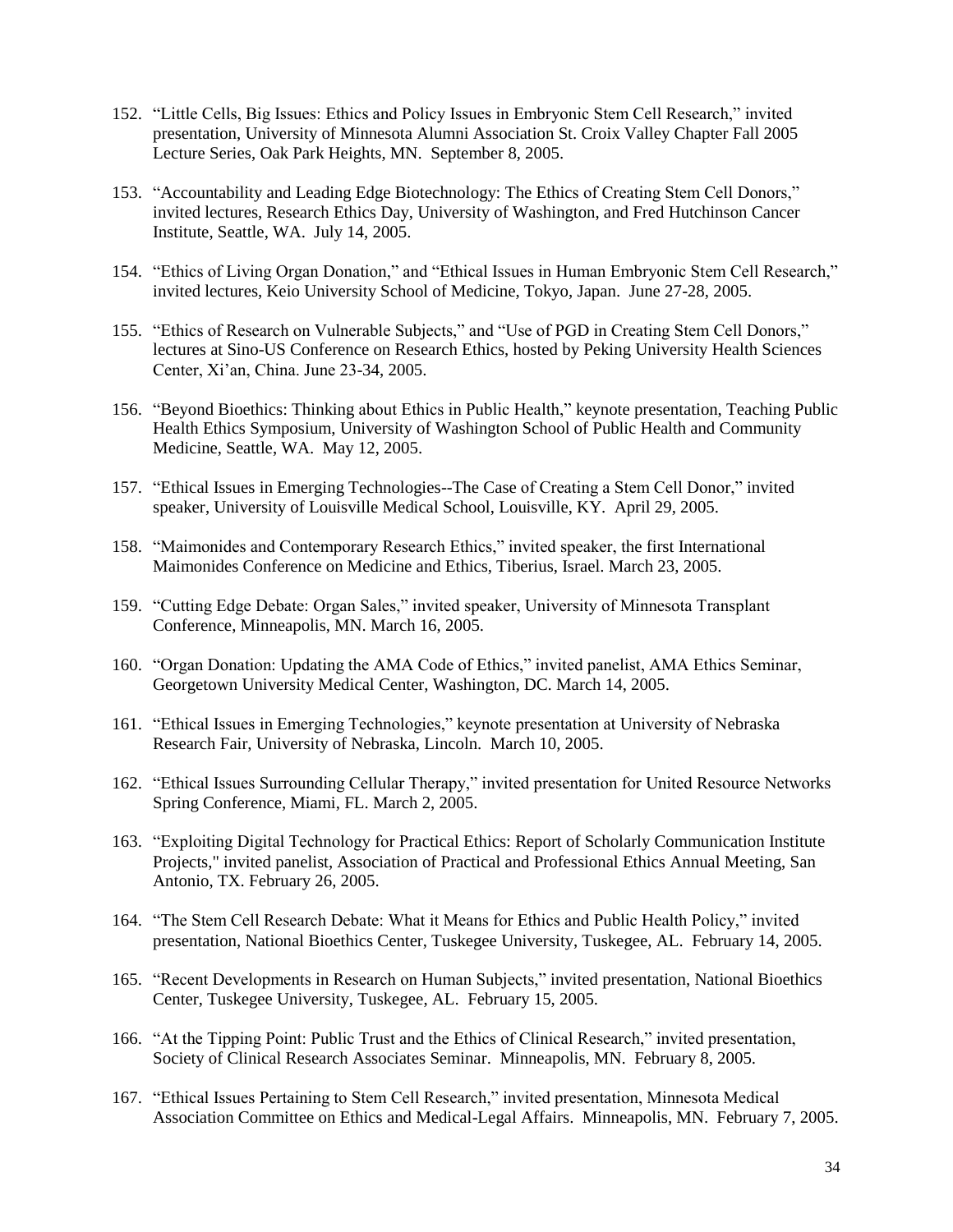152. "Little Cells, Big Issues: Ethics and Policy Issues in Embryonic Stem Cell Research," invited presentation, University of Minnesota Alumni Association St. Croix Valley Chapter Fall 2005 Lecture Series, Oak Park Heights, MN. September 8, 2005.

153. "Accountability and Leading Edge Biotechnology: The Ethics of Creating Stem Cell Donors," invited lectures, Research Ethics Day, University of Washington, and Fred Hutchinson Cancer Institute, Seattle, WA. July 14, 2005.

154. "Ethics of Living Organ Donation," and "Ethical Issues in Human Embryonic Stem Cell Research," invited lectures, Keio University School of Medicine, Tokyo, Japan. June 27-28, 2005.

155. "Ethics of Research on Vulnerable Subjects," and "Use of PGD in Creating Stem Cell Donors," lectures at Sino-US Conference on Research Ethics, hosted by Peking University Health Sciences Center, Xi'an, China. June 23-34, 2005.

156. "Beyond Bioethics: Thinking about Ethics in Public Health," keynote presentation, Teaching Public Health Ethics Symposium, University of Washington School of Public Health and Community Medicine, Seattle, WA. May 12, 2005.

157. "Ethical Issues in Emerging Technologies--The Case of Creating a Stem Cell Donor," invited speaker, University of Louisville Medical School, Louisville, KY. April 29, 2005.

158. "Maimonides and Contemporary Research Ethics," invited speaker, the first International Maimonides Conference on Medicine and Ethics, Tiberius, Israel. March 23, 2005.

159. "Cutting Edge Debate: Organ Sales," invited speaker, University of Minnesota Transplant Conference, Minneapolis, MN. March 16, 2005.

160. "Organ Donation: Updating the AMA Code of Ethics," invited panelist, AMA Ethics Seminar, Georgetown University Medical Center, Washington, DC. March 14, 2005.

161. "Ethical Issues in Emerging Technologies," keynote presentation at University of Nebraska Research Fair, University of Nebraska, Lincoln. March 10, 2005.

162. "Ethical Issues Surrounding Cellular Therapy," invited presentation for United Resource Networks Spring Conference, Miami, FL. March 2, 2005.

163. "Exploiting Digital Technology for Practical Ethics: Report of Scholarly Communication Institute Projects," invited panelist, Association of Practical and Professional Ethics Annual Meeting, San Antonio, TX. February 26, 2005.

164. "The Stem Cell Research Debate: What it Means for Ethics and Public Health Policy," invited presentation, National Bioethics Center, Tuskegee University, Tuskegee, AL. February 14, 2005.

165. "Recent Developments in Research on Human Subjects," invited presentation, National Bioethics Center, Tuskegee University, Tuskegee, AL. February 15, 2005.

166. "At the Tipping Point: Public Trust and the Ethics of Clinical Research," invited presentation, Society of Clinical Research Associates Seminar. Minneapolis, MN. February 8, 2005.

167. "Ethical Issues Pertaining to Stem Cell Research," invited presentation, Minnesota Medical Association Committee on Ethics and Medical-Legal Affairs. Minneapolis, MN. February 7, 2005.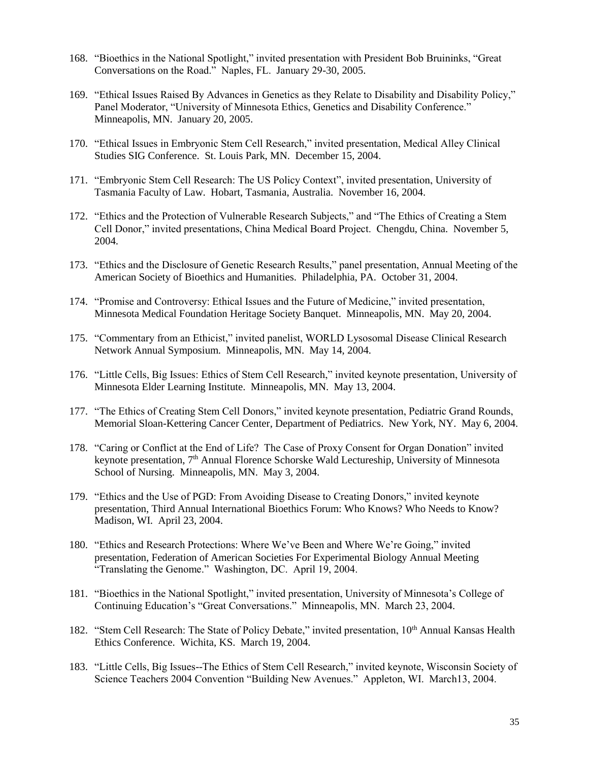168. "Bioethics in the National Spotlight," invited presentation with President Bob Bruininks, "Great Conversations on the Road." Naples, FL. January 29-30, 2005.

169. "Ethical Issues Raised By Advances in Genetics as they Relate to Disability and Disability Policy," Panel Moderator, "University of Minnesota Ethics, Genetics and Disability Conference." Minneapolis, MN. January 20, 2005.

170. "Ethical Issues in Embryonic Stem Cell Research," invited presentation, Medical Alley Clinical Studies SIG Conference. St. Louis Park, MN. December 15, 2004.

171. "Embryonic Stem Cell Research: The US Policy Context", invited presentation, University of Tasmania Faculty of Law. Hobart, Tasmania, Australia. November 16, 2004.

172. "Ethics and the Protection of Vulnerable Research Subjects," and "The Ethics of Creating a Stem Cell Donor," invited presentations, China Medical Board Project. Chengdu, China. November 5, 2004.

173. "Ethics and the Disclosure of Genetic Research Results," panel presentation, Annual Meeting of the American Society of Bioethics and Humanities. Philadelphia, PA. October 31, 2004.

174. "Promise and Controversy: Ethical Issues and the Future of Medicine," invited presentation, Minnesota Medical Foundation Heritage Society Banquet. Minneapolis, MN. May 20, 2004.

175. "Commentary from an Ethicist," invited panelist, WORLD Lysosomal Disease Clinical Research Network Annual Symposium. Minneapolis, MN. May 14, 2004.

176. "Little Cells, Big Issues: Ethics of Stem Cell Research," invited keynote presentation, University of Minnesota Elder Learning Institute. Minneapolis, MN. May 13, 2004.

177. "The Ethics of Creating Stem Cell Donors," invited keynote presentation, Pediatric Grand Rounds, Memorial Sloan-Kettering Cancer Center, Department of Pediatrics. New York, NY. May 6, 2004.

178. "Caring or Conflict at the End of Life? The Case of Proxy Consent for Organ Donation" invited keynote presentation, 7th Annual Florence Schorske Wald Lectureship, University of Minnesota School of Nursing. Minneapolis, MN. May 3, 2004.

179. "Ethics and the Use of PGD: From Avoiding Disease to Creating Donors," invited keynote presentation, Third Annual International Bioethics Forum: Who Knows? Who Needs to Know? Madison, WI. April 23, 2004.

180. "Ethics and Research Protections: Where We've Been and Where We're Going," invited presentation, Federation of American Societies For Experimental Biology Annual Meeting "Translating the Genome." Washington, DC. April 19, 2004.

181. "Bioethics in the National Spotlight," invited presentation, University of Minnesota's College of Continuing Education's "Great Conversations." Minneapolis, MN. March 23, 2004.

182. "Stem Cell Research: The State of Policy Debate," invited presentation, 10th Annual Kansas Health Ethics Conference. Wichita, KS. March 19, 2004.

183. "Little Cells, Big Issues--The Ethics of Stem Cell Research," invited keynote, Wisconsin Society of Science Teachers 2004 Convention "Building New Avenues." Appleton, WI. March13, 2004.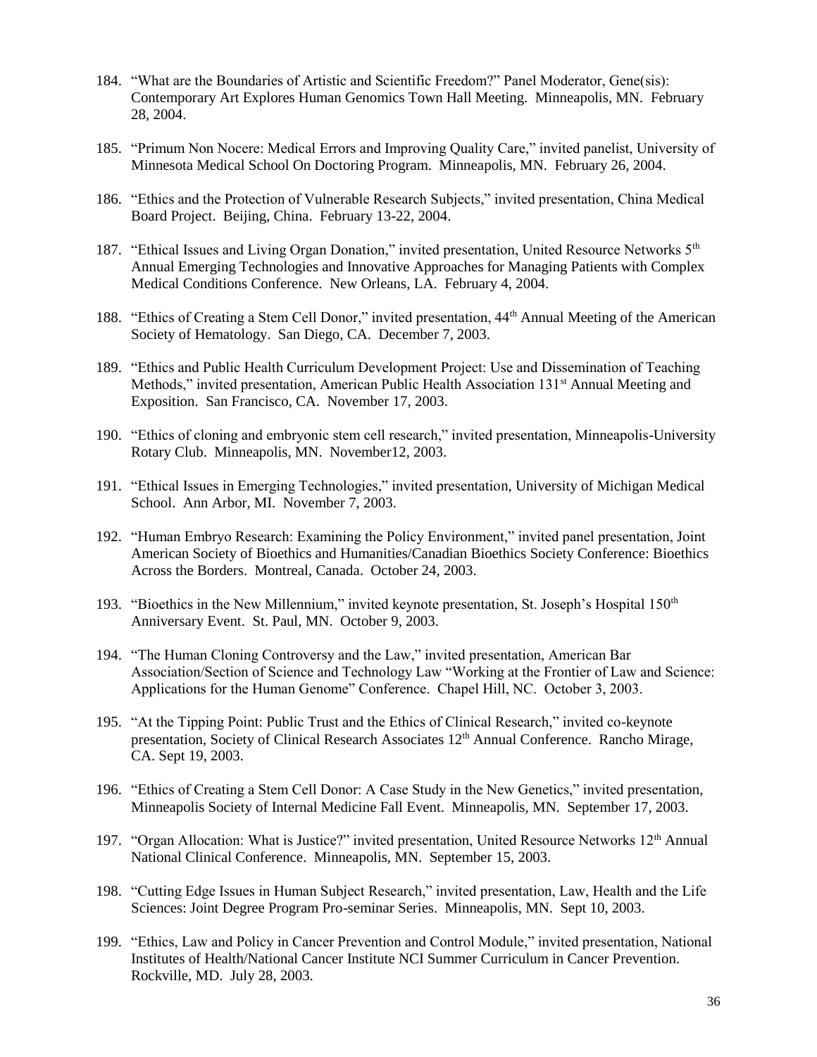184. "What are the Boundaries of Artistic and Scientific Freedom?" Panel Moderator, Gene(sis): Contemporary Art Explores Human Genomics Town Hall Meeting. Minneapolis, MN. February 28, 2004.

185. "Primum Non Nocere: Medical Errors and Improving Quality Care," invited panelist, University of Minnesota Medical School On Doctoring Program. Minneapolis, MN. February 26, 2004.

186. "Ethics and the Protection of Vulnerable Research Subjects," invited presentation, China Medical Board Project. Beijing, China. February 13-22, 2004.

187. "Ethical Issues and Living Organ Donation," invited presentation, United Resource Networks 5th Annual Emerging Technologies and Innovative Approaches for Managing Patients with Complex Medical Conditions Conference. New Orleans, LA. February 4, 2004.

188. "Ethics of Creating a Stem Cell Donor," invited presentation, 44th Annual Meeting of the American Society of Hematology. San Diego, CA. December 7, 2003.

189. "Ethics and Public Health Curriculum Development Project: Use and Dissemination of Teaching Methods," invited presentation, American Public Health Association 131st Annual Meeting and Exposition. San Francisco, CA. November 17, 2003.

190. "Ethics of cloning and embryonic stem cell research," invited presentation, Minneapolis-University Rotary Club. Minneapolis, MN. November12, 2003.

191. "Ethical Issues in Emerging Technologies," invited presentation, University of Michigan Medical School. Ann Arbor, MI. November 7, 2003.

192. "Human Embryo Research: Examining the Policy Environment," invited panel presentation, Joint American Society of Bioethics and Humanities/Canadian Bioethics Society Conference: Bioethics Across the Borders. Montreal, Canada. October 24, 2003.

193. "Bioethics in the New Millennium," invited keynote presentation, St. Joseph's Hospital 150th Anniversary Event. St. Paul, MN. October 9, 2003.

194. "The Human Cloning Controversy and the Law," invited presentation, American Bar Association/Section of Science and Technology Law "Working at the Frontier of Law and Science: Applications for the Human Genome" Conference. Chapel Hill, NC. October 3, 2003.

195. "At the Tipping Point: Public Trust and the Ethics of Clinical Research," invited co-keynote presentation, Society of Clinical Research Associates 12th Annual Conference. Rancho Mirage, CA. Sept 19, 2003.

196. "Ethics of Creating a Stem Cell Donor: A Case Study in the New Genetics," invited presentation, Minneapolis Society of Internal Medicine Fall Event. Minneapolis, MN. September 17, 2003.

197. "Organ Allocation: What is Justice?" invited presentation, United Resource Networks 12th Annual National Clinical Conference. Minneapolis, MN. September 15, 2003.

198. "Cutting Edge Issues in Human Subject Research," invited presentation, Law, Health and the Life Sciences: Joint Degree Program Pro-seminar Series. Minneapolis, MN. Sept 10, 2003.

199. "Ethics, Law and Policy in Cancer Prevention and Control Module," invited presentation, National Institutes of Health/National Cancer Institute NCI Summer Curriculum in Cancer Prevention. Rockville, MD. July 28, 2003.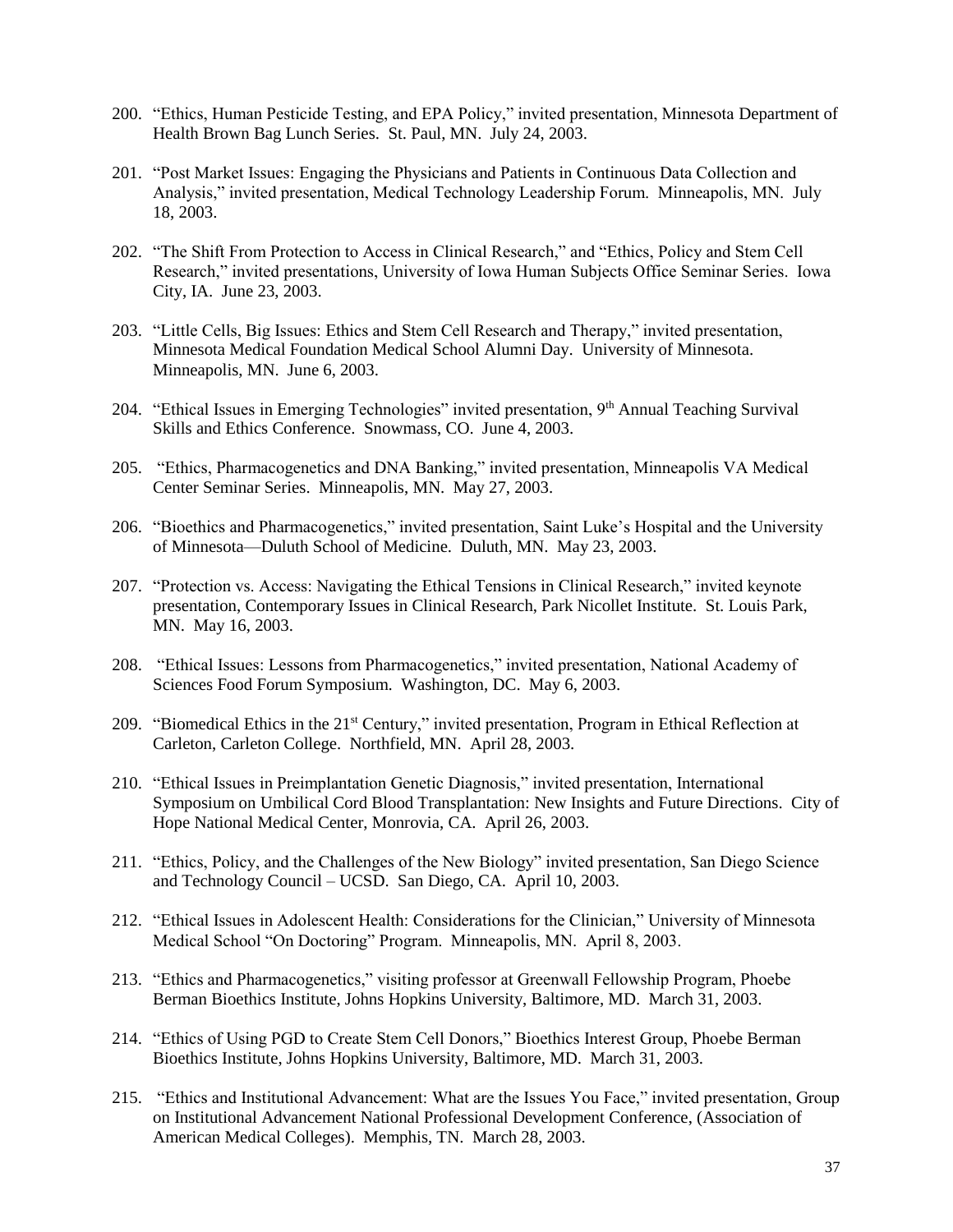200. "Ethics, Human Pesticide Testing, and EPA Policy," invited presentation, Minnesota Department of Health Brown Bag Lunch Series. St. Paul, MN. July 24, 2003.

201. "Post Market Issues: Engaging the Physicians and Patients in Continuous Data Collection and Analysis," invited presentation, Medical Technology Leadership Forum. Minneapolis, MN. July 18, 2003.

202. "The Shift From Protection to Access in Clinical Research," and "Ethics, Policy and Stem Cell Research," invited presentations, University of Iowa Human Subjects Office Seminar Series. Iowa City, IA. June 23, 2003.

203. "Little Cells, Big Issues: Ethics and Stem Cell Research and Therapy," invited presentation, Minnesota Medical Foundation Medical School Alumni Day. University of Minnesota. Minneapolis, MN. June 6, 2003.

204. "Ethical Issues in Emerging Technologies" invited presentation, 9th Annual Teaching Survival Skills and Ethics Conference. Snowmass, CO. June 4, 2003.

205. "Ethics, Pharmacogenetics and DNA Banking," invited presentation, Minneapolis VA Medical Center Seminar Series. Minneapolis, MN. May 27, 2003.

206. "Bioethics and Pharmacogenetics," invited presentation, Saint Luke's Hospital and the University of Minnesota—Duluth School of Medicine. Duluth, MN. May 23, 2003.

207. "Protection vs. Access: Navigating the Ethical Tensions in Clinical Research," invited keynote presentation, Contemporary Issues in Clinical Research, Park Nicollet Institute. St. Louis Park, MN. May 16, 2003.

208. "Ethical Issues: Lessons from Pharmacogenetics," invited presentation, National Academy of Sciences Food Forum Symposium. Washington, DC. May 6, 2003.

209. "Biomedical Ethics in the 21st Century," invited presentation, Program in Ethical Reflection at Carleton, Carleton College. Northfield, MN. April 28, 2003.

210. "Ethical Issues in Preimplantation Genetic Diagnosis," invited presentation, International Symposium on Umbilical Cord Blood Transplantation: New Insights and Future Directions. City of Hope National Medical Center, Monrovia, CA. April 26, 2003.

211. "Ethics, Policy, and the Challenges of the New Biology" invited presentation, San Diego Science and Technology Council – UCSD. San Diego, CA. April 10, 2003.

212. "Ethical Issues in Adolescent Health: Considerations for the Clinician," University of Minnesota Medical School "On Doctoring" Program. Minneapolis, MN. April 8, 2003.

213. "Ethics and Pharmacogenetics," visiting professor at Greenwall Fellowship Program, Phoebe Berman Bioethics Institute, Johns Hopkins University, Baltimore, MD. March 31, 2003.

214. "Ethics of Using PGD to Create Stem Cell Donors," Bioethics Interest Group, Phoebe Berman Bioethics Institute, Johns Hopkins University, Baltimore, MD. March 31, 2003.

215. "Ethics and Institutional Advancement: What are the Issues You Face," invited presentation, Group on Institutional Advancement National Professional Development Conference, (Association of American Medical Colleges). Memphis, TN. March 28, 2003.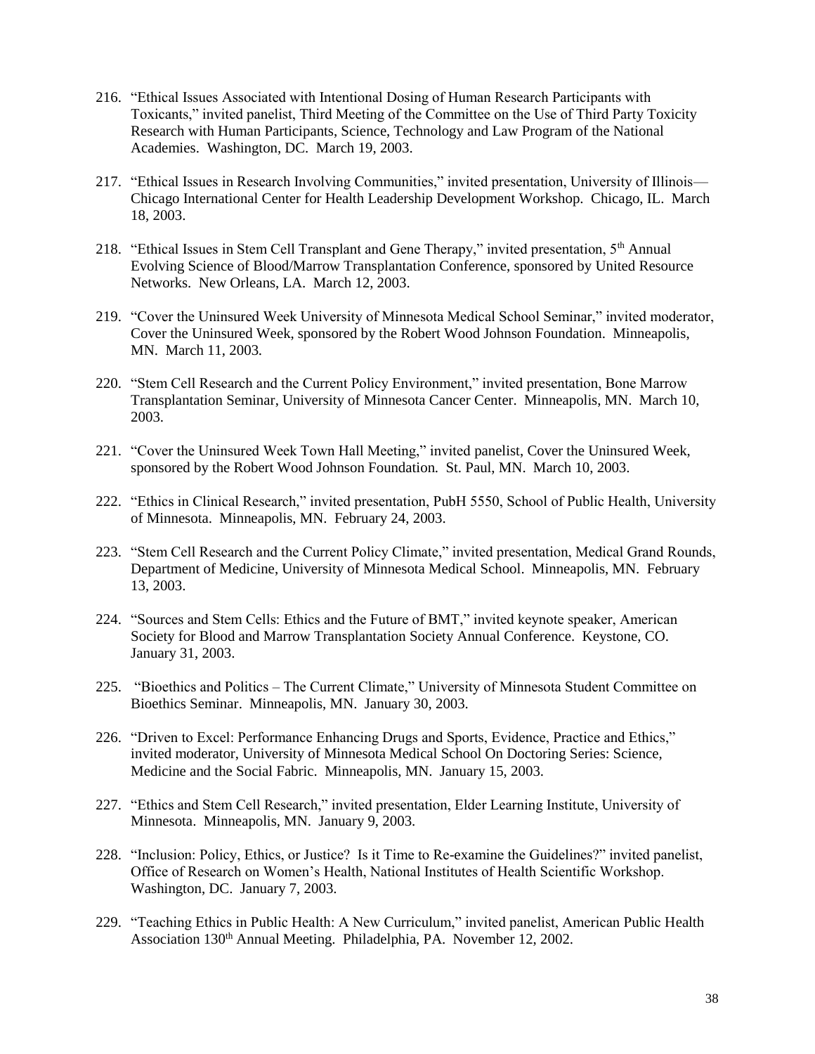216. "Ethical Issues Associated with Intentional Dosing of Human Research Participants with Toxicants," invited panelist, Third Meeting of the Committee on the Use of Third Party Toxicity Research with Human Participants, Science, Technology and Law Program of the National Academies. Washington, DC. March 19, 2003.

217. "Ethical Issues in Research Involving Communities," invited presentation, University of Illinois—Chicago International Center for Health Leadership Development Workshop. Chicago, IL. March 18, 2003.

218. "Ethical Issues in Stem Cell Transplant and Gene Therapy," invited presentation, 5th Annual Evolving Science of Blood/Marrow Transplantation Conference, sponsored by United Resource Networks. New Orleans, LA. March 12, 2003.

219. "Cover the Uninsured Week University of Minnesota Medical School Seminar," invited moderator, Cover the Uninsured Week, sponsored by the Robert Wood Johnson Foundation. Minneapolis, MN. March 11, 2003.

220. "Stem Cell Research and the Current Policy Environment," invited presentation, Bone Marrow Transplantation Seminar, University of Minnesota Cancer Center. Minneapolis, MN. March 10, 2003.

221. "Cover the Uninsured Week Town Hall Meeting," invited panelist, Cover the Uninsured Week, sponsored by the Robert Wood Johnson Foundation. St. Paul, MN. March 10, 2003.

222. "Ethics in Clinical Research," invited presentation, PubH 5550, School of Public Health, University of Minnesota. Minneapolis, MN. February 24, 2003.

223. "Stem Cell Research and the Current Policy Climate," invited presentation, Medical Grand Rounds, Department of Medicine, University of Minnesota Medical School. Minneapolis, MN. February 13, 2003.

224. "Sources and Stem Cells: Ethics and the Future of BMT," invited keynote speaker, American Society for Blood and Marrow Transplantation Society Annual Conference. Keystone, CO. January 31, 2003.

225. "Bioethics and Politics – The Current Climate," University of Minnesota Student Committee on Bioethics Seminar. Minneapolis, MN. January 30, 2003.

226. "Driven to Excel: Performance Enhancing Drugs and Sports, Evidence, Practice and Ethics," invited moderator, University of Minnesota Medical School On Doctoring Series: Science, Medicine and the Social Fabric. Minneapolis, MN. January 15, 2003.

227. "Ethics and Stem Cell Research," invited presentation, Elder Learning Institute, University of Minnesota. Minneapolis, MN. January 9, 2003.

228. "Inclusion: Policy, Ethics, or Justice? Is it Time to Re-examine the Guidelines?" invited panelist, Office of Research on Women's Health, National Institutes of Health Scientific Workshop. Washington, DC. January 7, 2003.

229. "Teaching Ethics in Public Health: A New Curriculum," invited panelist, American Public Health Association 130th Annual Meeting. Philadelphia, PA. November 12, 2002.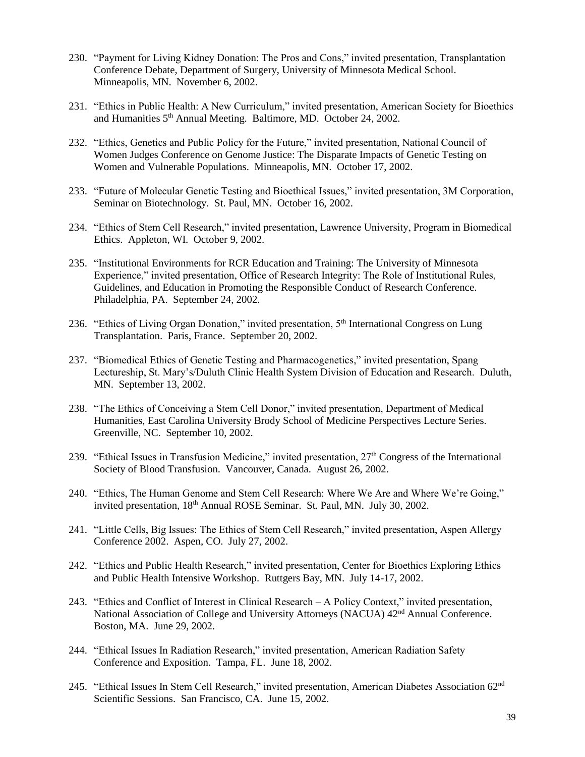230. "Payment for Living Kidney Donation: The Pros and Cons," invited presentation, Transplantation Conference Debate, Department of Surgery, University of Minnesota Medical School. Minneapolis, MN. November 6, 2002.

231. "Ethics in Public Health: A New Curriculum," invited presentation, American Society for Bioethics and Humanities 5th Annual Meeting. Baltimore, MD. October 24, 2002.

232. "Ethics, Genetics and Public Policy for the Future," invited presentation, National Council of Women Judges Conference on Genome Justice: The Disparate Impacts of Genetic Testing on Women and Vulnerable Populations. Minneapolis, MN. October 17, 2002.

233. "Future of Molecular Genetic Testing and Bioethical Issues," invited presentation, 3M Corporation, Seminar on Biotechnology. St. Paul, MN. October 16, 2002.

234. "Ethics of Stem Cell Research," invited presentation, Lawrence University, Program in Biomedical Ethics. Appleton, WI. October 9, 2002.

235. "Institutional Environments for RCR Education and Training: The University of Minnesota Experience," invited presentation, Office of Research Integrity: The Role of Institutional Rules, Guidelines, and Education in Promoting the Responsible Conduct of Research Conference. Philadelphia, PA. September 24, 2002.

236. "Ethics of Living Organ Donation," invited presentation, 5th International Congress on Lung Transplantation. Paris, France. September 20, 2002.

237. "Biomedical Ethics of Genetic Testing and Pharmacogenetics," invited presentation, Spang Lectureship, St. Mary's/Duluth Clinic Health System Division of Education and Research. Duluth, MN. September 13, 2002.

238. "The Ethics of Conceiving a Stem Cell Donor," invited presentation, Department of Medical Humanities, East Carolina University Brody School of Medicine Perspectives Lecture Series. Greenville, NC. September 10, 2002.

239. "Ethical Issues in Transfusion Medicine," invited presentation, 27th Congress of the International Society of Blood Transfusion. Vancouver, Canada. August 26, 2002.

240. "Ethics, The Human Genome and Stem Cell Research: Where We Are and Where We're Going," invited presentation, 18th Annual ROSE Seminar. St. Paul, MN. July 30, 2002.

241. "Little Cells, Big Issues: The Ethics of Stem Cell Research," invited presentation, Aspen Allergy Conference 2002. Aspen, CO. July 27, 2002.

242. "Ethics and Public Health Research," invited presentation, Center for Bioethics Exploring Ethics and Public Health Intensive Workshop. Ruttgers Bay, MN. July 14-17, 2002.

243. "Ethics and Conflict of Interest in Clinical Research – A Policy Context," invited presentation, National Association of College and University Attorneys (NACUA) 42nd Annual Conference. Boston, MA. June 29, 2002.

244. "Ethical Issues In Radiation Research," invited presentation, American Radiation Safety Conference and Exposition. Tampa, FL. June 18, 2002.

245. "Ethical Issues In Stem Cell Research," invited presentation, American Diabetes Association 62nd Scientific Sessions. San Francisco, CA. June 15, 2002.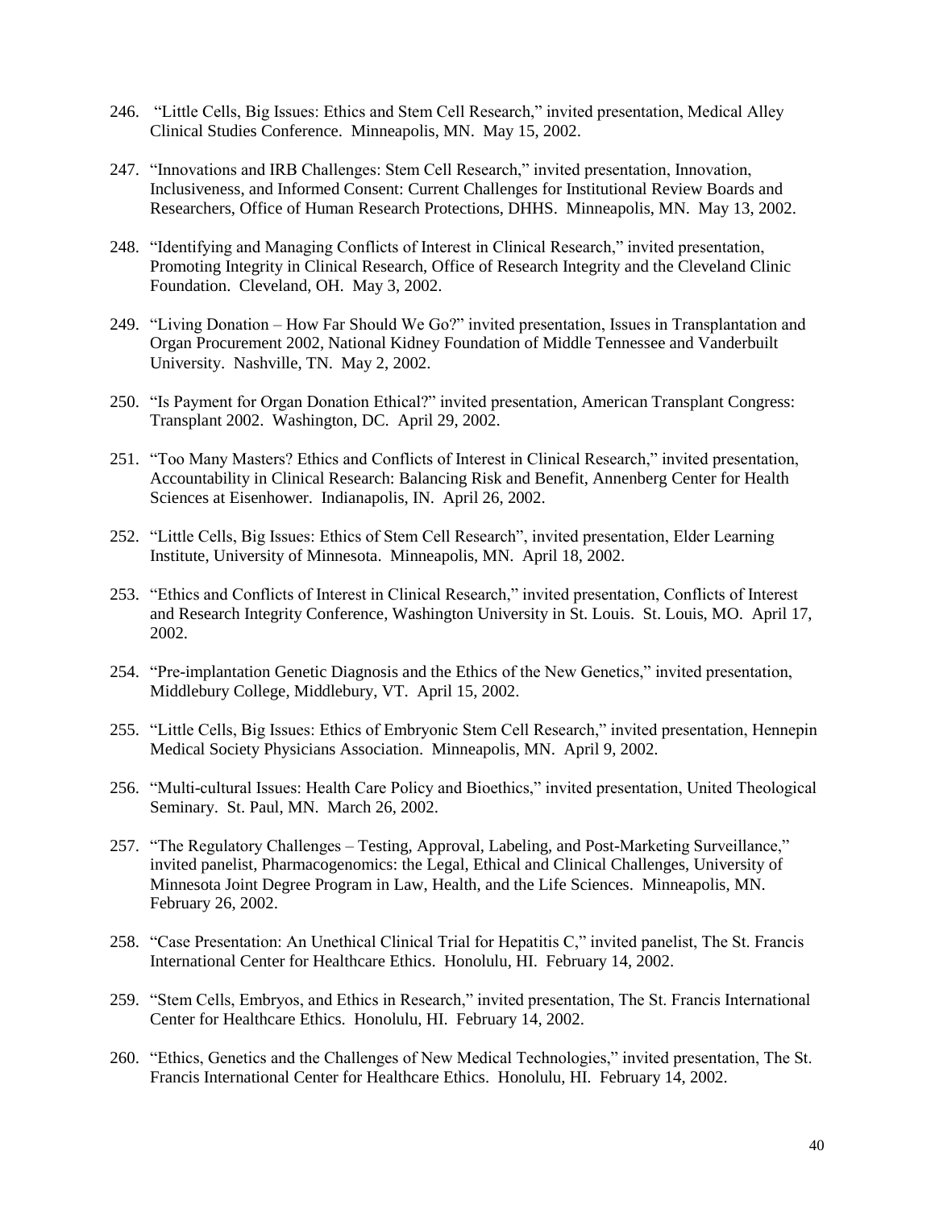246. "Little Cells, Big Issues: Ethics and Stem Cell Research," invited presentation, Medical Alley Clinical Studies Conference. Minneapolis, MN. May 15, 2002.

247. "Innovations and IRB Challenges: Stem Cell Research," invited presentation, Innovation, Inclusiveness, and Informed Consent: Current Challenges for Institutional Review Boards and Researchers, Office of Human Research Protections, DHHS. Minneapolis, MN. May 13, 2002.

248. "Identifying and Managing Conflicts of Interest in Clinical Research," invited presentation, Promoting Integrity in Clinical Research, Office of Research Integrity and the Cleveland Clinic Foundation. Cleveland, OH. May 3, 2002.

249. "Living Donation – How Far Should We Go?" invited presentation, Issues in Transplantation and Organ Procurement 2002, National Kidney Foundation of Middle Tennessee and Vanderbuilt University. Nashville, TN. May 2, 2002.

250. "Is Payment for Organ Donation Ethical?" invited presentation, American Transplant Congress: Transplant 2002. Washington, DC. April 29, 2002.

251. "Too Many Masters? Ethics and Conflicts of Interest in Clinical Research," invited presentation, Accountability in Clinical Research: Balancing Risk and Benefit, Annenberg Center for Health Sciences at Eisenhower. Indianapolis, IN. April 26, 2002.

252. "Little Cells, Big Issues: Ethics of Stem Cell Research", invited presentation, Elder Learning Institute, University of Minnesota. Minneapolis, MN. April 18, 2002.

253. "Ethics and Conflicts of Interest in Clinical Research," invited presentation, Conflicts of Interest and Research Integrity Conference, Washington University in St. Louis. St. Louis, MO. April 17, 2002.

254. "Pre-implantation Genetic Diagnosis and the Ethics of the New Genetics," invited presentation, Middlebury College, Middlebury, VT. April 15, 2002.

255. "Little Cells, Big Issues: Ethics of Embryonic Stem Cell Research," invited presentation, Hennepin Medical Society Physicians Association. Minneapolis, MN. April 9, 2002.

256. "Multi-cultural Issues: Health Care Policy and Bioethics," invited presentation, United Theological Seminary. St. Paul, MN. March 26, 2002.

257. "The Regulatory Challenges – Testing, Approval, Labeling, and Post-Marketing Surveillance," invited panelist, Pharmacogenomics: the Legal, Ethical and Clinical Challenges, University of Minnesota Joint Degree Program in Law, Health, and the Life Sciences. Minneapolis, MN. February 26, 2002.

258. "Case Presentation: An Unethical Clinical Trial for Hepatitis C," invited panelist, The St. Francis International Center for Healthcare Ethics. Honolulu, HI. February 14, 2002.

259. "Stem Cells, Embryos, and Ethics in Research," invited presentation, The St. Francis International Center for Healthcare Ethics. Honolulu, HI. February 14, 2002.

260. "Ethics, Genetics and the Challenges of New Medical Technologies," invited presentation, The St. Francis International Center for Healthcare Ethics. Honolulu, HI. February 14, 2002.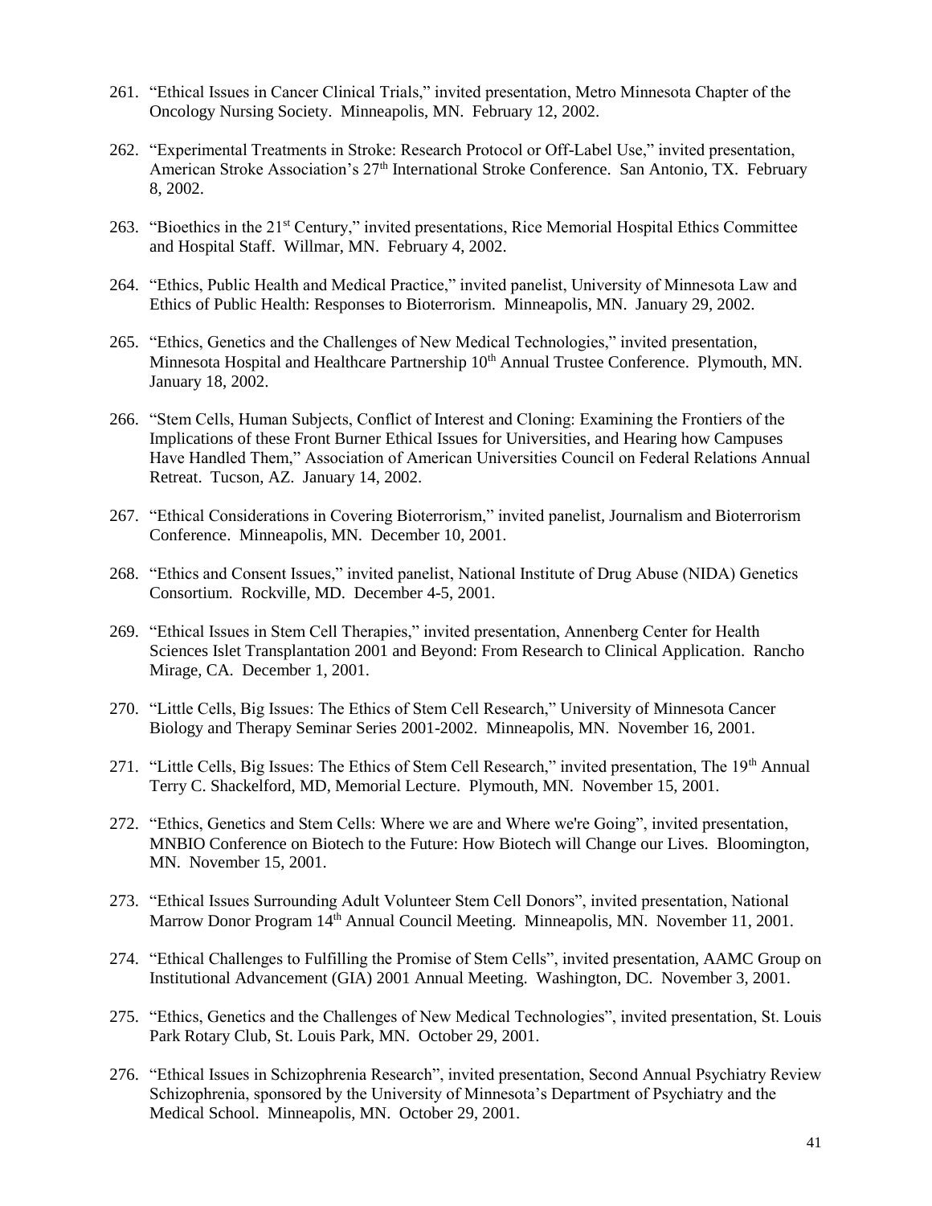261. "Ethical Issues in Cancer Clinical Trials," invited presentation, Metro Minnesota Chapter of the Oncology Nursing Society. Minneapolis, MN. February 12, 2002.

262. "Experimental Treatments in Stroke: Research Protocol or Off-Label Use," invited presentation, American Stroke Association's 27th International Stroke Conference. San Antonio, TX. February 8, 2002.

263. "Bioethics in the 21st Century," invited presentations, Rice Memorial Hospital Ethics Committee and Hospital Staff. Willmar, MN. February 4, 2002.

264. "Ethics, Public Health and Medical Practice," invited panelist, University of Minnesota Law and Ethics of Public Health: Responses to Bioterrorism. Minneapolis, MN. January 29, 2002.

265. "Ethics, Genetics and the Challenges of New Medical Technologies," invited presentation, Minnesota Hospital and Healthcare Partnership 10th Annual Trustee Conference. Plymouth, MN. January 18, 2002.

266. "Stem Cells, Human Subjects, Conflict of Interest and Cloning: Examining the Frontiers of the Implications of these Front Burner Ethical Issues for Universities, and Hearing how Campuses Have Handled Them," Association of American Universities Council on Federal Relations Annual Retreat. Tucson, AZ. January 14, 2002.

267. "Ethical Considerations in Covering Bioterrorism," invited panelist, Journalism and Bioterrorism Conference. Minneapolis, MN. December 10, 2001.

268. "Ethics and Consent Issues," invited panelist, National Institute of Drug Abuse (NIDA) Genetics Consortium. Rockville, MD. December 4-5, 2001.

269. "Ethical Issues in Stem Cell Therapies," invited presentation, Annenberg Center for Health Sciences Islet Transplantation 2001 and Beyond: From Research to Clinical Application. Rancho Mirage, CA. December 1, 2001.

270. "Little Cells, Big Issues: The Ethics of Stem Cell Research," University of Minnesota Cancer Biology and Therapy Seminar Series 2001-2002. Minneapolis, MN. November 16, 2001.

271. "Little Cells, Big Issues: The Ethics of Stem Cell Research," invited presentation, The 19th Annual Terry C. Shackelford, MD, Memorial Lecture. Plymouth, MN. November 15, 2001.

272. "Ethics, Genetics and Stem Cells: Where we are and Where we're Going", invited presentation, MNBIO Conference on Biotech to the Future: How Biotech will Change our Lives. Bloomington, MN. November 15, 2001.

273. "Ethical Issues Surrounding Adult Volunteer Stem Cell Donors", invited presentation, National Marrow Donor Program 14th Annual Council Meeting. Minneapolis, MN. November 11, 2001.

274. "Ethical Challenges to Fulfilling the Promise of Stem Cells", invited presentation, AAMC Group on Institutional Advancement (GIA) 2001 Annual Meeting. Washington, DC. November 3, 2001.

275. "Ethics, Genetics and the Challenges of New Medical Technologies", invited presentation, St. Louis Park Rotary Club, St. Louis Park, MN. October 29, 2001.

276. "Ethical Issues in Schizophrenia Research", invited presentation, Second Annual Psychiatry Review Schizophrenia, sponsored by the University of Minnesota's Department of Psychiatry and the Medical School. Minneapolis, MN. October 29, 2001.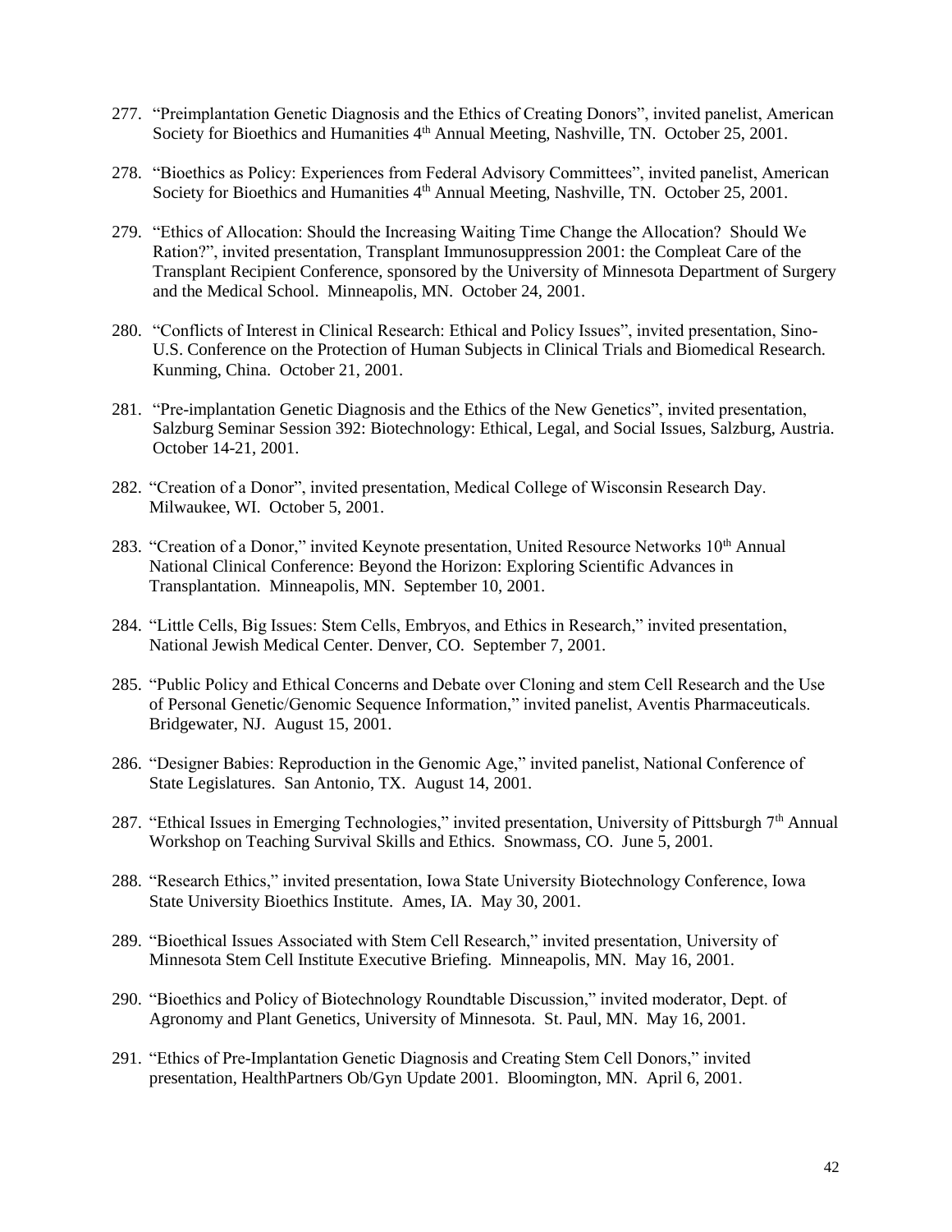277. "Preimplantation Genetic Diagnosis and the Ethics of Creating Donors", invited panelist, American Society for Bioethics and Humanities 4th Annual Meeting, Nashville, TN. October 25, 2001.

278. "Bioethics as Policy: Experiences from Federal Advisory Committees", invited panelist, American Society for Bioethics and Humanities 4th Annual Meeting, Nashville, TN. October 25, 2001.

279. "Ethics of Allocation: Should the Increasing Waiting Time Change the Allocation? Should We Ration?", invited presentation, Transplant Immunosuppression 2001: the Compleat Care of the Transplant Recipient Conference, sponsored by the University of Minnesota Department of Surgery and the Medical School. Minneapolis, MN. October 24, 2001.

280. "Conflicts of Interest in Clinical Research: Ethical and Policy Issues", invited presentation, Sino-U.S. Conference on the Protection of Human Subjects in Clinical Trials and Biomedical Research. Kunming, China. October 21, 2001.

281. "Pre-implantation Genetic Diagnosis and the Ethics of the New Genetics", invited presentation, Salzburg Seminar Session 392: Biotechnology: Ethical, Legal, and Social Issues, Salzburg, Austria. October 14-21, 2001.

282. "Creation of a Donor", invited presentation, Medical College of Wisconsin Research Day. Milwaukee, WI. October 5, 2001.

283. "Creation of a Donor," invited Keynote presentation, United Resource Networks 10th Annual National Clinical Conference: Beyond the Horizon: Exploring Scientific Advances in Transplantation. Minneapolis, MN. September 10, 2001.

284. "Little Cells, Big Issues: Stem Cells, Embryos, and Ethics in Research," invited presentation, National Jewish Medical Center. Denver, CO. September 7, 2001.

285. "Public Policy and Ethical Concerns and Debate over Cloning and stem Cell Research and the Use of Personal Genetic/Genomic Sequence Information," invited panelist, Aventis Pharmaceuticals. Bridgewater, NJ. August 15, 2001.

286. "Designer Babies: Reproduction in the Genomic Age," invited panelist, National Conference of State Legislatures. San Antonio, TX. August 14, 2001.

287. "Ethical Issues in Emerging Technologies," invited presentation, University of Pittsburgh 7th Annual Workshop on Teaching Survival Skills and Ethics. Snowmass, CO. June 5, 2001.

288. "Research Ethics," invited presentation, Iowa State University Biotechnology Conference, Iowa State University Bioethics Institute. Ames, IA. May 30, 2001.

289. "Bioethical Issues Associated with Stem Cell Research," invited presentation, University of Minnesota Stem Cell Institute Executive Briefing. Minneapolis, MN. May 16, 2001.

290. "Bioethics and Policy of Biotechnology Roundtable Discussion," invited moderator, Dept. of Agronomy and Plant Genetics, University of Minnesota. St. Paul, MN. May 16, 2001.

291. "Ethics of Pre-Implantation Genetic Diagnosis and Creating Stem Cell Donors," invited presentation, HealthPartners Ob/Gyn Update 2001. Bloomington, MN. April 6, 2001.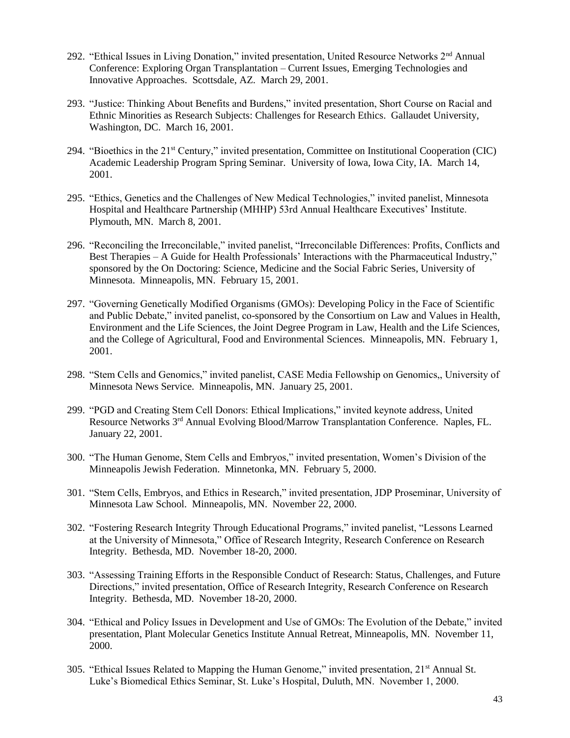292. "Ethical Issues in Living Donation," invited presentation, United Resource Networks 2nd Annual Conference: Exploring Organ Transplantation – Current Issues, Emerging Technologies and Innovative Approaches. Scottsdale, AZ. March 29, 2001.

293. "Justice: Thinking About Benefits and Burdens," invited presentation, Short Course on Racial and Ethnic Minorities as Research Subjects: Challenges for Research Ethics. Gallaudet University, Washington, DC. March 16, 2001.

294. "Bioethics in the 21st Century," invited presentation, Committee on Institutional Cooperation (CIC) Academic Leadership Program Spring Seminar. University of Iowa, Iowa City, IA. March 14, 2001.

295. "Ethics, Genetics and the Challenges of New Medical Technologies," invited panelist, Minnesota Hospital and Healthcare Partnership (MHHP) 53rd Annual Healthcare Executives' Institute. Plymouth, MN. March 8, 2001.

296. "Reconciling the Irreconcilable," invited panelist, "Irreconcilable Differences: Profits, Conflicts and Best Therapies – A Guide for Health Professionals' Interactions with the Pharmaceutical Industry," sponsored by the On Doctoring: Science, Medicine and the Social Fabric Series, University of Minnesota. Minneapolis, MN. February 15, 2001.

297. "Governing Genetically Modified Organisms (GMOs): Developing Policy in the Face of Scientific and Public Debate," invited panelist, co-sponsored by the Consortium on Law and Values in Health, Environment and the Life Sciences, the Joint Degree Program in Law, Health and the Life Sciences, and the College of Agricultural, Food and Environmental Sciences. Minneapolis, MN. February 1, 2001.

298. "Stem Cells and Genomics," invited panelist, CASE Media Fellowship on Genomics,, University of Minnesota News Service. Minneapolis, MN. January 25, 2001.

299. "PGD and Creating Stem Cell Donors: Ethical Implications," invited keynote address, United Resource Networks 3rd Annual Evolving Blood/Marrow Transplantation Conference. Naples, FL. January 22, 2001.

300. "The Human Genome, Stem Cells and Embryos," invited presentation, Women's Division of the Minneapolis Jewish Federation. Minnetonka, MN. February 5, 2000.

301. "Stem Cells, Embryos, and Ethics in Research," invited presentation, JDP Proseminar, University of Minnesota Law School. Minneapolis, MN. November 22, 2000.

302. "Fostering Research Integrity Through Educational Programs," invited panelist, "Lessons Learned at the University of Minnesota," Office of Research Integrity, Research Conference on Research Integrity. Bethesda, MD. November 18-20, 2000.

303. "Assessing Training Efforts in the Responsible Conduct of Research: Status, Challenges, and Future Directions," invited presentation, Office of Research Integrity, Research Conference on Research Integrity. Bethesda, MD. November 18-20, 2000.

304. "Ethical and Policy Issues in Development and Use of GMOs: The Evolution of the Debate," invited presentation, Plant Molecular Genetics Institute Annual Retreat, Minneapolis, MN. November 11, 2000.

305. "Ethical Issues Related to Mapping the Human Genome," invited presentation, 21st Annual St. Luke's Biomedical Ethics Seminar, St. Luke's Hospital, Duluth, MN. November 1, 2000.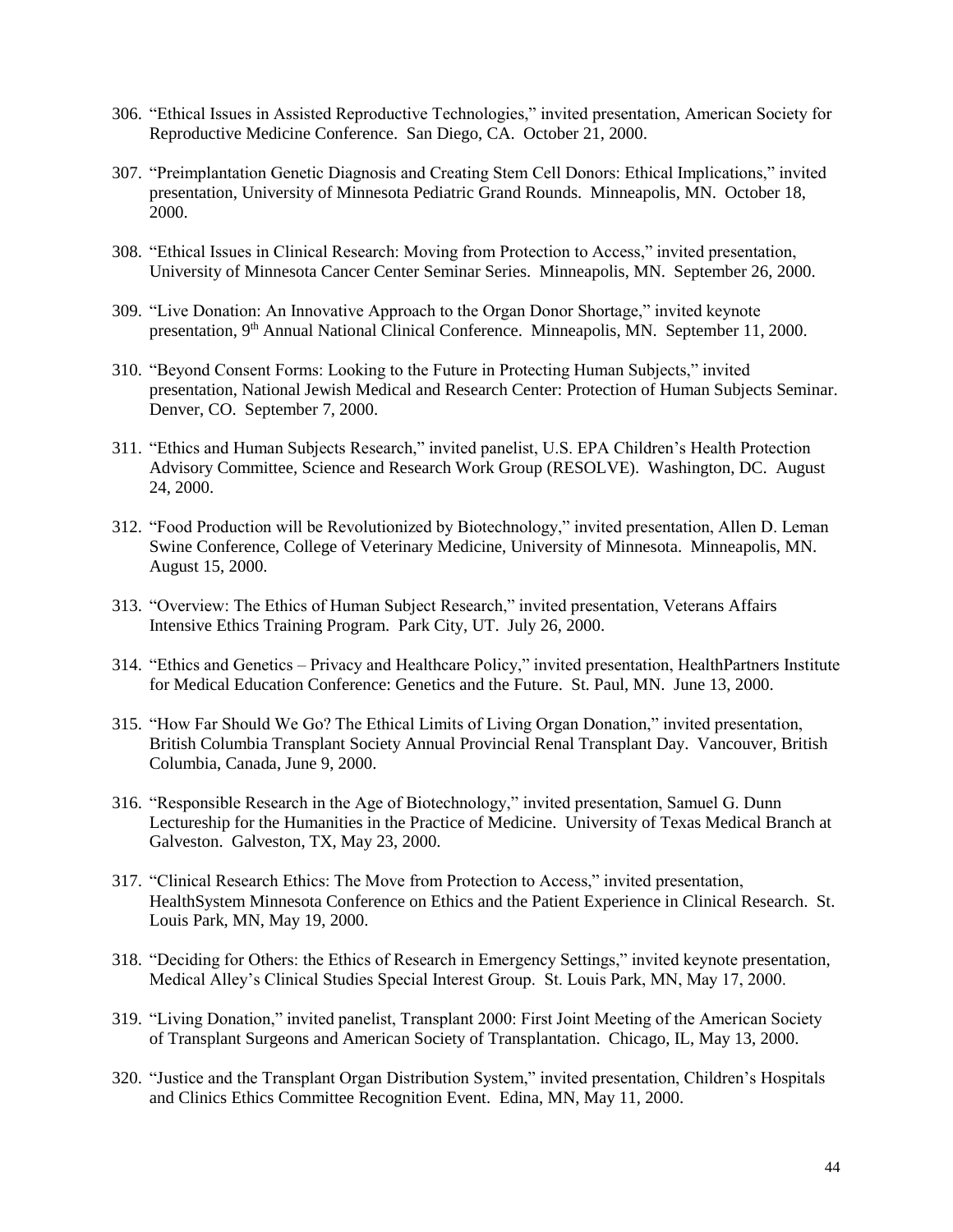306. "Ethical Issues in Assisted Reproductive Technologies," invited presentation, American Society for Reproductive Medicine Conference. San Diego, CA. October 21, 2000.

307. "Preimplantation Genetic Diagnosis and Creating Stem Cell Donors: Ethical Implications," invited presentation, University of Minnesota Pediatric Grand Rounds. Minneapolis, MN. October 18, 2000.

308. "Ethical Issues in Clinical Research: Moving from Protection to Access," invited presentation, University of Minnesota Cancer Center Seminar Series. Minneapolis, MN. September 26, 2000.

309. "Live Donation: An Innovative Approach to the Organ Donor Shortage," invited keynote presentation, 9th Annual National Clinical Conference. Minneapolis, MN. September 11, 2000.

310. "Beyond Consent Forms: Looking to the Future in Protecting Human Subjects," invited presentation, National Jewish Medical and Research Center: Protection of Human Subjects Seminar. Denver, CO. September 7, 2000.

311. "Ethics and Human Subjects Research," invited panelist, U.S. EPA Children's Health Protection Advisory Committee, Science and Research Work Group (RESOLVE). Washington, DC. August 24, 2000.

312. "Food Production will be Revolutionized by Biotechnology," invited presentation, Allen D. Leman Swine Conference, College of Veterinary Medicine, University of Minnesota. Minneapolis, MN. August 15, 2000.

313. "Overview: The Ethics of Human Subject Research," invited presentation, Veterans Affairs Intensive Ethics Training Program. Park City, UT. July 26, 2000.

314. "Ethics and Genetics – Privacy and Healthcare Policy," invited presentation, HealthPartners Institute for Medical Education Conference: Genetics and the Future. St. Paul, MN. June 13, 2000.

315. "How Far Should We Go? The Ethical Limits of Living Organ Donation," invited presentation, British Columbia Transplant Society Annual Provincial Renal Transplant Day. Vancouver, British Columbia, Canada, June 9, 2000.

316. "Responsible Research in the Age of Biotechnology," invited presentation, Samuel G. Dunn Lectureship for the Humanities in the Practice of Medicine. University of Texas Medical Branch at Galveston. Galveston, TX, May 23, 2000.

317. "Clinical Research Ethics: The Move from Protection to Access," invited presentation, HealthSystem Minnesota Conference on Ethics and the Patient Experience in Clinical Research. St. Louis Park, MN, May 19, 2000.

318. "Deciding for Others: the Ethics of Research in Emergency Settings," invited keynote presentation, Medical Alley's Clinical Studies Special Interest Group. St. Louis Park, MN, May 17, 2000.

319. "Living Donation," invited panelist, Transplant 2000: First Joint Meeting of the American Society of Transplant Surgeons and American Society of Transplantation. Chicago, IL, May 13, 2000.

320. "Justice and the Transplant Organ Distribution System," invited presentation, Children's Hospitals and Clinics Ethics Committee Recognition Event. Edina, MN, May 11, 2000.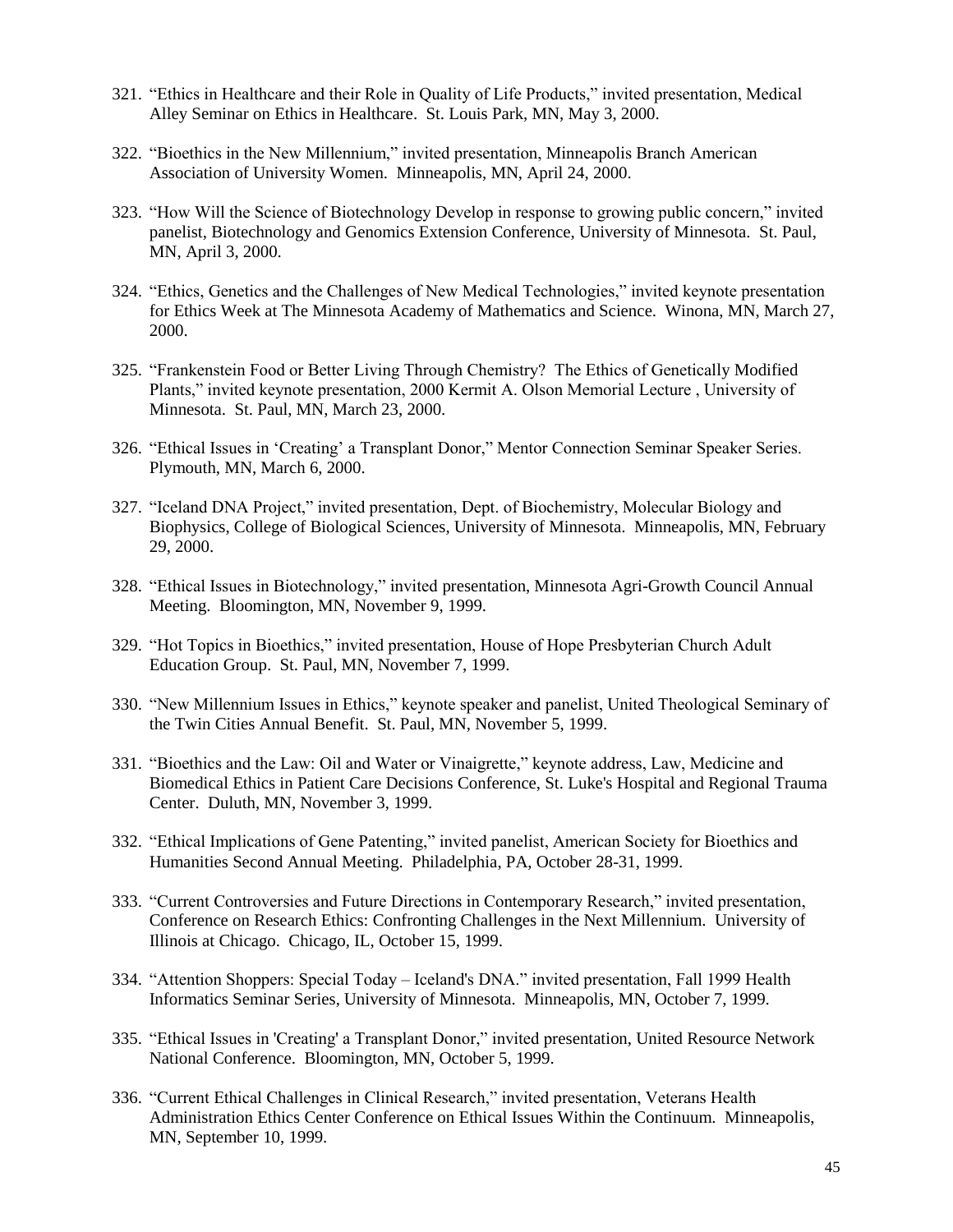321. "Ethics in Healthcare and their Role in Quality of Life Products," invited presentation, Medical Alley Seminar on Ethics in Healthcare. St. Louis Park, MN, May 3, 2000.

322. "Bioethics in the New Millennium," invited presentation, Minneapolis Branch American Association of University Women. Minneapolis, MN, April 24, 2000.

323. "How Will the Science of Biotechnology Develop in response to growing public concern," invited panelist, Biotechnology and Genomics Extension Conference, University of Minnesota. St. Paul, MN, April 3, 2000.

324. "Ethics, Genetics and the Challenges of New Medical Technologies," invited keynote presentation for Ethics Week at The Minnesota Academy of Mathematics and Science. Winona, MN, March 27, 2000.

325. "Frankenstein Food or Better Living Through Chemistry? The Ethics of Genetically Modified Plants," invited keynote presentation, 2000 Kermit A. Olson Memorial Lecture , University of Minnesota. St. Paul, MN, March 23, 2000.

326. "Ethical Issues in 'Creating' a Transplant Donor," Mentor Connection Seminar Speaker Series. Plymouth, MN, March 6, 2000.

327. "Iceland DNA Project," invited presentation, Dept. of Biochemistry, Molecular Biology and Biophysics, College of Biological Sciences, University of Minnesota. Minneapolis, MN, February 29, 2000.

328. "Ethical Issues in Biotechnology," invited presentation, Minnesota Agri-Growth Council Annual Meeting. Bloomington, MN, November 9, 1999.

329. "Hot Topics in Bioethics," invited presentation, House of Hope Presbyterian Church Adult Education Group. St. Paul, MN, November 7, 1999.

330. "New Millennium Issues in Ethics," keynote speaker and panelist, United Theological Seminary of the Twin Cities Annual Benefit. St. Paul, MN, November 5, 1999.

331. "Bioethics and the Law: Oil and Water or Vinaigrette," keynote address, Law, Medicine and Biomedical Ethics in Patient Care Decisions Conference, St. Luke's Hospital and Regional Trauma Center. Duluth, MN, November 3, 1999.

332. "Ethical Implications of Gene Patenting," invited panelist, American Society for Bioethics and Humanities Second Annual Meeting. Philadelphia, PA, October 28-31, 1999.

333. "Current Controversies and Future Directions in Contemporary Research," invited presentation, Conference on Research Ethics: Confronting Challenges in the Next Millennium. University of Illinois at Chicago. Chicago, IL, October 15, 1999.

334. "Attention Shoppers: Special Today – Iceland's DNA." invited presentation, Fall 1999 Health Informatics Seminar Series, University of Minnesota. Minneapolis, MN, October 7, 1999.

335. "Ethical Issues in 'Creating' a Transplant Donor," invited presentation, United Resource Network National Conference. Bloomington, MN, October 5, 1999.

336. "Current Ethical Challenges in Clinical Research," invited presentation, Veterans Health Administration Ethics Center Conference on Ethical Issues Within the Continuum. Minneapolis, MN, September 10, 1999.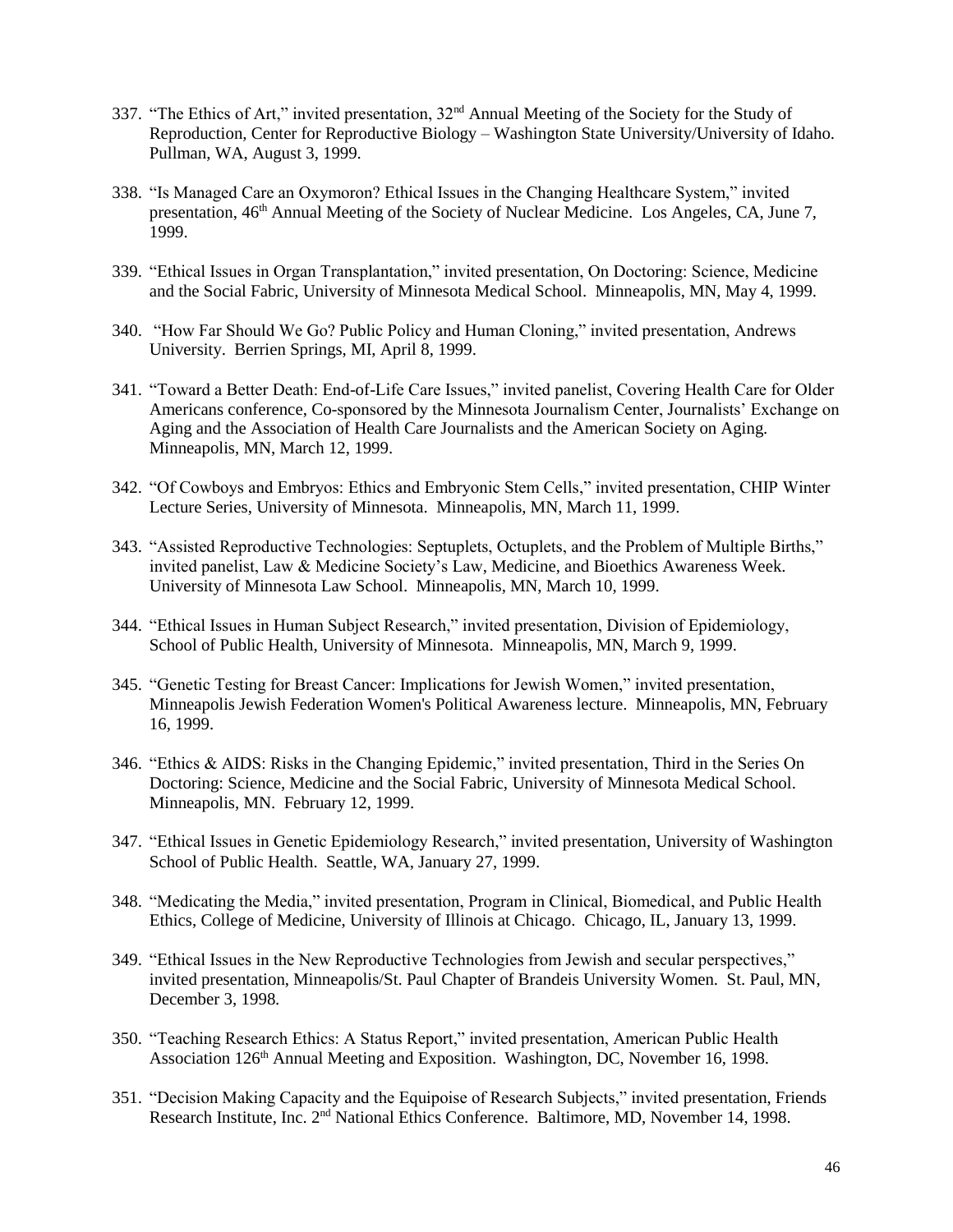337. "The Ethics of Art," invited presentation, 32nd Annual Meeting of the Society for the Study of Reproduction, Center for Reproductive Biology – Washington State University/University of Idaho. Pullman, WA, August 3, 1999.

338. "Is Managed Care an Oxymoron? Ethical Issues in the Changing Healthcare System," invited presentation, 46th Annual Meeting of the Society of Nuclear Medicine. Los Angeles, CA, June 7, 1999.

339. "Ethical Issues in Organ Transplantation," invited presentation, On Doctoring: Science, Medicine and the Social Fabric, University of Minnesota Medical School. Minneapolis, MN, May 4, 1999.

340. "How Far Should We Go? Public Policy and Human Cloning," invited presentation, Andrews University. Berrien Springs, MI, April 8, 1999.

341. "Toward a Better Death: End-of-Life Care Issues," invited panelist, Covering Health Care for Older Americans conference, Co-sponsored by the Minnesota Journalism Center, Journalists' Exchange on Aging and the Association of Health Care Journalists and the American Society on Aging. Minneapolis, MN, March 12, 1999.

342. "Of Cowboys and Embryos: Ethics and Embryonic Stem Cells," invited presentation, CHIP Winter Lecture Series, University of Minnesota. Minneapolis, MN, March 11, 1999.

343. "Assisted Reproductive Technologies: Septuplets, Octuplets, and the Problem of Multiple Births," invited panelist, Law & Medicine Society's Law, Medicine, and Bioethics Awareness Week. University of Minnesota Law School. Minneapolis, MN, March 10, 1999.

344. "Ethical Issues in Human Subject Research," invited presentation, Division of Epidemiology, School of Public Health, University of Minnesota. Minneapolis, MN, March 9, 1999.

345. "Genetic Testing for Breast Cancer: Implications for Jewish Women," invited presentation, Minneapolis Jewish Federation Women's Political Awareness lecture. Minneapolis, MN, February 16, 1999.

346. "Ethics & AIDS: Risks in the Changing Epidemic," invited presentation, Third in the Series On Doctoring: Science, Medicine and the Social Fabric, University of Minnesota Medical School. Minneapolis, MN. February 12, 1999.

347. "Ethical Issues in Genetic Epidemiology Research," invited presentation, University of Washington School of Public Health. Seattle, WA, January 27, 1999.

348. "Medicating the Media," invited presentation, Program in Clinical, Biomedical, and Public Health Ethics, College of Medicine, University of Illinois at Chicago. Chicago, IL, January 13, 1999.

349. "Ethical Issues in the New Reproductive Technologies from Jewish and secular perspectives," invited presentation, Minneapolis/St. Paul Chapter of Brandeis University Women. St. Paul, MN, December 3, 1998.

350. "Teaching Research Ethics: A Status Report," invited presentation, American Public Health Association 126th Annual Meeting and Exposition. Washington, DC, November 16, 1998.

351. "Decision Making Capacity and the Equipoise of Research Subjects," invited presentation, Friends Research Institute, Inc. 2nd National Ethics Conference. Baltimore, MD, November 14, 1998.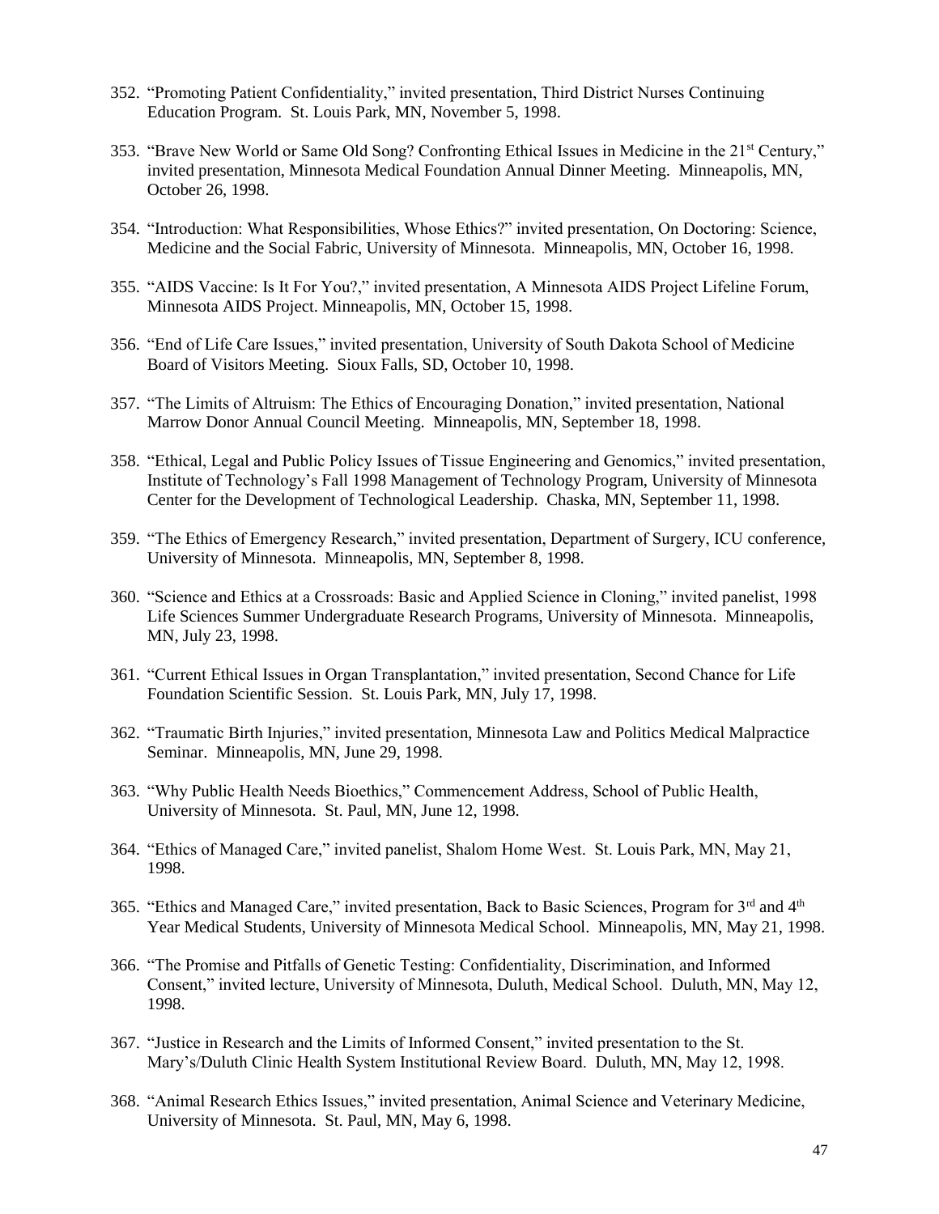352. "Promoting Patient Confidentiality," invited presentation, Third District Nurses Continuing Education Program. St. Louis Park, MN, November 5, 1998.

353. "Brave New World or Same Old Song? Confronting Ethical Issues in Medicine in the 21st Century," invited presentation, Minnesota Medical Foundation Annual Dinner Meeting. Minneapolis, MN, October 26, 1998.

354. "Introduction: What Responsibilities, Whose Ethics?" invited presentation, On Doctoring: Science, Medicine and the Social Fabric, University of Minnesota. Minneapolis, MN, October 16, 1998.

355. "AIDS Vaccine: Is It For You?," invited presentation, A Minnesota AIDS Project Lifeline Forum, Minnesota AIDS Project. Minneapolis, MN, October 15, 1998.

356. "End of Life Care Issues," invited presentation, University of South Dakota School of Medicine Board of Visitors Meeting. Sioux Falls, SD, October 10, 1998.

357. "The Limits of Altruism: The Ethics of Encouraging Donation," invited presentation, National Marrow Donor Annual Council Meeting. Minneapolis, MN, September 18, 1998.

358. "Ethical, Legal and Public Policy Issues of Tissue Engineering and Genomics," invited presentation, Institute of Technology's Fall 1998 Management of Technology Program, University of Minnesota Center for the Development of Technological Leadership. Chaska, MN, September 11, 1998.

359. "The Ethics of Emergency Research," invited presentation, Department of Surgery, ICU conference, University of Minnesota. Minneapolis, MN, September 8, 1998.

360. "Science and Ethics at a Crossroads: Basic and Applied Science in Cloning," invited panelist, 1998 Life Sciences Summer Undergraduate Research Programs, University of Minnesota. Minneapolis, MN, July 23, 1998.

361. "Current Ethical Issues in Organ Transplantation," invited presentation, Second Chance for Life Foundation Scientific Session. St. Louis Park, MN, July 17, 1998.

362. "Traumatic Birth Injuries," invited presentation, Minnesota Law and Politics Medical Malpractice Seminar. Minneapolis, MN, June 29, 1998.

363. "Why Public Health Needs Bioethics," Commencement Address, School of Public Health, University of Minnesota. St. Paul, MN, June 12, 1998.

364. "Ethics of Managed Care," invited panelist, Shalom Home West. St. Louis Park, MN, May 21, 1998.

365. "Ethics and Managed Care," invited presentation, Back to Basic Sciences, Program for 3rd and 4th Year Medical Students, University of Minnesota Medical School. Minneapolis, MN, May 21, 1998.

366. "The Promise and Pitfalls of Genetic Testing: Confidentiality, Discrimination, and Informed Consent," invited lecture, University of Minnesota, Duluth, Medical School. Duluth, MN, May 12, 1998.

367. "Justice in Research and the Limits of Informed Consent," invited presentation to the St. Mary's/Duluth Clinic Health System Institutional Review Board. Duluth, MN, May 12, 1998.

368. "Animal Research Ethics Issues," invited presentation, Animal Science and Veterinary Medicine, University of Minnesota. St. Paul, MN, May 6, 1998.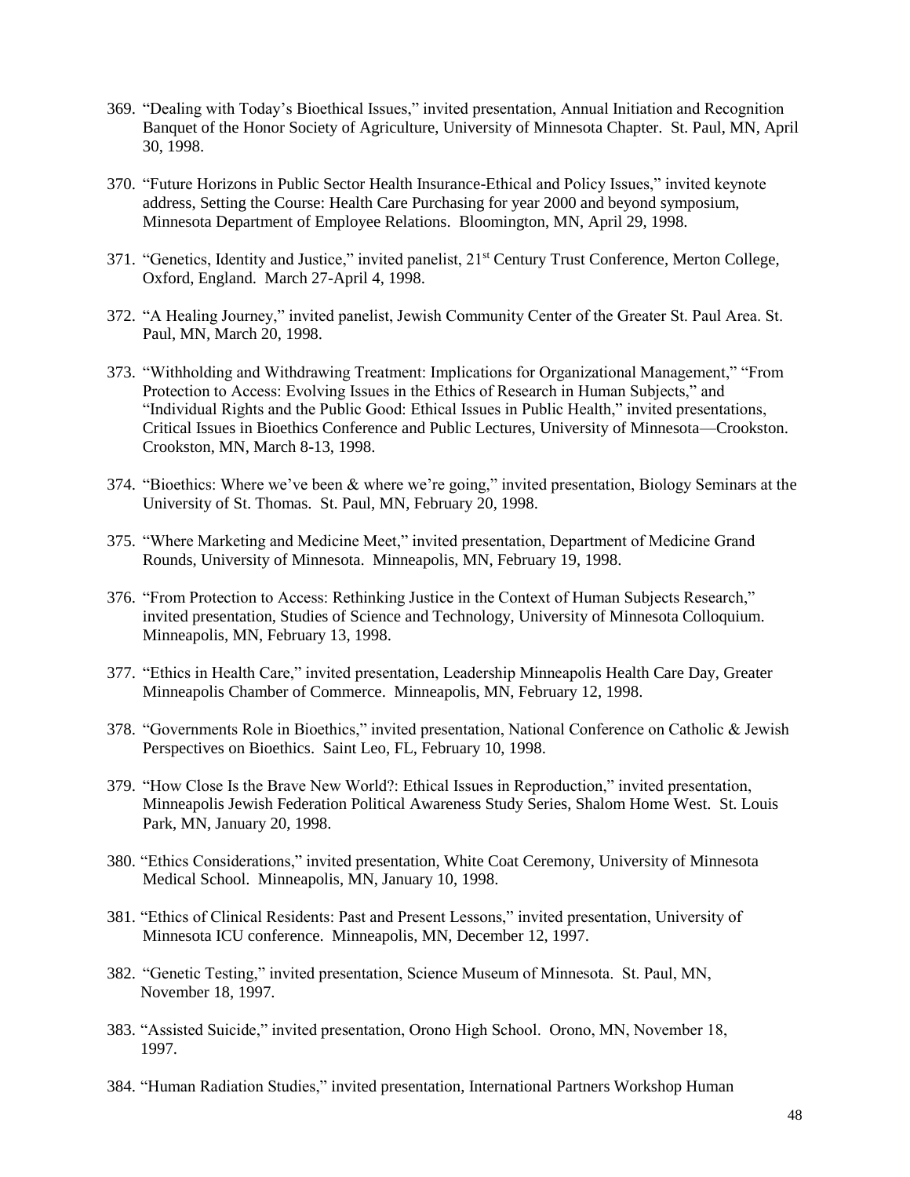369. "Dealing with Today's Bioethical Issues," invited presentation, Annual Initiation and Recognition Banquet of the Honor Society of Agriculture, University of Minnesota Chapter. St. Paul, MN, April 30, 1998.

370. "Future Horizons in Public Sector Health Insurance-Ethical and Policy Issues," invited keynote address, Setting the Course: Health Care Purchasing for year 2000 and beyond symposium, Minnesota Department of Employee Relations. Bloomington, MN, April 29, 1998.

371. "Genetics, Identity and Justice," invited panelist, 21st Century Trust Conference, Merton College, Oxford, England. March 27-April 4, 1998.

372. "A Healing Journey," invited panelist, Jewish Community Center of the Greater St. Paul Area. St. Paul, MN, March 20, 1998.

373. "Withholding and Withdrawing Treatment: Implications for Organizational Management," "From Protection to Access: Evolving Issues in the Ethics of Research in Human Subjects," and "Individual Rights and the Public Good: Ethical Issues in Public Health," invited presentations, Critical Issues in Bioethics Conference and Public Lectures, University of Minnesota—Crookston. Crookston, MN, March 8-13, 1998.

374. "Bioethics: Where we've been & where we're going," invited presentation, Biology Seminars at the University of St. Thomas. St. Paul, MN, February 20, 1998.

375. "Where Marketing and Medicine Meet," invited presentation, Department of Medicine Grand Rounds, University of Minnesota. Minneapolis, MN, February 19, 1998.

376. "From Protection to Access: Rethinking Justice in the Context of Human Subjects Research," invited presentation, Studies of Science and Technology, University of Minnesota Colloquium. Minneapolis, MN, February 13, 1998.

377. "Ethics in Health Care," invited presentation, Leadership Minneapolis Health Care Day, Greater Minneapolis Chamber of Commerce. Minneapolis, MN, February 12, 1998.

378. "Governments Role in Bioethics," invited presentation, National Conference on Catholic & Jewish Perspectives on Bioethics. Saint Leo, FL, February 10, 1998.

379. "How Close Is the Brave New World?: Ethical Issues in Reproduction," invited presentation, Minneapolis Jewish Federation Political Awareness Study Series, Shalom Home West. St. Louis Park, MN, January 20, 1998.

380. "Ethics Considerations," invited presentation, White Coat Ceremony, University of Minnesota Medical School. Minneapolis, MN, January 10, 1998.

381. "Ethics of Clinical Residents: Past and Present Lessons," invited presentation, University of Minnesota ICU conference. Minneapolis, MN, December 12, 1997.

382. "Genetic Testing," invited presentation, Science Museum of Minnesota. St. Paul, MN, November 18, 1997.

383. "Assisted Suicide," invited presentation, Orono High School. Orono, MN, November 18, 1997.

384. "Human Radiation Studies," invited presentation, International Partners Workshop Human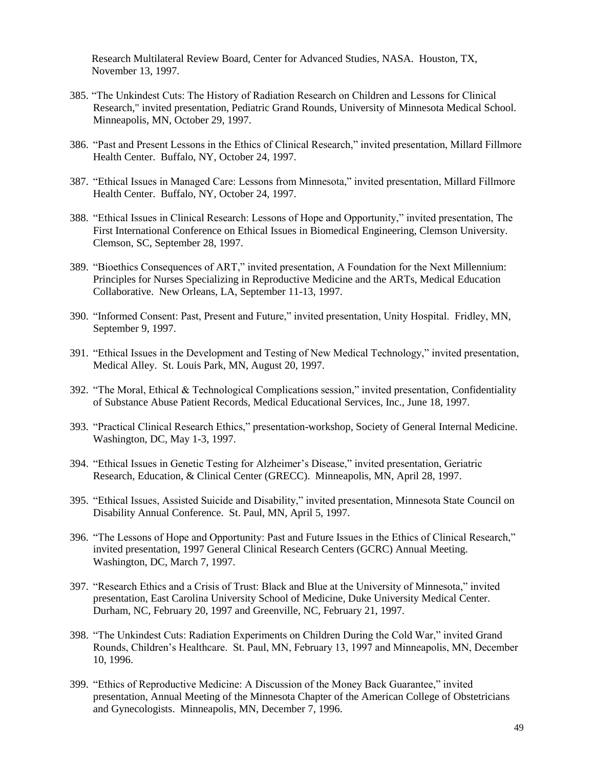Research Multilateral Review Board, Center for Advanced Studies, NASA. Houston, TX, November 13, 1997.

385. "The Unkindest Cuts: The History of Radiation Research on Children and Lessons for Clinical Research," invited presentation, Pediatric Grand Rounds, University of Minnesota Medical School. Minneapolis, MN, October 29, 1997.

386. "Past and Present Lessons in the Ethics of Clinical Research," invited presentation, Millard Fillmore Health Center. Buffalo, NY, October 24, 1997.

387. "Ethical Issues in Managed Care: Lessons from Minnesota," invited presentation, Millard Fillmore Health Center. Buffalo, NY, October 24, 1997.

388. "Ethical Issues in Clinical Research: Lessons of Hope and Opportunity," invited presentation, The First International Conference on Ethical Issues in Biomedical Engineering, Clemson University. Clemson, SC, September 28, 1997.

389. "Bioethics Consequences of ART," invited presentation, A Foundation for the Next Millennium: Principles for Nurses Specializing in Reproductive Medicine and the ARTs, Medical Education Collaborative. New Orleans, LA, September 11-13, 1997.

390. "Informed Consent: Past, Present and Future," invited presentation, Unity Hospital. Fridley, MN, September 9, 1997.

391. "Ethical Issues in the Development and Testing of New Medical Technology," invited presentation, Medical Alley. St. Louis Park, MN, August 20, 1997.

392. "The Moral, Ethical & Technological Complications session," invited presentation, Confidentiality of Substance Abuse Patient Records, Medical Educational Services, Inc., June 18, 1997.

393. "Practical Clinical Research Ethics," presentation-workshop, Society of General Internal Medicine. Washington, DC, May 1-3, 1997.

394. "Ethical Issues in Genetic Testing for Alzheimer's Disease," invited presentation, Geriatric Research, Education, & Clinical Center (GRECC). Minneapolis, MN, April 28, 1997.

395. "Ethical Issues, Assisted Suicide and Disability," invited presentation, Minnesota State Council on Disability Annual Conference. St. Paul, MN, April 5, 1997.

396. "The Lessons of Hope and Opportunity: Past and Future Issues in the Ethics of Clinical Research," invited presentation, 1997 General Clinical Research Centers (GCRC) Annual Meeting. Washington, DC, March 7, 1997.

397. "Research Ethics and a Crisis of Trust: Black and Blue at the University of Minnesota," invited presentation, East Carolina University School of Medicine, Duke University Medical Center. Durham, NC, February 20, 1997 and Greenville, NC, February 21, 1997.

398. "The Unkindest Cuts: Radiation Experiments on Children During the Cold War," invited Grand Rounds, Children's Healthcare. St. Paul, MN, February 13, 1997 and Minneapolis, MN, December 10, 1996.

399. "Ethics of Reproductive Medicine: A Discussion of the Money Back Guarantee," invited presentation, Annual Meeting of the Minnesota Chapter of the American College of Obstetricians and Gynecologists. Minneapolis, MN, December 7, 1996.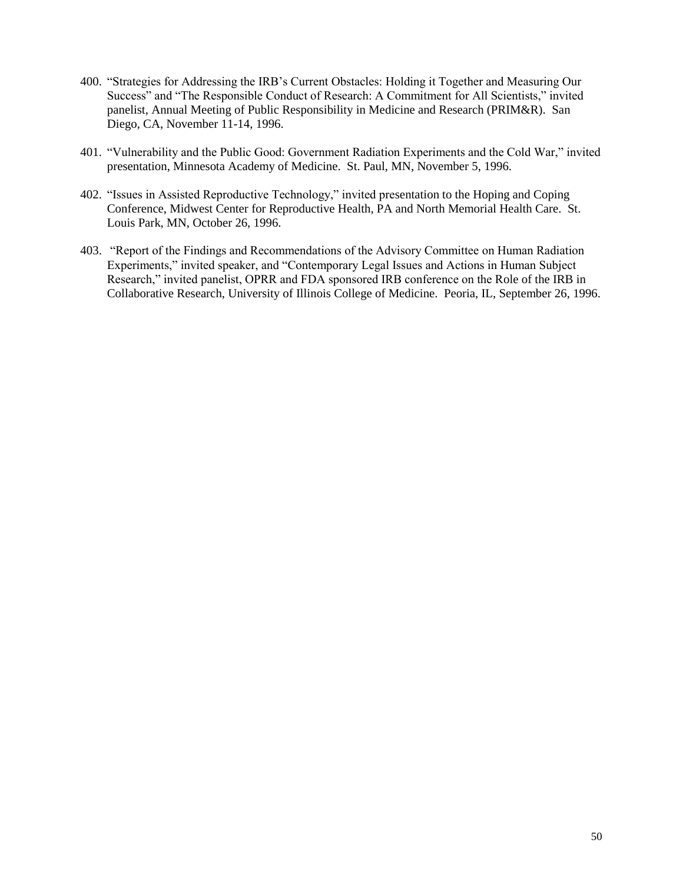400. "Strategies for Addressing the IRB's Current Obstacles: Holding it Together and Measuring Our Success" and "The Responsible Conduct of Research: A Commitment for All Scientists," invited panelist, Annual Meeting of Public Responsibility in Medicine and Research (PRIM&R). San Diego, CA, November 11-14, 1996.

401. "Vulnerability and the Public Good: Government Radiation Experiments and the Cold War," invited presentation, Minnesota Academy of Medicine. St. Paul, MN, November 5, 1996.

402. "Issues in Assisted Reproductive Technology," invited presentation to the Hoping and Coping Conference, Midwest Center for Reproductive Health, PA and North Memorial Health Care. St. Louis Park, MN, October 26, 1996.

403. "Report of the Findings and Recommendations of the Advisory Committee on Human Radiation Experiments," invited speaker, and "Contemporary Legal Issues and Actions in Human Subject Research," invited panelist, OPRR and FDA sponsored IRB conference on the Role of the IRB in Collaborative Research, University of Illinois College of Medicine. Peoria, IL, September 26, 1996.